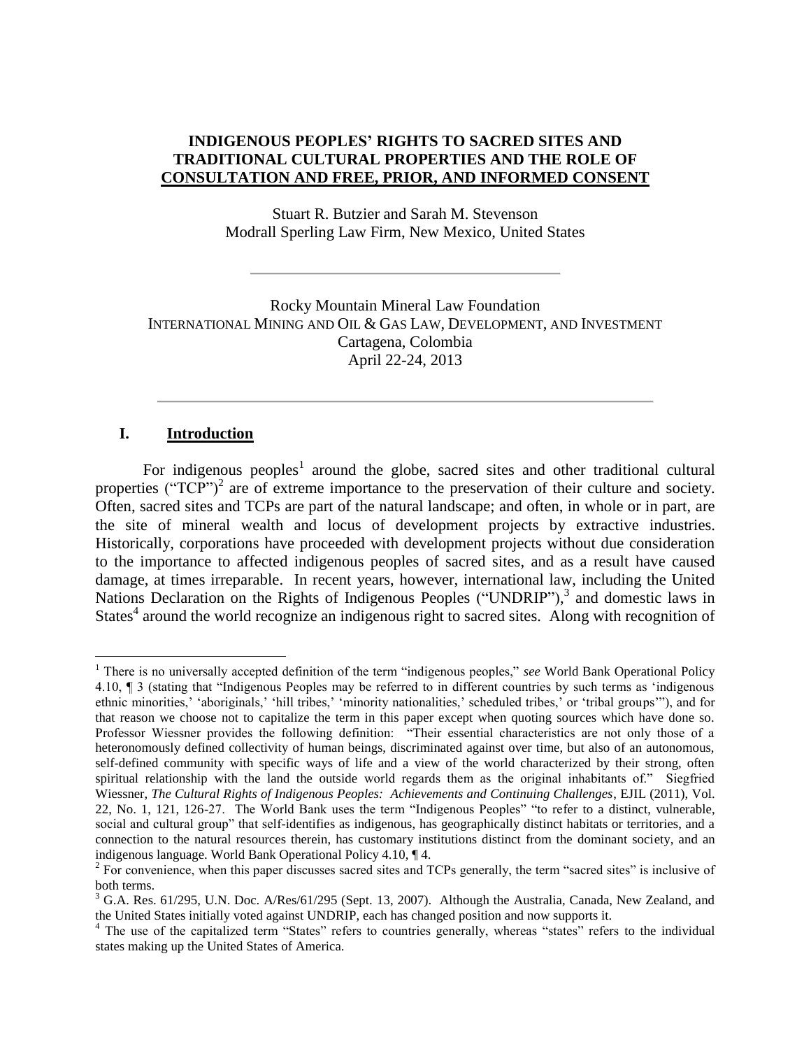# INDIGENOUS PEOPLES' RIGHTS TO SACRED SITES AND TRADITIONAL CULTURAL PROPERTIES AND THE ROLE OF CONSULTATION AND FREE, PRIOR, AND INFORMED CONSENT

Stuart R. Butzier and Sarah M. Stevenson
Modrall Sperling Law Firm, New Mexico, United States

---

Rocky Mountain Mineral Law Foundation
INTERNATIONAL MINING AND OIL & GAS LAW, DEVELOPMENT, AND INVESTMENT
Cartagena, Colombia
April 22-24, 2013

---

## I. Introduction

For indigenous peoples[1] around the globe, sacred sites and other traditional cultural properties ("TCP")[2] are of extreme importance to the preservation of their culture and society. Often, sacred sites and TCPs are part of the natural landscape; and often, in whole or in part, are the site of mineral wealth and locus of development projects by extractive industries. Historically, corporations have proceeded with development projects without due consideration to the importance to affected indigenous peoples of sacred sites, and as a result have caused damage, at times irreparable. In recent years, however, international law, including the United Nations Declaration on the Rights of Indigenous Peoples ("UNDRIP"),[3] and domestic laws in States[4] around the world recognize an indigenous right to sacred sites. Along with recognition of

---

[1] There is no universally accepted definition of the term "indigenous peoples," *see* World Bank Operational Policy 4.10, ¶ 3 (stating that "Indigenous Peoples may be referred to in different countries by such terms as 'indigenous ethnic minorities,' 'aboriginals,' 'hill tribes,' 'minority nationalities,' scheduled tribes,' or 'tribal groups'"), and for that reason we choose not to capitalize the term in this paper except when quoting sources which have done so. Professor Wiessner provides the following definition: "Their essential characteristics are not only those of a heteronomously defined collectivity of human beings, discriminated against over time, but also of an autonomous, self-defined community with specific ways of life and a view of the world characterized by their strong, often spiritual relationship with the land the outside world regards them as the original inhabitants of." Siegfried Wiessner, *The Cultural Rights of Indigenous Peoples: Achievements and Continuing Challenges*, EJIL (2011), Vol. 22, No. 1, 121, 126-27. The World Bank uses the term "Indigenous Peoples" "to refer to a distinct, vulnerable, social and cultural group" that self-identifies as indigenous, has geographically distinct habitats or territories, and a connection to the natural resources therein, has customary institutions distinct from the dominant society, and an indigenous language. World Bank Operational Policy 4.10, ¶ 4.

[2] For convenience, when this paper discusses sacred sites and TCPs generally, the term "sacred sites" is inclusive of both terms.

[3] G.A. Res. 61/295, U.N. Doc. A/Res/61/295 (Sept. 13, 2007). Although the Australia, Canada, New Zealand, and the United States initially voted against UNDRIP, each has changed position and now supports it.

[4] The use of the capitalized term "States" refers to countries generally, whereas "states" refers to the individual states making up the United States of America.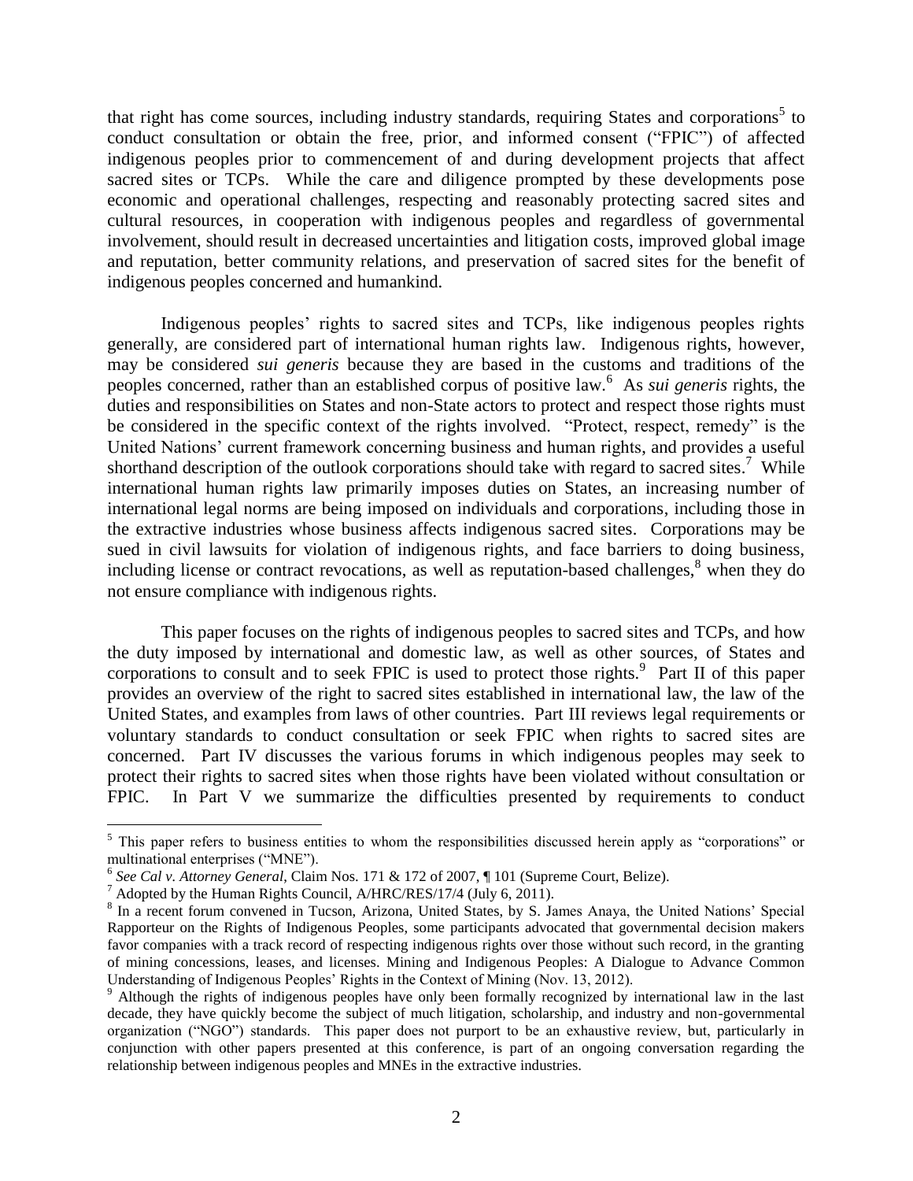that right has come sources, including industry standards, requiring States and corporations[5] to conduct consultation or obtain the free, prior, and informed consent ("FPIC") of affected indigenous peoples prior to commencement of and during development projects that affect sacred sites or TCPs. While the care and diligence prompted by these developments pose economic and operational challenges, respecting and reasonably protecting sacred sites and cultural resources, in cooperation with indigenous peoples and regardless of governmental involvement, should result in decreased uncertainties and litigation costs, improved global image and reputation, better community relations, and preservation of sacred sites for the benefit of indigenous peoples concerned and humankind.

Indigenous peoples' rights to sacred sites and TCPs, like indigenous peoples rights generally, are considered part of international human rights law. Indigenous rights, however, may be considered *sui generis* because they are based in the customs and traditions of the peoples concerned, rather than an established corpus of positive law.[6] As *sui generis* rights, the duties and responsibilities on States and non-State actors to protect and respect those rights must be considered in the specific context of the rights involved. "Protect, respect, remedy" is the United Nations' current framework concerning business and human rights, and provides a useful shorthand description of the outlook corporations should take with regard to sacred sites.[7] While international human rights law primarily imposes duties on States, an increasing number of international legal norms are being imposed on individuals and corporations, including those in the extractive industries whose business affects indigenous sacred sites. Corporations may be sued in civil lawsuits for violation of indigenous rights, and face barriers to doing business, including license or contract revocations, as well as reputation-based challenges,[8] when they do not ensure compliance with indigenous rights.

This paper focuses on the rights of indigenous peoples to sacred sites and TCPs, and how the duty imposed by international and domestic law, as well as other sources, of States and corporations to consult and to seek FPIC is used to protect those rights.[9] Part II of this paper provides an overview of the right to sacred sites established in international law, the law of the United States, and examples from laws of other countries. Part III reviews legal requirements or voluntary standards to conduct consultation or seek FPIC when rights to sacred sites are concerned. Part IV discusses the various forums in which indigenous peoples may seek to protect their rights to sacred sites when those rights have been violated without consultation or FPIC. In Part V we summarize the difficulties presented by requirements to conduct

---

[5] This paper refers to business entities to whom the responsibilities discussed herein apply as "corporations" or multinational enterprises ("MNE").

[6] *See Cal v. Attorney General*, Claim Nos. 171 & 172 of 2007, ¶ 101 (Supreme Court, Belize).

[7] Adopted by the Human Rights Council, A/HRC/RES/17/4 (July 6, 2011).

[8] In a recent forum convened in Tucson, Arizona, United States, by S. James Anaya, the United Nations' Special Rapporteur on the Rights of Indigenous Peoples, some participants advocated that governmental decision makers favor companies with a track record of respecting indigenous rights over those without such record, in the granting of mining concessions, leases, and licenses. Mining and Indigenous Peoples: A Dialogue to Advance Common Understanding of Indigenous Peoples' Rights in the Context of Mining (Nov. 13, 2012).

[9] Although the rights of indigenous peoples have only been formally recognized by international law in the last decade, they have quickly become the subject of much litigation, scholarship, and industry and non-governmental organization ("NGO") standards. This paper does not purport to be an exhaustive review, but, particularly in conjunction with other papers presented at this conference, is part of an ongoing conversation regarding the relationship between indigenous peoples and MNEs in the extractive industries.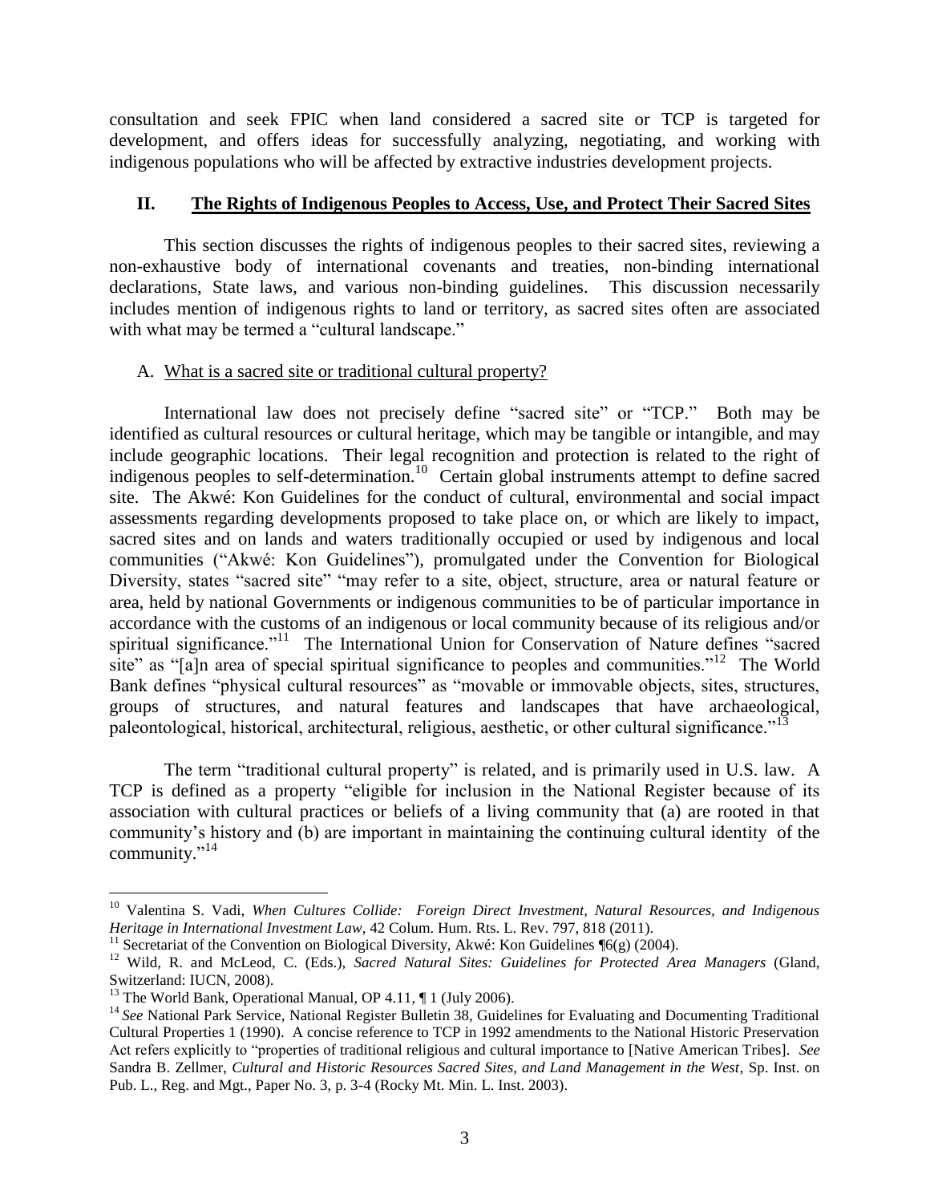consultation and seek FPIC when land considered a sacred site or TCP is targeted for development, and offers ideas for successfully analyzing, negotiating, and working with indigenous populations who will be affected by extractive industries development projects.

## II. The Rights of Indigenous Peoples to Access, Use, and Protect Their Sacred Sites

This section discusses the rights of indigenous peoples to their sacred sites, reviewing a non-exhaustive body of international covenants and treaties, non-binding international declarations, State laws, and various non-binding guidelines. This discussion necessarily includes mention of indigenous rights to land or territory, as sacred sites often are associated with what may be termed a "cultural landscape."

### A. What is a sacred site or traditional cultural property?

International law does not precisely define "sacred site" or "TCP." Both may be identified as cultural resources or cultural heritage, which may be tangible or intangible, and may include geographic locations. Their legal recognition and protection is related to the right of indigenous peoples to self-determination.[10] Certain global instruments attempt to define sacred site. The Akwé: Kon Guidelines for the conduct of cultural, environmental and social impact assessments regarding developments proposed to take place on, or which are likely to impact, sacred sites and on lands and waters traditionally occupied or used by indigenous and local communities ("Akwé: Kon Guidelines"), promulgated under the Convention for Biological Diversity, states "sacred site" "may refer to a site, object, structure, area or natural feature or area, held by national Governments or indigenous communities to be of particular importance in accordance with the customs of an indigenous or local community because of its religious and/or spiritual significance."[11] The International Union for Conservation of Nature defines "sacred site" as "[a]n area of special spiritual significance to peoples and communities."[12] The World Bank defines "physical cultural resources" as "movable or immovable objects, sites, structures, groups of structures, and natural features and landscapes that have archaeological, paleontological, historical, architectural, religious, aesthetic, or other cultural significance."[13]

The term "traditional cultural property" is related, and is primarily used in U.S. law. A TCP is defined as a property "eligible for inclusion in the National Register because of its association with cultural practices or beliefs of a living community that (a) are rooted in that community's history and (b) are important in maintaining the continuing cultural identity of the community."[14]

---

[10] Valentina S. Vadi, *When Cultures Collide: Foreign Direct Investment, Natural Resources, and Indigenous Heritage in International Investment Law*, 42 Colum. Hum. Rts. L. Rev. 797, 818 (2011).

[11] Secretariat of the Convention on Biological Diversity, Akwé: Kon Guidelines ¶6(g) (2004).

[12] Wild, R. and McLeod, C. (Eds.), *Sacred Natural Sites: Guidelines for Protected Area Managers* (Gland, Switzerland: IUCN, 2008).

[13] The World Bank, Operational Manual, OP 4.11, ¶ 1 (July 2006).

[14] *See* National Park Service, National Register Bulletin 38, Guidelines for Evaluating and Documenting Traditional Cultural Properties 1 (1990). A concise reference to TCP in 1992 amendments to the National Historic Preservation Act refers explicitly to "properties of traditional religious and cultural importance to [Native American Tribes]. *See* Sandra B. Zellmer, *Cultural and Historic Resources Sacred Sites, and Land Management in the West*, Sp. Inst. on Pub. L., Reg. and Mgt., Paper No. 3, p. 3-4 (Rocky Mt. Min. L. Inst. 2003).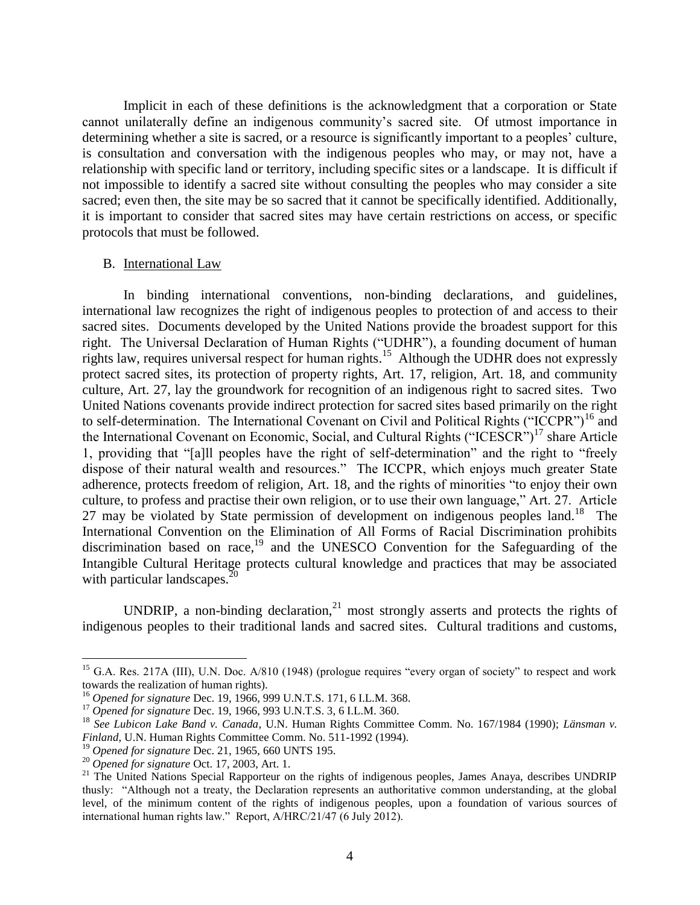Implicit in each of these definitions is the acknowledgment that a corporation or State cannot unilaterally define an indigenous community's sacred site. Of utmost importance in determining whether a site is sacred, or a resource is significantly important to a peoples' culture, is consultation and conversation with the indigenous peoples who may, or may not, have a relationship with specific land or territory, including specific sites or a landscape. It is difficult if not impossible to identify a sacred site without consulting the peoples who may consider a site sacred; even then, the site may be so sacred that it cannot be specifically identified. Additionally, it is important to consider that sacred sites may have certain restrictions on access, or specific protocols that must be followed.

B. International Law

In binding international conventions, non-binding declarations, and guidelines, international law recognizes the right of indigenous peoples to protection of and access to their sacred sites. Documents developed by the United Nations provide the broadest support for this right. The Universal Declaration of Human Rights ("UDHR"), a founding document of human rights law, requires universal respect for human rights.[15] Although the UDHR does not expressly protect sacred sites, its protection of property rights, Art. 17, religion, Art. 18, and community culture, Art. 27, lay the groundwork for recognition of an indigenous right to sacred sites. Two United Nations covenants provide indirect protection for sacred sites based primarily on the right to self-determination. The International Covenant on Civil and Political Rights ("ICCPR")[16] and the International Covenant on Economic, Social, and Cultural Rights ("ICESCR")[17] share Article 1, providing that "[a]ll peoples have the right of self-determination" and the right to "freely dispose of their natural wealth and resources." The ICCPR, which enjoys much greater State adherence, protects freedom of religion, Art. 18, and the rights of minorities "to enjoy their own culture, to profess and practise their own religion, or to use their own language," Art. 27. Article 27 may be violated by State permission of development on indigenous peoples land.[18] The International Convention on the Elimination of All Forms of Racial Discrimination prohibits discrimination based on race,[19] and the UNESCO Convention for the Safeguarding of the Intangible Cultural Heritage protects cultural knowledge and practices that may be associated with particular landscapes.[20]

UNDRIP, a non-binding declaration,[21] most strongly asserts and protects the rights of indigenous peoples to their traditional lands and sacred sites. Cultural traditions and customs,

---

[15] G.A. Res. 217A (III), U.N. Doc. A/810 (1948) (prologue requires "every organ of society" to respect and work towards the realization of human rights).

[16] *Opened for signature* Dec. 19, 1966, 999 U.N.T.S. 171, 6 I.L.M. 368.

[17] *Opened for signature* Dec. 19, 1966, 993 U.N.T.S. 3, 6 I.L.M. 360.

[18] *See Lubicon Lake Band v. Canada*, U.N. Human Rights Committee Comm. No. 167/1984 (1990); *Länsman v. Finland*, U.N. Human Rights Committee Comm. No. 511-1992 (1994).

[19] *Opened for signature* Dec. 21, 1965, 660 UNTS 195.

[20] *Opened for signature* Oct. 17, 2003, Art. 1.

[21] The United Nations Special Rapporteur on the rights of indigenous peoples, James Anaya, describes UNDRIP thusly: "Although not a treaty, the Declaration represents an authoritative common understanding, at the global level, of the minimum content of the rights of indigenous peoples, upon a foundation of various sources of international human rights law." Report, A/HRC/21/47 (6 July 2012).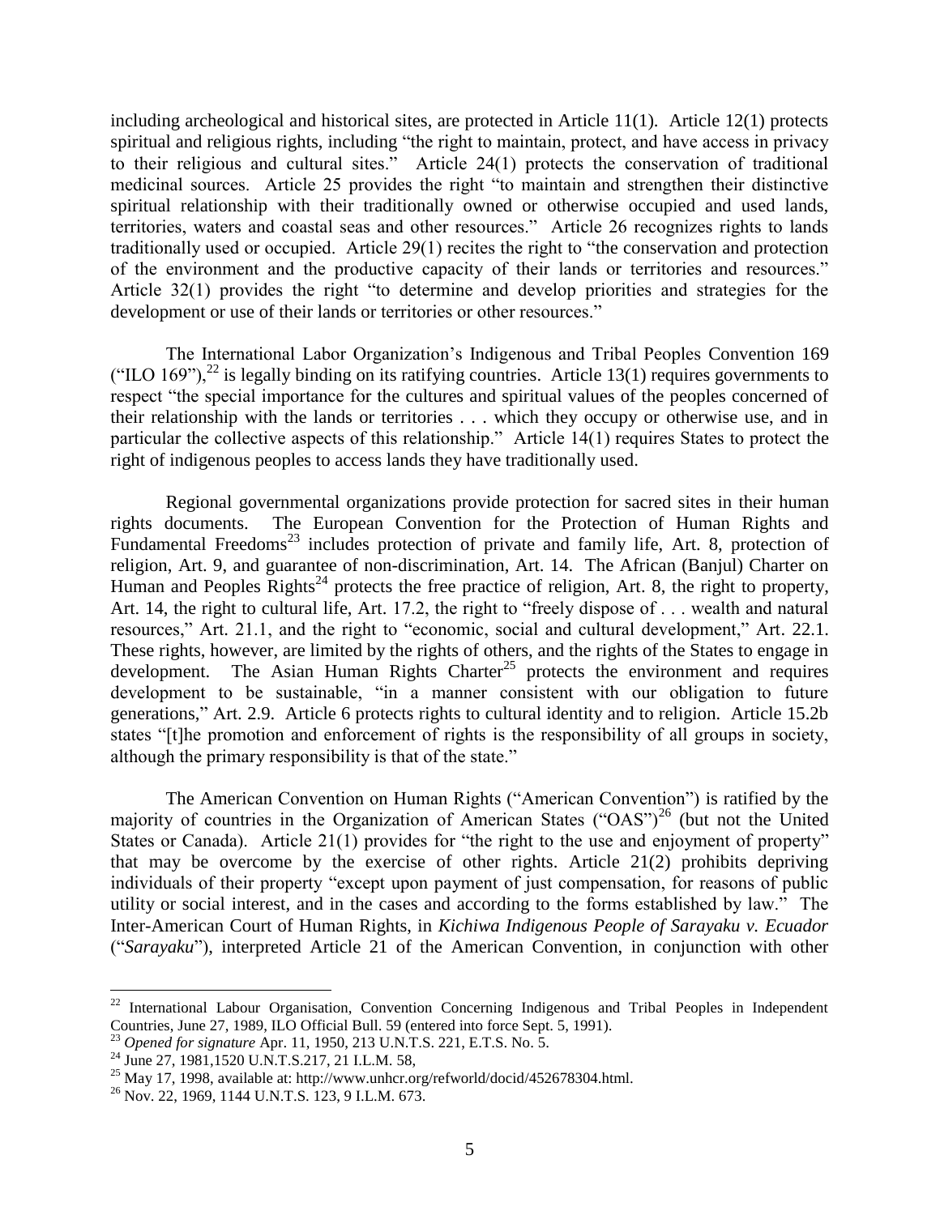including archeological and historical sites, are protected in Article 11(1). Article 12(1) protects spiritual and religious rights, including "the right to maintain, protect, and have access in privacy to their religious and cultural sites." Article 24(1) protects the conservation of traditional medicinal sources. Article 25 provides the right "to maintain and strengthen their distinctive spiritual relationship with their traditionally owned or otherwise occupied and used lands, territories, waters and coastal seas and other resources." Article 26 recognizes rights to lands traditionally used or occupied. Article 29(1) recites the right to "the conservation and protection of the environment and the productive capacity of their lands or territories and resources." Article 32(1) provides the right "to determine and develop priorities and strategies for the development or use of their lands or territories or other resources."

The International Labor Organization's Indigenous and Tribal Peoples Convention 169 ("ILO 169"),[22] is legally binding on its ratifying countries. Article 13(1) requires governments to respect "the special importance for the cultures and spiritual values of the peoples concerned of their relationship with the lands or territories . . . which they occupy or otherwise use, and in particular the collective aspects of this relationship." Article 14(1) requires States to protect the right of indigenous peoples to access lands they have traditionally used.

Regional governmental organizations provide protection for sacred sites in their human rights documents. The European Convention for the Protection of Human Rights and Fundamental Freedoms[23] includes protection of private and family life, Art. 8, protection of religion, Art. 9, and guarantee of non-discrimination, Art. 14. The African (Banjul) Charter on Human and Peoples Rights[24] protects the free practice of religion, Art. 8, the right to property, Art. 14, the right to cultural life, Art. 17.2, the right to "freely dispose of . . . wealth and natural resources," Art. 21.1, and the right to "economic, social and cultural development," Art. 22.1. These rights, however, are limited by the rights of others, and the rights of the States to engage in development. The Asian Human Rights Charter[25] protects the environment and requires development to be sustainable, "in a manner consistent with our obligation to future generations," Art. 2.9. Article 6 protects rights to cultural identity and to religion. Article 15.2b states "[t]he promotion and enforcement of rights is the responsibility of all groups in society, although the primary responsibility is that of the state."

The American Convention on Human Rights ("American Convention") is ratified by the majority of countries in the Organization of American States ("OAS")[26] (but not the United States or Canada). Article 21(1) provides for "the right to the use and enjoyment of property" that may be overcome by the exercise of other rights. Article 21(2) prohibits depriving individuals of their property "except upon payment of just compensation, for reasons of public utility or social interest, and in the cases and according to the forms established by law." The Inter-American Court of Human Rights, in *Kichiwa Indigenous People of Sarayaku v. Ecuador* ("*Sarayaku*"), interpreted Article 21 of the American Convention, in conjunction with other

---

[22] International Labour Organisation, Convention Concerning Indigenous and Tribal Peoples in Independent Countries, June 27, 1989, ILO Official Bull. 59 (entered into force Sept. 5, 1991).

[23] *Opened for signature* Apr. 11, 1950, 213 U.N.T.S. 221, E.T.S. No. 5.

[24] June 27, 1981,1520 U.N.T.S.217, 21 I.L.M. 58,

[25] May 17, 1998, available at: http://www.unhcr.org/refworld/docid/452678304.html.

[26] Nov. 22, 1969, 1144 U.N.T.S. 123, 9 I.L.M. 673.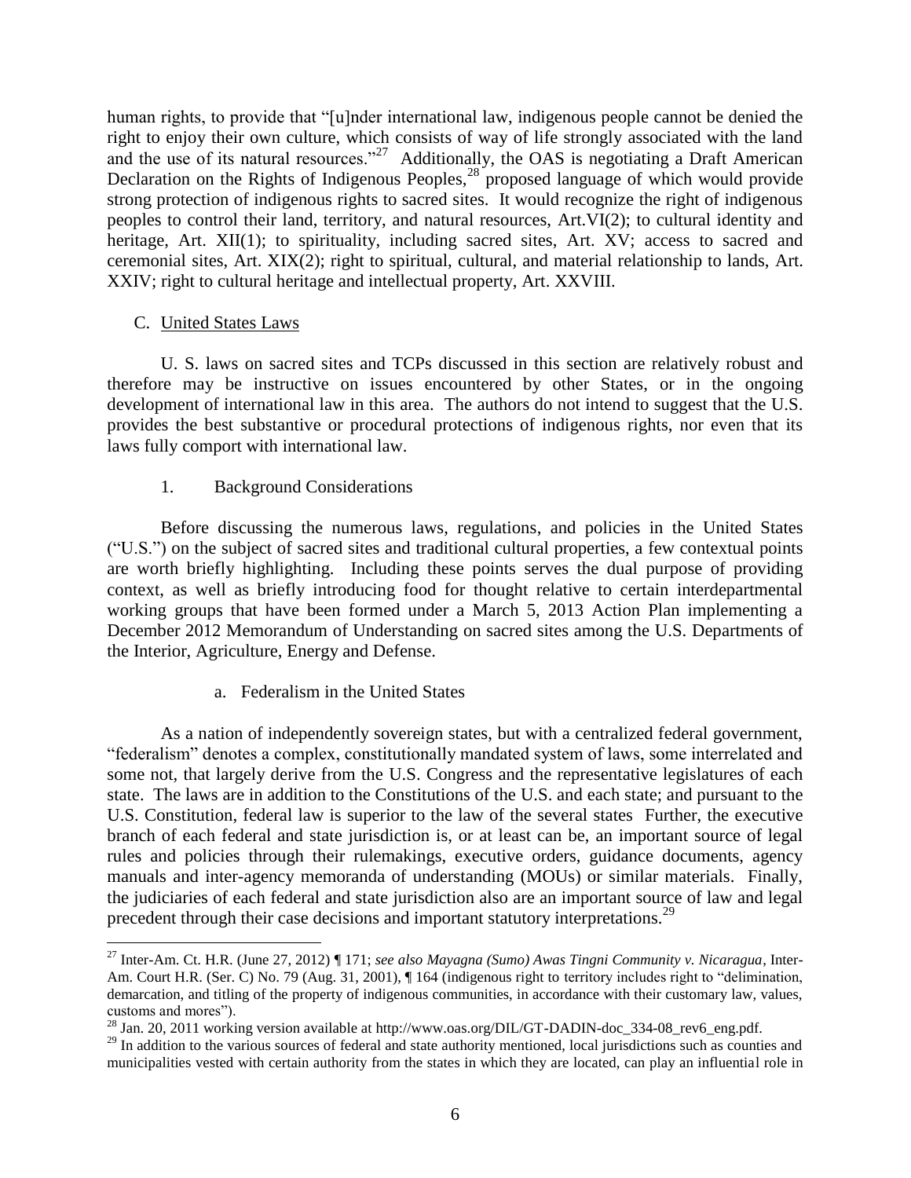human rights, to provide that "[u]nder international law, indigenous people cannot be denied the right to enjoy their own culture, which consists of way of life strongly associated with the land and the use of its natural resources."[27] Additionally, the OAS is negotiating a Draft American Declaration on the Rights of Indigenous Peoples,[28] proposed language of which would provide strong protection of indigenous rights to sacred sites. It would recognize the right of indigenous peoples to control their land, territory, and natural resources, Art.VI(2); to cultural identity and heritage, Art. XII(1); to spirituality, including sacred sites, Art. XV; access to sacred and ceremonial sites, Art. XIX(2); right to spiritual, cultural, and material relationship to lands, Art. XXIV; right to cultural heritage and intellectual property, Art. XXVIII.

### C. United States Laws

U. S. laws on sacred sites and TCPs discussed in this section are relatively robust and therefore may be instructive on issues encountered by other States, or in the ongoing development of international law in this area. The authors do not intend to suggest that the U.S. provides the best substantive or procedural protections of indigenous rights, nor even that its laws fully comport with international law.

#### 1. Background Considerations

Before discussing the numerous laws, regulations, and policies in the United States ("U.S.") on the subject of sacred sites and traditional cultural properties, a few contextual points are worth briefly highlighting. Including these points serves the dual purpose of providing context, as well as briefly introducing food for thought relative to certain interdepartmental working groups that have been formed under a March 5, 2013 Action Plan implementing a December 2012 Memorandum of Understanding on sacred sites among the U.S. Departments of the Interior, Agriculture, Energy and Defense.

##### a. Federalism in the United States

As a nation of independently sovereign states, but with a centralized federal government, "federalism" denotes a complex, constitutionally mandated system of laws, some interrelated and some not, that largely derive from the U.S. Congress and the representative legislatures of each state. The laws are in addition to the Constitutions of the U.S. and each state; and pursuant to the U.S. Constitution, federal law is superior to the law of the several states Further, the executive branch of each federal and state jurisdiction is, or at least can be, an important source of legal rules and policies through their rulemakings, executive orders, guidance documents, agency manuals and inter-agency memoranda of understanding (MOUs) or similar materials. Finally, the judiciaries of each federal and state jurisdiction also are an important source of law and legal precedent through their case decisions and important statutory interpretations.[29]

---

[27] Inter-Am. Ct. H.R. (June 27, 2012) ¶ 171; *see also Mayagna (Sumo) Awas Tingni Community v. Nicaragua*, Inter-Am. Court H.R. (Ser. C) No. 79 (Aug. 31, 2001), ¶ 164 (indigenous right to territory includes right to "delimination, demarcation, and titling of the property of indigenous communities, in accordance with their customary law, values, customs and mores").

[28] Jan. 20, 2011 working version available at http://www.oas.org/DIL/GT-DADIN-doc_334-08_rev6_eng.pdf.

[29] In addition to the various sources of federal and state authority mentioned, local jurisdictions such as counties and municipalities vested with certain authority from the states in which they are located, can play an influential role in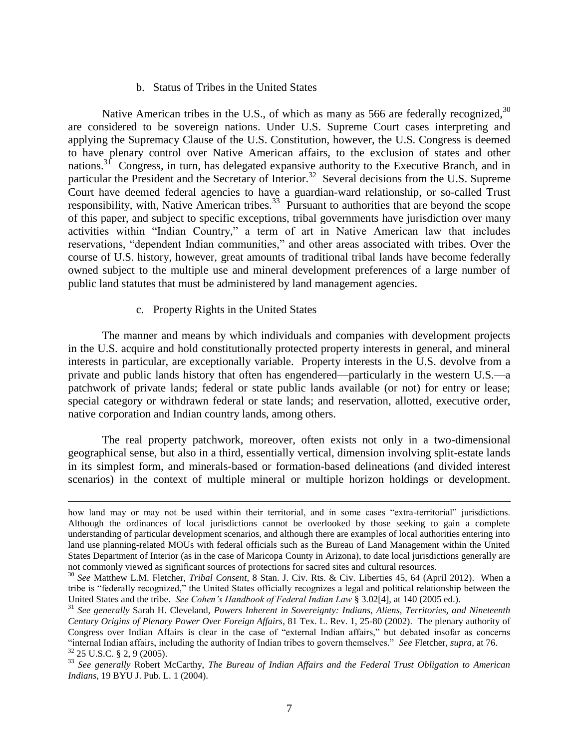### b. Status of Tribes in the United States

Native American tribes in the U.S., of which as many as 566 are federally recognized,[30] are considered to be sovereign nations. Under U.S. Supreme Court cases interpreting and applying the Supremacy Clause of the U.S. Constitution, however, the U.S. Congress is deemed to have plenary control over Native American affairs, to the exclusion of states and other nations.[31] Congress, in turn, has delegated expansive authority to the Executive Branch, and in particular the President and the Secretary of Interior.[32] Several decisions from the U.S. Supreme Court have deemed federal agencies to have a guardian-ward relationship, or so-called Trust responsibility, with, Native American tribes.[33] Pursuant to authorities that are beyond the scope of this paper, and subject to specific exceptions, tribal governments have jurisdiction over many activities within "Indian Country," a term of art in Native American law that includes reservations, "dependent Indian communities," and other areas associated with tribes. Over the course of U.S. history, however, great amounts of traditional tribal lands have become federally owned subject to the multiple use and mineral development preferences of a large number of public land statutes that must be administered by land management agencies.

### c. Property Rights in the United States

The manner and means by which individuals and companies with development projects in the U.S. acquire and hold constitutionally protected property interests in general, and mineral interests in particular, are exceptionally variable. Property interests in the U.S. devolve from a private and public lands history that often has engendered—particularly in the western U.S.—a patchwork of private lands; federal or state public lands available (or not) for entry or lease; special category or withdrawn federal or state lands; and reservation, allotted, executive order, native corporation and Indian country lands, among others.

The real property patchwork, moreover, often exists not only in a two-dimensional geographical sense, but also in a third, essentially vertical, dimension involving split-estate lands in its simplest form, and minerals-based or formation-based delineations (and divided interest scenarios) in the context of multiple mineral or multiple horizon holdings or development.

---

how land may or may not be used within their territorial, and in some cases "extra-territorial" jurisdictions. Although the ordinances of local jurisdictions cannot be overlooked by those seeking to gain a complete understanding of particular development scenarios, and although there are examples of local authorities entering into land use planning-related MOUs with federal officials such as the Bureau of Land Management within the United States Department of Interior (as in the case of Maricopa County in Arizona), to date local jurisdictions generally are not commonly viewed as significant sources of protections for sacred sites and cultural resources.

[30] *See* Matthew L.M. Fletcher, *Tribal Consent*, 8 Stan. J. Civ. Rts. & Civ. Liberties 45, 64 (April 2012). When a tribe is "federally recognized," the United States officially recognizes a legal and political relationship between the United States and the tribe. *See Cohen's Handbook of Federal Indian Law* § 3.02[4], at 140 (2005 ed.).

[31] *See generally* Sarah H. Cleveland, *Powers Inherent in Sovereignty: Indians, Aliens, Territories, and Nineteenth Century Origins of Plenary Power Over Foreign Affairs*, 81 Tex. L. Rev. 1, 25-80 (2002). The plenary authority of Congress over Indian Affairs is clear in the case of "external Indian affairs," but debated insofar as concerns "internal Indian affairs, including the authority of Indian tribes to govern themselves." *See* Fletcher, *supra*, at 76.

[32] 25 U.S.C. § 2, 9 (2005).

[33] *See generally* Robert McCarthy, *The Bureau of Indian Affairs and the Federal Trust Obligation to American Indians*, 19 BYU J. Pub. L. 1 (2004).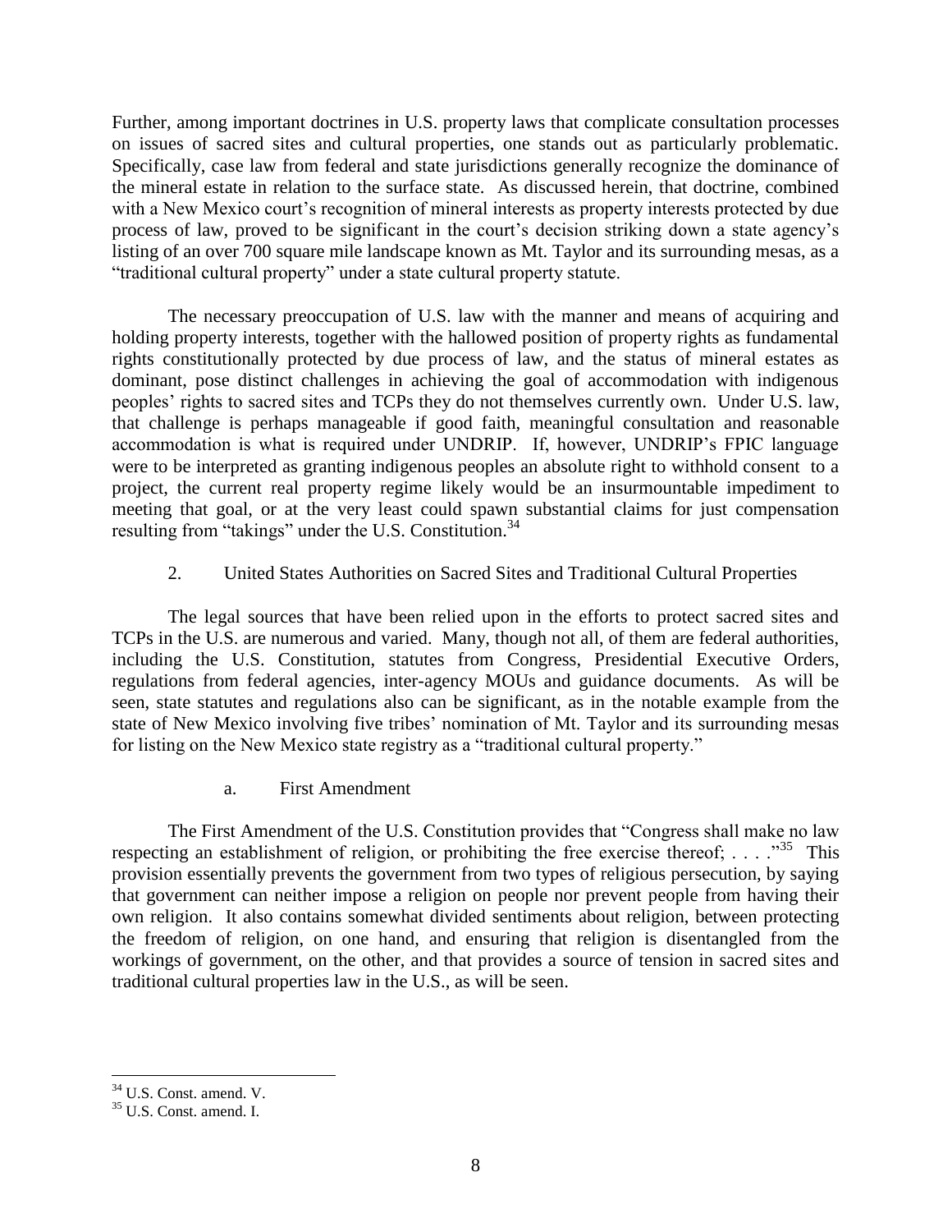Further, among important doctrines in U.S. property laws that complicate consultation processes on issues of sacred sites and cultural properties, one stands out as particularly problematic. Specifically, case law from federal and state jurisdictions generally recognize the dominance of the mineral estate in relation to the surface state. As discussed herein, that doctrine, combined with a New Mexico court's recognition of mineral interests as property interests protected by due process of law, proved to be significant in the court's decision striking down a state agency's listing of an over 700 square mile landscape known as Mt. Taylor and its surrounding mesas, as a "traditional cultural property" under a state cultural property statute.

The necessary preoccupation of U.S. law with the manner and means of acquiring and holding property interests, together with the hallowed position of property rights as fundamental rights constitutionally protected by due process of law, and the status of mineral estates as dominant, pose distinct challenges in achieving the goal of accommodation with indigenous peoples' rights to sacred sites and TCPs they do not themselves currently own. Under U.S. law, that challenge is perhaps manageable if good faith, meaningful consultation and reasonable accommodation is what is required under UNDRIP. If, however, UNDRIP's FPIC language were to be interpreted as granting indigenous peoples an absolute right to withhold consent to a project, the current real property regime likely would be an insurmountable impediment to meeting that goal, or at the very least could spawn substantial claims for just compensation resulting from "takings" under the U.S. Constitution.[34]

### 2. United States Authorities on Sacred Sites and Traditional Cultural Properties

The legal sources that have been relied upon in the efforts to protect sacred sites and TCPs in the U.S. are numerous and varied. Many, though not all, of them are federal authorities, including the U.S. Constitution, statutes from Congress, Presidential Executive Orders, regulations from federal agencies, inter-agency MOUs and guidance documents. As will be seen, state statutes and regulations also can be significant, as in the notable example from the state of New Mexico involving five tribes' nomination of Mt. Taylor and its surrounding mesas for listing on the New Mexico state registry as a "traditional cultural property."

#### a. First Amendment

The First Amendment of the U.S. Constitution provides that "Congress shall make no law respecting an establishment of religion, or prohibiting the free exercise thereof; . . . ."[35] This provision essentially prevents the government from two types of religious persecution, by saying that government can neither impose a religion on people nor prevent people from having their own religion. It also contains somewhat divided sentiments about religion, between protecting the freedom of religion, on one hand, and ensuring that religion is disentangled from the workings of government, on the other, and that provides a source of tension in sacred sites and traditional cultural properties law in the U.S., as will be seen.

---

[34] U.S. Const. amend. V.

[35] U.S. Const. amend. I.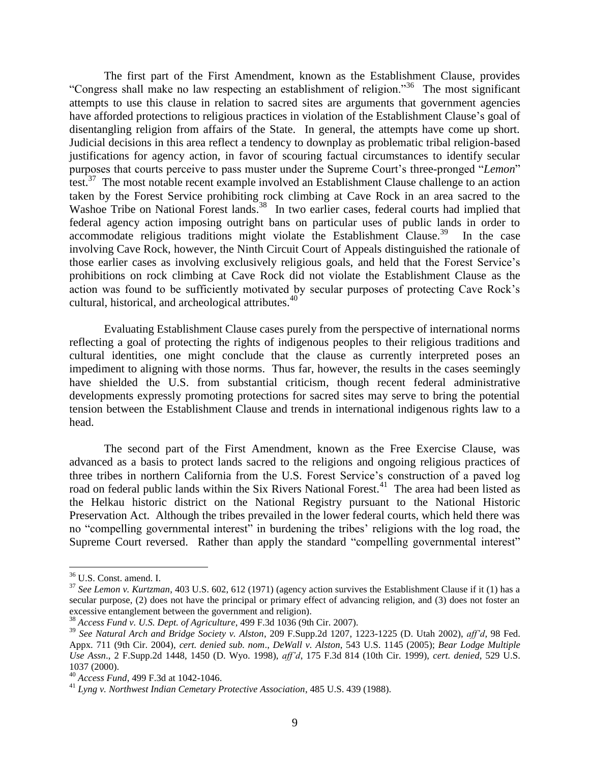The first part of the First Amendment, known as the Establishment Clause, provides "Congress shall make no law respecting an establishment of religion."[36] The most significant attempts to use this clause in relation to sacred sites are arguments that government agencies have afforded protections to religious practices in violation of the Establishment Clause's goal of disentangling religion from affairs of the State. In general, the attempts have come up short. Judicial decisions in this area reflect a tendency to downplay as problematic tribal religion-based justifications for agency action, in favor of scouring factual circumstances to identify secular purposes that courts perceive to pass muster under the Supreme Court's three-pronged "*Lemon*" test.[37] The most notable recent example involved an Establishment Clause challenge to an action taken by the Forest Service prohibiting rock climbing at Cave Rock in an area sacred to the Washoe Tribe on National Forest lands.[38] In two earlier cases, federal courts had implied that federal agency action imposing outright bans on particular uses of public lands in order to accommodate religious traditions might violate the Establishment Clause.[39] In the case involving Cave Rock, however, the Ninth Circuit Court of Appeals distinguished the rationale of those earlier cases as involving exclusively religious goals, and held that the Forest Service's prohibitions on rock climbing at Cave Rock did not violate the Establishment Clause as the action was found to be sufficiently motivated by secular purposes of protecting Cave Rock's cultural, historical, and archeological attributes.[40]

Evaluating Establishment Clause cases purely from the perspective of international norms reflecting a goal of protecting the rights of indigenous peoples to their religious traditions and cultural identities, one might conclude that the clause as currently interpreted poses an impediment to aligning with those norms. Thus far, however, the results in the cases seemingly have shielded the U.S. from substantial criticism, though recent federal administrative developments expressly promoting protections for sacred sites may serve to bring the potential tension between the Establishment Clause and trends in international indigenous rights law to a head.

The second part of the First Amendment, known as the Free Exercise Clause, was advanced as a basis to protect lands sacred to the religions and ongoing religious practices of three tribes in northern California from the U.S. Forest Service's construction of a paved log road on federal public lands within the Six Rivers National Forest.[41] The area had been listed as the Helkau historic district on the National Registry pursuant to the National Historic Preservation Act. Although the tribes prevailed in the lower federal courts, which held there was no "compelling governmental interest" in burdening the tribes' religions with the log road, the Supreme Court reversed. Rather than apply the standard "compelling governmental interest"

---

[36] U.S. Const. amend. I.

[37] *See Lemon v. Kurtzman*, 403 U.S. 602, 612 (1971) (agency action survives the Establishment Clause if it (1) has a secular purpose, (2) does not have the principal or primary effect of advancing religion, and (3) does not foster an excessive entanglement between the government and religion).

[38] *Access Fund v. U.S. Dept. of Agriculture*, 499 F.3d 1036 (9th Cir. 2007).

[39] *See Natural Arch and Bridge Society v. Alston*, 209 F.Supp.2d 1207, 1223-1225 (D. Utah 2002), *aff'd*, 98 Fed. Appx. 711 (9th Cir. 2004), *cert. denied sub. nom*., *DeWall v. Alston*, 543 U.S. 1145 (2005); *Bear Lodge Multiple Use Assn*., 2 F.Supp.2d 1448, 1450 (D. Wyo. 1998), *aff'd*, 175 F.3d 814 (10th Cir. 1999), *cert. denied*, 529 U.S. 1037 (2000).

[40] *Access Fund*, 499 F.3d at 1042-1046.

[41] *Lyng v. Northwest Indian Cemetary Protective Association*, 485 U.S. 439 (1988).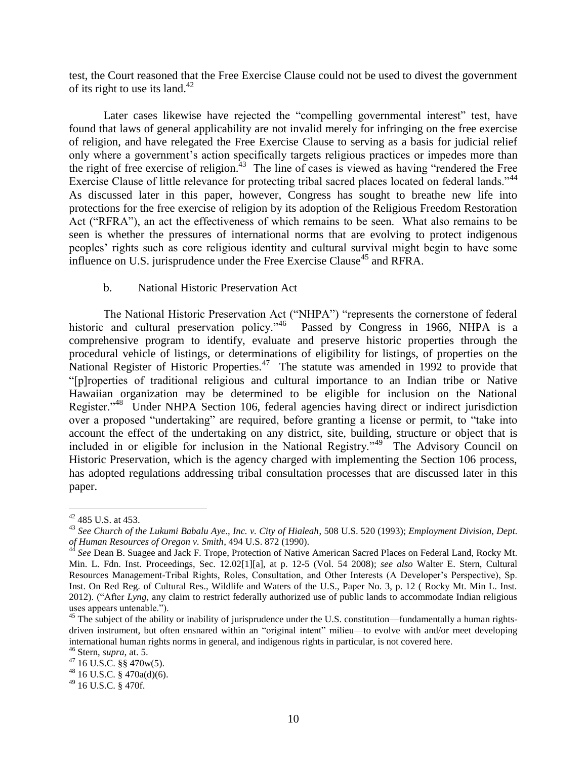test, the Court reasoned that the Free Exercise Clause could not be used to divest the government of its right to use its land.[42]

Later cases likewise have rejected the "compelling governmental interest" test, have found that laws of general applicability are not invalid merely for infringing on the free exercise of religion, and have relegated the Free Exercise Clause to serving as a basis for judicial relief only where a government's action specifically targets religious practices or impedes more than the right of free exercise of religion.[43] The line of cases is viewed as having "rendered the Free Exercise Clause of little relevance for protecting tribal sacred places located on federal lands."[44] As discussed later in this paper, however, Congress has sought to breathe new life into protections for the free exercise of religion by its adoption of the Religious Freedom Restoration Act ("RFRA"), an act the effectiveness of which remains to be seen. What also remains to be seen is whether the pressures of international norms that are evolving to protect indigenous peoples' rights such as core religious identity and cultural survival might begin to have some influence on U.S. jurisprudence under the Free Exercise Clause[45] and RFRA.

b. National Historic Preservation Act

The National Historic Preservation Act ("NHPA") "represents the cornerstone of federal historic and cultural preservation policy."[46] Passed by Congress in 1966, NHPA is a comprehensive program to identify, evaluate and preserve historic properties through the procedural vehicle of listings, or determinations of eligibility for listings, of properties on the National Register of Historic Properties.[47] The statute was amended in 1992 to provide that "[p]roperties of traditional religious and cultural importance to an Indian tribe or Native Hawaiian organization may be determined to be eligible for inclusion on the National Register."[48] Under NHPA Section 106, federal agencies having direct or indirect jurisdiction over a proposed "undertaking" are required, before granting a license or permit, to "take into account the effect of the undertaking on any district, site, building, structure or object that is included in or eligible for inclusion in the National Registry."[49] The Advisory Council on Historic Preservation, which is the agency charged with implementing the Section 106 process, has adopted regulations addressing tribal consultation processes that are discussed later in this paper.

---

[42] 485 U.S. at 453.

[43] *See Church of the Lukumi Babalu Aye., Inc. v. City of Hialeah*, 508 U.S. 520 (1993); *Employment Division, Dept. of Human Resources of Oregon v. Smith*, 494 U.S. 872 (1990).

[44] *See* Dean B. Suagee and Jack F. Trope, Protection of Native American Sacred Places on Federal Land, Rocky Mt. Min. L. Fdn. Inst. Proceedings, Sec. 12.02[1][a], at p. 12-5 (Vol. 54 2008); *see also* Walter E. Stern, Cultural Resources Management-Tribal Rights, Roles, Consultation, and Other Interests (A Developer's Perspective), Sp. Inst. On Red Reg. of Cultural Res., Wildlife and Waters of the U.S., Paper No. 3, p. 12 ( Rocky Mt. Min L. Inst. 2012). ("After *Lyng*, any claim to restrict federally authorized use of public lands to accommodate Indian religious uses appears untenable.").

[45] The subject of the ability or inability of jurisprudence under the U.S. constitution—fundamentally a human rights-driven instrument, but often ensnared within an "original intent" milieu—to evolve with and/or meet developing international human rights norms in general, and indigenous rights in particular, is not covered here.

[46] Stern, *supra*, at. 5.

[47] 16 U.S.C. §§ 470w(5).

[48] 16 U.S.C. § 470a(d)(6).

[49] 16 U.S.C. § 470f.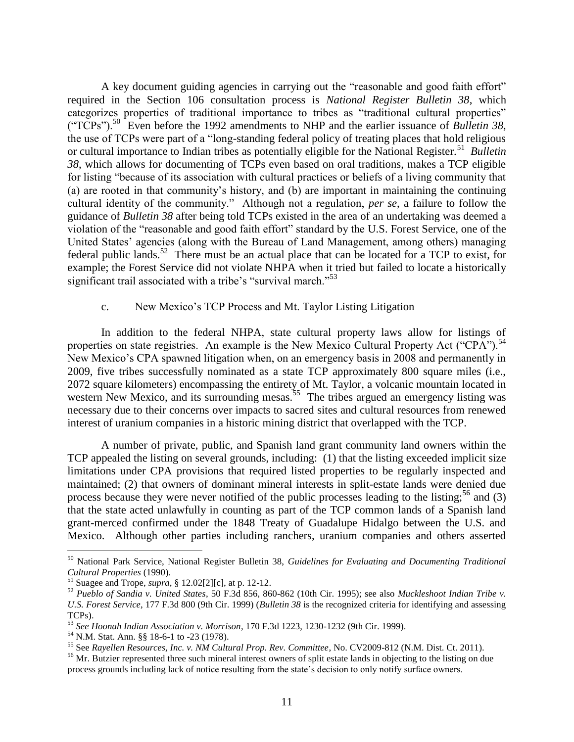A key document guiding agencies in carrying out the "reasonable and good faith effort" required in the Section 106 consultation process is *National Register Bulletin 38*, which categorizes properties of traditional importance to tribes as "traditional cultural properties" ("TCPs").[50] Even before the 1992 amendments to NHP and the earlier issuance of *Bulletin 38*, the use of TCPs were part of a "long-standing federal policy of treating places that hold religious or cultural importance to Indian tribes as potentially eligible for the National Register.[51] *Bulletin 38*, which allows for documenting of TCPs even based on oral traditions, makes a TCP eligible for listing "because of its association with cultural practices or beliefs of a living community that (a) are rooted in that community's history, and (b) are important in maintaining the continuing cultural identity of the community." Although not a regulation, *per se*, a failure to follow the guidance of *Bulletin 38* after being told TCPs existed in the area of an undertaking was deemed a violation of the "reasonable and good faith effort" standard by the U.S. Forest Service, one of the United States' agencies (along with the Bureau of Land Management, among others) managing federal public lands.[52] There must be an actual place that can be located for a TCP to exist, for example; the Forest Service did not violate NHPA when it tried but failed to locate a historically significant trail associated with a tribe's "survival march."[53]

c. New Mexico's TCP Process and Mt. Taylor Listing Litigation

In addition to the federal NHPA, state cultural property laws allow for listings of properties on state registries. An example is the New Mexico Cultural Property Act ("CPA").[54] New Mexico's CPA spawned litigation when, on an emergency basis in 2008 and permanently in 2009, five tribes successfully nominated as a state TCP approximately 800 square miles (i.e., 2072 square kilometers) encompassing the entirety of Mt. Taylor, a volcanic mountain located in western New Mexico, and its surrounding mesas.[55] The tribes argued an emergency listing was necessary due to their concerns over impacts to sacred sites and cultural resources from renewed interest of uranium companies in a historic mining district that overlapped with the TCP.

A number of private, public, and Spanish land grant community land owners within the TCP appealed the listing on several grounds, including: (1) that the listing exceeded implicit size limitations under CPA provisions that required listed properties to be regularly inspected and maintained; (2) that owners of dominant mineral interests in split-estate lands were denied due process because they were never notified of the public processes leading to the listing;[56] and (3) that the state acted unlawfully in counting as part of the TCP common lands of a Spanish land grant-merced confirmed under the 1848 Treaty of Guadalupe Hidalgo between the U.S. and Mexico. Although other parties including ranchers, uranium companies and others asserted

---

[50] National Park Service, National Register Bulletin 38, *Guidelines for Evaluating and Documenting Traditional Cultural Properties* (1990).

[51] Suagee and Trope, *supra*, § 12.02[2][c], at p. 12-12.

[52] *Pueblo of Sandia v. United States*, 50 F.3d 856, 860-862 (10th Cir. 1995); see also *Muckleshoot Indian Tribe v. U.S. Forest Service*, 177 F.3d 800 (9th Cir. 1999) (*Bulletin 38* is the recognized criteria for identifying and assessing TCPs).

[53] *See Hoonah Indian Association v. Morrison*, 170 F.3d 1223, 1230-1232 (9th Cir. 1999).

[54] N.M. Stat. Ann. §§ 18-6-1 to -23 (1978).

[55] See *Rayellen Resources, Inc. v. NM Cultural Prop. Rev. Committee*, No. CV2009-812 (N.M. Dist. Ct. 2011).

[56] Mr. Butzier represented three such mineral interest owners of split estate lands in objecting to the listing on due process grounds including lack of notice resulting from the state's decision to only notify surface owners.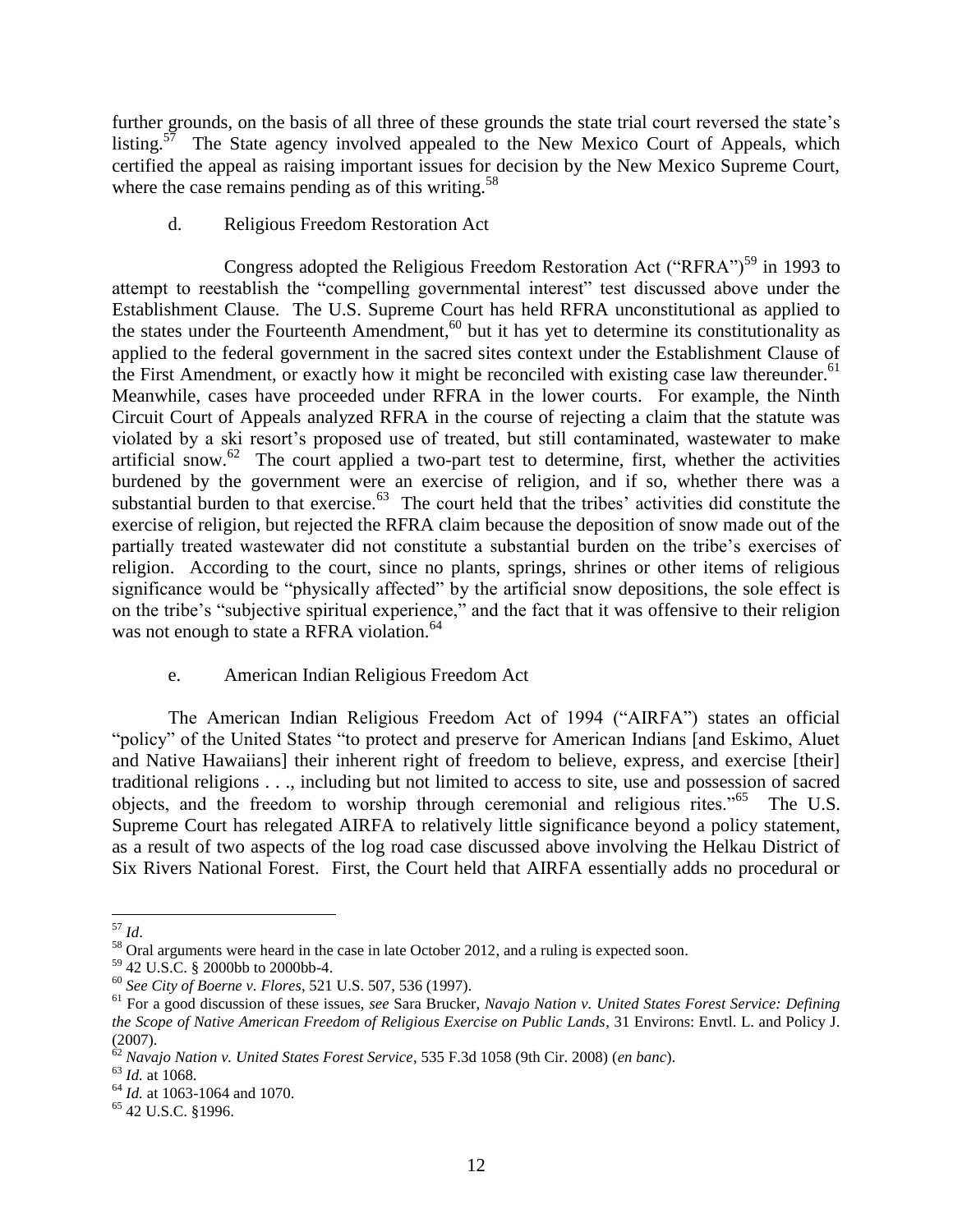further grounds, on the basis of all three of these grounds the state trial court reversed the state's listing.[57] The State agency involved appealed to the New Mexico Court of Appeals, which certified the appeal as raising important issues for decision by the New Mexico Supreme Court, where the case remains pending as of this writing.[58]

d. Religious Freedom Restoration Act

Congress adopted the Religious Freedom Restoration Act ("RFRA")[59] in 1993 to attempt to reestablish the "compelling governmental interest" test discussed above under the Establishment Clause. The U.S. Supreme Court has held RFRA unconstitutional as applied to the states under the Fourteenth Amendment,[60] but it has yet to determine its constitutionality as applied to the federal government in the sacred sites context under the Establishment Clause of the First Amendment, or exactly how it might be reconciled with existing case law thereunder.[61] Meanwhile, cases have proceeded under RFRA in the lower courts. For example, the Ninth Circuit Court of Appeals analyzed RFRA in the course of rejecting a claim that the statute was violated by a ski resort's proposed use of treated, but still contaminated, wastewater to make artificial snow.[62] The court applied a two-part test to determine, first, whether the activities burdened by the government were an exercise of religion, and if so, whether there was a substantial burden to that exercise.[63] The court held that the tribes' activities did constitute the exercise of religion, but rejected the RFRA claim because the deposition of snow made out of the partially treated wastewater did not constitute a substantial burden on the tribe's exercises of religion. According to the court, since no plants, springs, shrines or other items of religious significance would be "physically affected" by the artificial snow depositions, the sole effect is on the tribe's "subjective spiritual experience," and the fact that it was offensive to their religion was not enough to state a RFRA violation.[64]

e. American Indian Religious Freedom Act

The American Indian Religious Freedom Act of 1994 ("AIRFA") states an official "policy" of the United States "to protect and preserve for American Indians [and Eskimo, Aluet and Native Hawaiians] their inherent right of freedom to believe, express, and exercise [their] traditional religions . . ., including but not limited to access to site, use and possession of sacred objects, and the freedom to worship through ceremonial and religious rites."[65] The U.S. Supreme Court has relegated AIRFA to relatively little significance beyond a policy statement, as a result of two aspects of the log road case discussed above involving the Helkau District of Six Rivers National Forest. First, the Court held that AIRFA essentially adds no procedural or

---

[57] *Id*.

[58] Oral arguments were heard in the case in late October 2012, and a ruling is expected soon.

[59] 42 U.S.C. § 2000bb to 2000bb-4.

[60] *See City of Boerne v. Flores*, 521 U.S. 507, 536 (1997).

[61] For a good discussion of these issues, *see* Sara Brucker, *Navajo Nation v. United States Forest Service: Defining the Scope of Native American Freedom of Religious Exercise on Public Lands*, 31 Environs: Envtl. L. and Policy J. (2007).

[62] *Navajo Nation v. United States Forest Service*, 535 F.3d 1058 (9th Cir. 2008) (*en banc*).

[63] *Id.* at 1068.

[64] *Id.* at 1063-1064 and 1070.

[65] 42 U.S.C. §1996.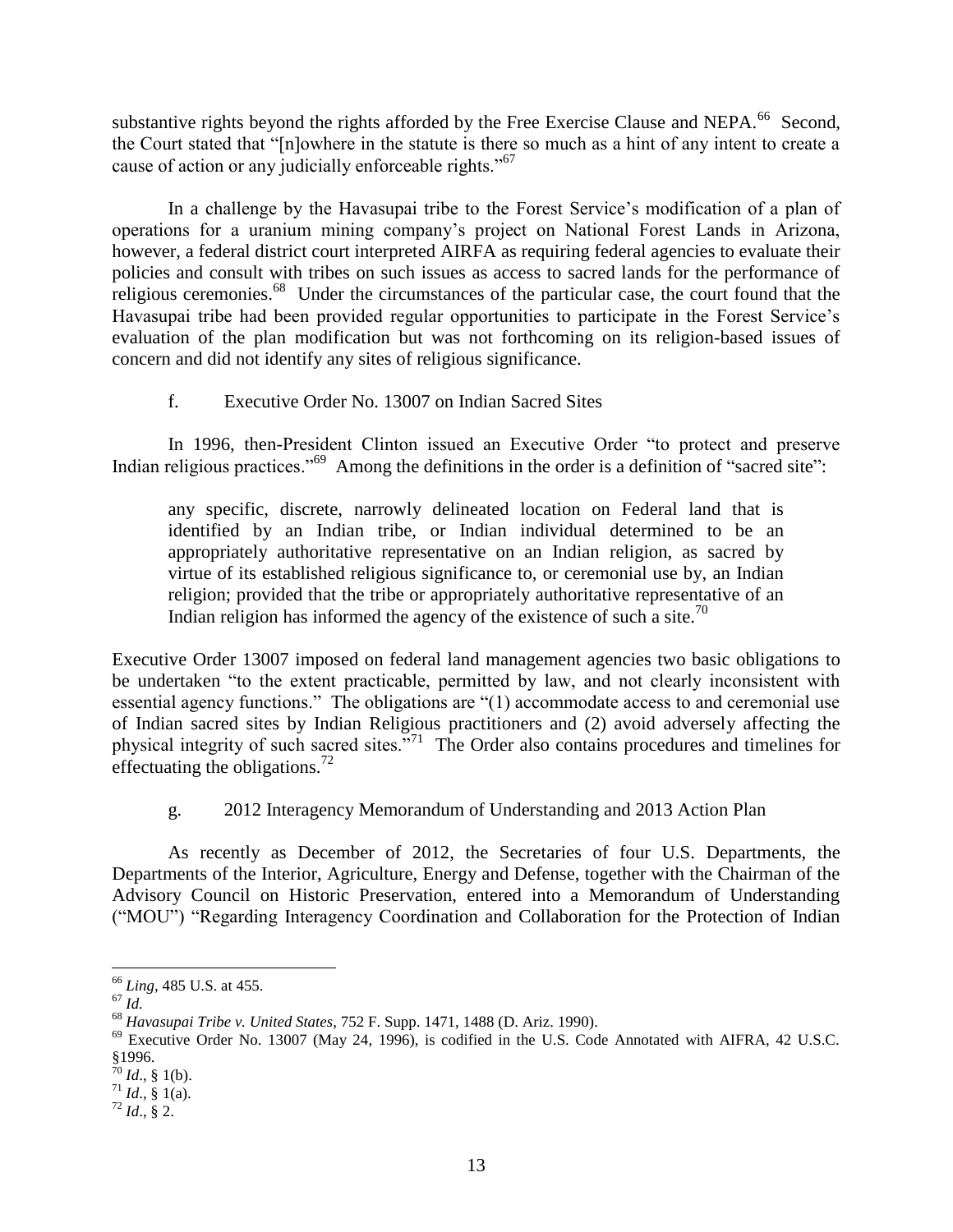substantive rights beyond the rights afforded by the Free Exercise Clause and NEPA.[66] Second, the Court stated that "[n]owhere in the statute is there so much as a hint of any intent to create a cause of action or any judicially enforceable rights."[67]

In a challenge by the Havasupai tribe to the Forest Service's modification of a plan of operations for a uranium mining company's project on National Forest Lands in Arizona, however, a federal district court interpreted AIRFA as requiring federal agencies to evaluate their policies and consult with tribes on such issues as access to sacred lands for the performance of religious ceremonies.[68] Under the circumstances of the particular case, the court found that the Havasupai tribe had been provided regular opportunities to participate in the Forest Service's evaluation of the plan modification but was not forthcoming on its religion-based issues of concern and did not identify any sites of religious significance.

#### f. Executive Order No. 13007 on Indian Sacred Sites

In 1996, then-President Clinton issued an Executive Order "to protect and preserve Indian religious practices."[69] Among the definitions in the order is a definition of "sacred site":

> any specific, discrete, narrowly delineated location on Federal land that is identified by an Indian tribe, or Indian individual determined to be an appropriately authoritative representative on an Indian religion, as sacred by virtue of its established religious significance to, or ceremonial use by, an Indian religion; provided that the tribe or appropriately authoritative representative of an Indian religion has informed the agency of the existence of such a site.[70]

Executive Order 13007 imposed on federal land management agencies two basic obligations to be undertaken "to the extent practicable, permitted by law, and not clearly inconsistent with essential agency functions." The obligations are "(1) accommodate access to and ceremonial use of Indian sacred sites by Indian Religious practitioners and (2) avoid adversely affecting the physical integrity of such sacred sites."[71] The Order also contains procedures and timelines for effectuating the obligations.[72]

#### g. 2012 Interagency Memorandum of Understanding and 2013 Action Plan

As recently as December of 2012, the Secretaries of four U.S. Departments, the Departments of the Interior, Agriculture, Energy and Defense, together with the Chairman of the Advisory Council on Historic Preservation, entered into a Memorandum of Understanding ("MOU") "Regarding Interagency Coordination and Collaboration for the Protection of Indian

---

[66] *Ling*, 485 U.S. at 455.

[67] *Id.*

[68] *Havasupai Tribe v. United States*, 752 F. Supp. 1471, 1488 (D. Ariz. 1990).

[69] Executive Order No. 13007 (May 24, 1996), is codified in the U.S. Code Annotated with AIFRA, 42 U.S.C. §1996.

[70] *Id*., § 1(b).

[71] *Id*., § 1(a).

[72] *Id*., § 2.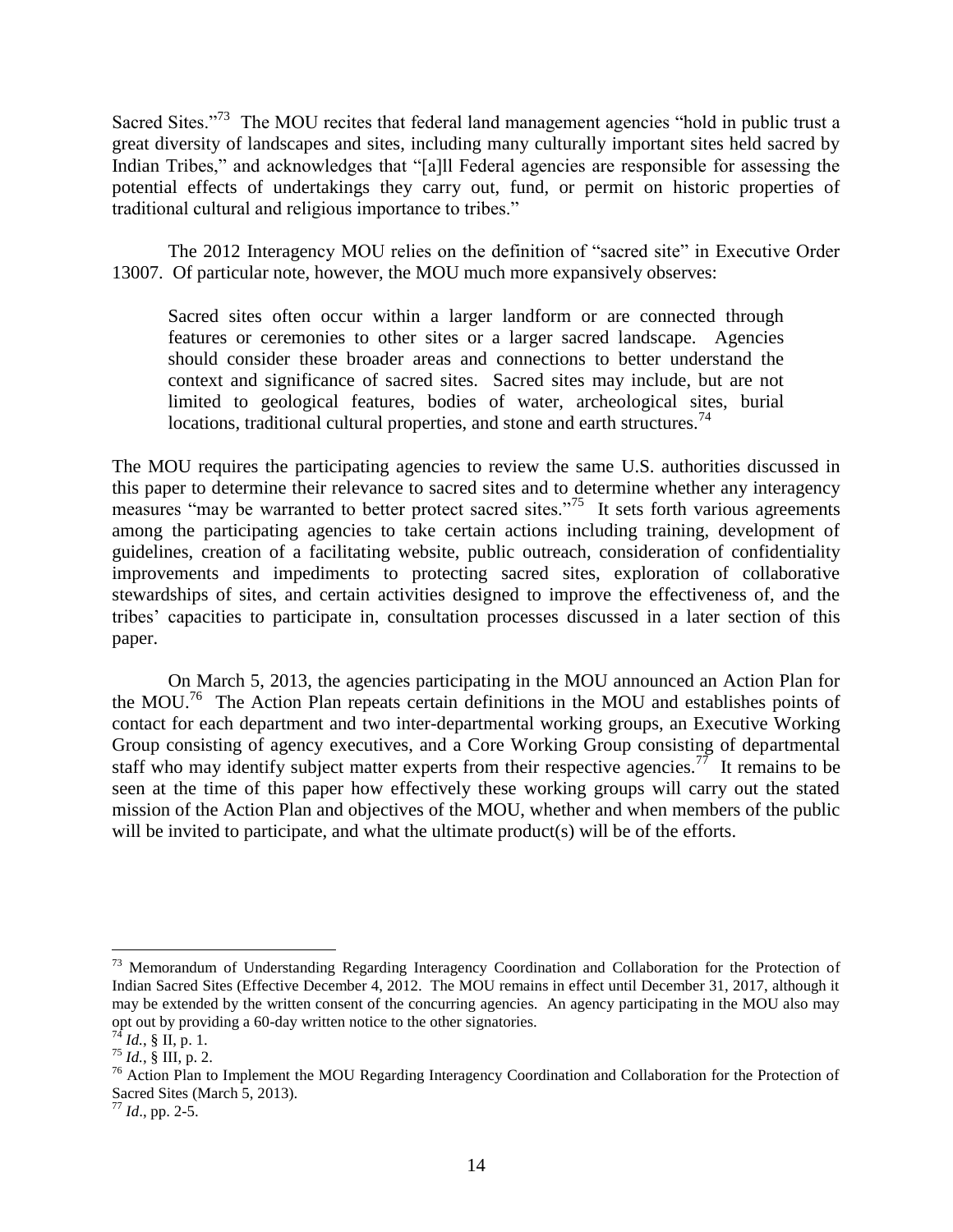Sacred Sites."[73] The MOU recites that federal land management agencies "hold in public trust a great diversity of landscapes and sites, including many culturally important sites held sacred by Indian Tribes," and acknowledges that "[a]ll Federal agencies are responsible for assessing the potential effects of undertakings they carry out, fund, or permit on historic properties of traditional cultural and religious importance to tribes."

The 2012 Interagency MOU relies on the definition of "sacred site" in Executive Order 13007. Of particular note, however, the MOU much more expansively observes:

> Sacred sites often occur within a larger landform or are connected through features or ceremonies to other sites or a larger sacred landscape. Agencies should consider these broader areas and connections to better understand the context and significance of sacred sites. Sacred sites may include, but are not limited to geological features, bodies of water, archeological sites, burial locations, traditional cultural properties, and stone and earth structures.[74]

The MOU requires the participating agencies to review the same U.S. authorities discussed in this paper to determine their relevance to sacred sites and to determine whether any interagency measures "may be warranted to better protect sacred sites."[75] It sets forth various agreements among the participating agencies to take certain actions including training, development of guidelines, creation of a facilitating website, public outreach, consideration of confidentiality improvements and impediments to protecting sacred sites, exploration of collaborative stewardships of sites, and certain activities designed to improve the effectiveness of, and the tribes' capacities to participate in, consultation processes discussed in a later section of this paper.

On March 5, 2013, the agencies participating in the MOU announced an Action Plan for the MOU.[76] The Action Plan repeats certain definitions in the MOU and establishes points of contact for each department and two inter-departmental working groups, an Executive Working Group consisting of agency executives, and a Core Working Group consisting of departmental staff who may identify subject matter experts from their respective agencies.[77] It remains to be seen at the time of this paper how effectively these working groups will carry out the stated mission of the Action Plan and objectives of the MOU, whether and when members of the public will be invited to participate, and what the ultimate product(s) will be of the efforts.

---

[73] Memorandum of Understanding Regarding Interagency Coordination and Collaboration for the Protection of Indian Sacred Sites (Effective December 4, 2012. The MOU remains in effect until December 31, 2017, although it may be extended by the written consent of the concurring agencies. An agency participating in the MOU also may opt out by providing a 60-day written notice to the other signatories.

[74] *Id.*, § II, p. 1.

[75] *Id.*, § III, p. 2.

[76] Action Plan to Implement the MOU Regarding Interagency Coordination and Collaboration for the Protection of Sacred Sites (March 5, 2013).

[77] *Id*., pp. 2-5.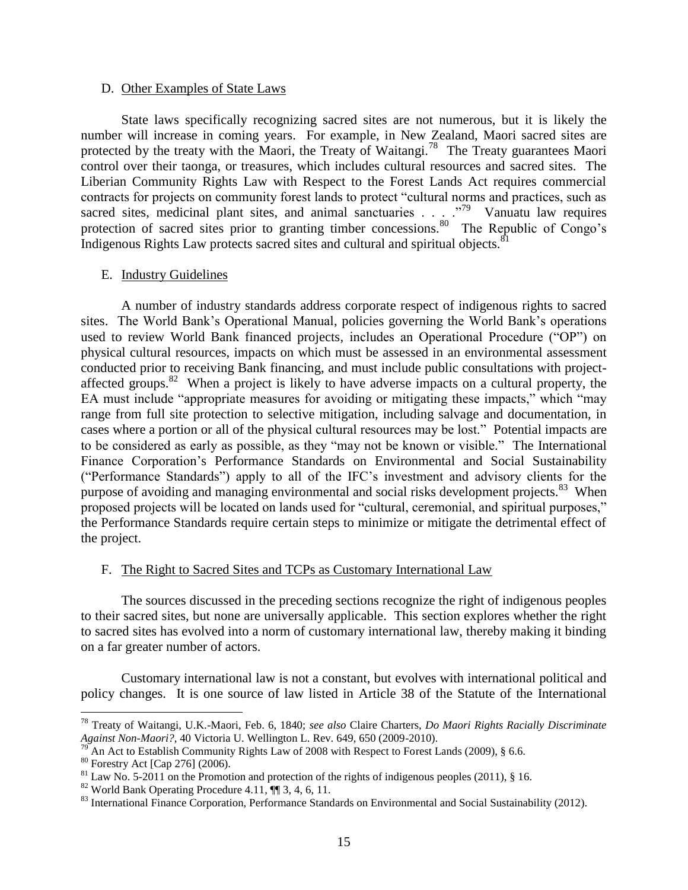### D. Other Examples of State Laws

State laws specifically recognizing sacred sites are not numerous, but it is likely the number will increase in coming years. For example, in New Zealand, Maori sacred sites are protected by the treaty with the Maori, the Treaty of Waitangi.[78] The Treaty guarantees Maori control over their taonga, or treasures, which includes cultural resources and sacred sites. The Liberian Community Rights Law with Respect to the Forest Lands Act requires commercial contracts for projects on community forest lands to protect "cultural norms and practices, such as sacred sites, medicinal plant sites, and animal sanctuaries . . . ."[79] Vanuatu law requires protection of sacred sites prior to granting timber concessions.[80] The Republic of Congo's Indigenous Rights Law protects sacred sites and cultural and spiritual objects.[81]

### E. Industry Guidelines

A number of industry standards address corporate respect of indigenous rights to sacred sites. The World Bank's Operational Manual, policies governing the World Bank's operations used to review World Bank financed projects, includes an Operational Procedure ("OP") on physical cultural resources, impacts on which must be assessed in an environmental assessment conducted prior to receiving Bank financing, and must include public consultations with project-affected groups.[82] When a project is likely to have adverse impacts on a cultural property, the EA must include "appropriate measures for avoiding or mitigating these impacts," which "may range from full site protection to selective mitigation, including salvage and documentation, in cases where a portion or all of the physical cultural resources may be lost." Potential impacts are to be considered as early as possible, as they "may not be known or visible." The International Finance Corporation's Performance Standards on Environmental and Social Sustainability ("Performance Standards") apply to all of the IFC's investment and advisory clients for the purpose of avoiding and managing environmental and social risks development projects.[83] When proposed projects will be located on lands used for "cultural, ceremonial, and spiritual purposes," the Performance Standards require certain steps to minimize or mitigate the detrimental effect of the project.

### F. The Right to Sacred Sites and TCPs as Customary International Law

The sources discussed in the preceding sections recognize the right of indigenous peoples to their sacred sites, but none are universally applicable. This section explores whether the right to sacred sites has evolved into a norm of customary international law, thereby making it binding on a far greater number of actors.

Customary international law is not a constant, but evolves with international political and policy changes. It is one source of law listed in Article 38 of the Statute of the International

---

[78] Treaty of Waitangi, U.K.-Maori, Feb. 6, 1840; *see also* Claire Charters, *Do Maori Rights Racially Discriminate Against Non-Maori?*, 40 Victoria U. Wellington L. Rev. 649, 650 (2009-2010).

[79] An Act to Establish Community Rights Law of 2008 with Respect to Forest Lands (2009), § 6.6.

[80] Forestry Act [Cap 276] (2006).

[81] Law No. 5-2011 on the Promotion and protection of the rights of indigenous peoples (2011), § 16.

[82] World Bank Operating Procedure 4.11, ¶¶ 3, 4, 6, 11.

[83] International Finance Corporation, Performance Standards on Environmental and Social Sustainability (2012).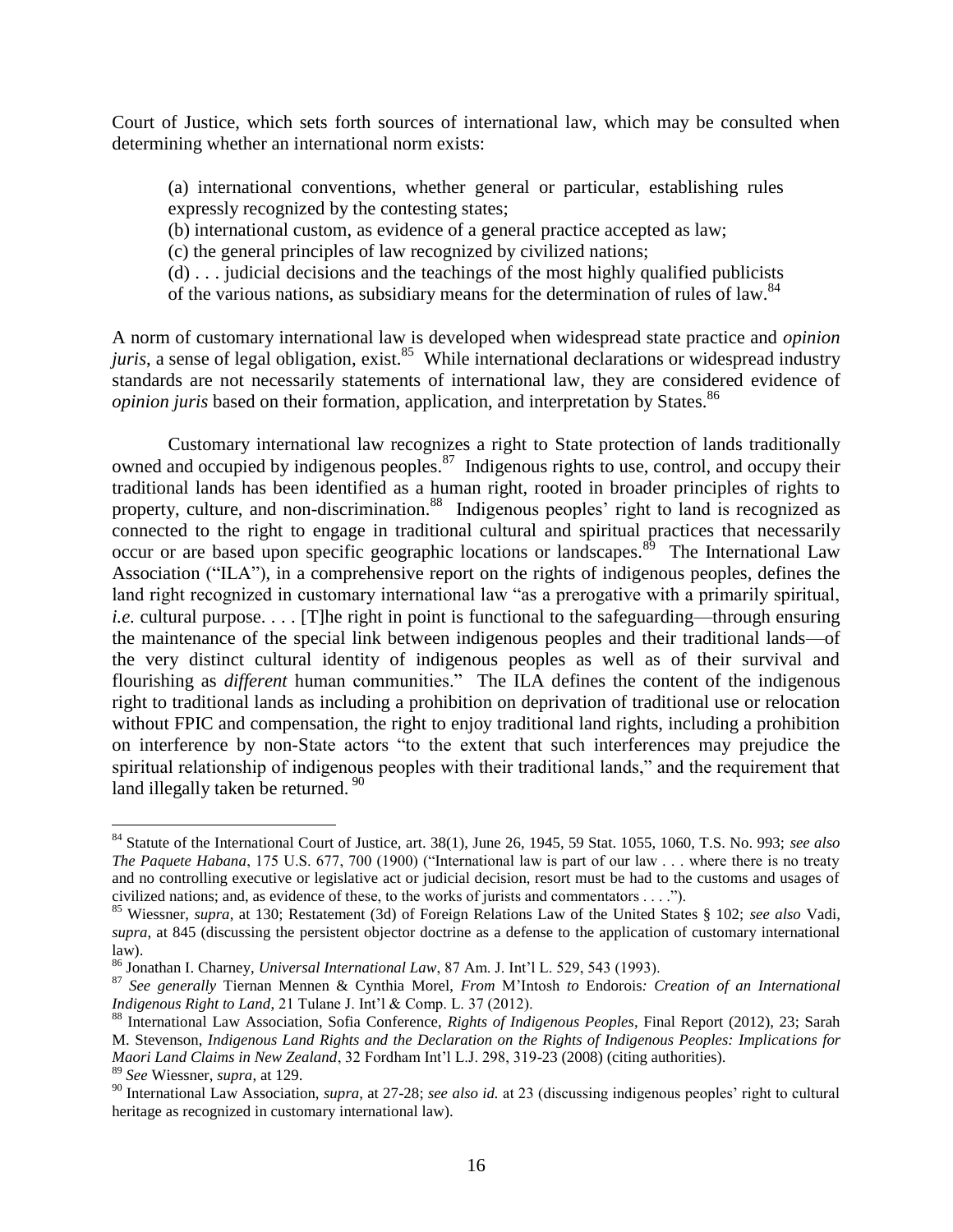Court of Justice, which sets forth sources of international law, which may be consulted when determining whether an international norm exists:

> (a) international conventions, whether general or particular, establishing rules expressly recognized by the contesting states;
> (b) international custom, as evidence of a general practice accepted as law;
> (c) the general principles of law recognized by civilized nations;
> (d) . . . judicial decisions and the teachings of the most highly qualified publicists of the various nations, as subsidiary means for the determination of rules of law.[84]

A norm of customary international law is developed when widespread state practice and *opinion juris*, a sense of legal obligation, exist.[85] While international declarations or widespread industry standards are not necessarily statements of international law, they are considered evidence of *opinion juris* based on their formation, application, and interpretation by States.[86]

Customary international law recognizes a right to State protection of lands traditionally owned and occupied by indigenous peoples.[87] Indigenous rights to use, control, and occupy their traditional lands has been identified as a human right, rooted in broader principles of rights to property, culture, and non-discrimination.[88] Indigenous peoples' right to land is recognized as connected to the right to engage in traditional cultural and spiritual practices that necessarily occur or are based upon specific geographic locations or landscapes.[89] The International Law Association ("ILA"), in a comprehensive report on the rights of indigenous peoples, defines the land right recognized in customary international law "as a prerogative with a primarily spiritual, *i.e.* cultural purpose. . . . [T]he right in point is functional to the safeguarding—through ensuring the maintenance of the special link between indigenous peoples and their traditional lands—of the very distinct cultural identity of indigenous peoples as well as of their survival and flourishing as *different* human communities." The ILA defines the content of the indigenous right to traditional lands as including a prohibition on deprivation of traditional use or relocation without FPIC and compensation, the right to enjoy traditional land rights, including a prohibition on interference by non-State actors "to the extent that such interferences may prejudice the spiritual relationship of indigenous peoples with their traditional lands," and the requirement that land illegally taken be returned.[90]

---

[84] Statute of the International Court of Justice, art. 38(1), June 26, 1945, 59 Stat. 1055, 1060, T.S. No. 993; *see also The Paquete Habana*, 175 U.S. 677, 700 (1900) ("International law is part of our law . . . where there is no treaty and no controlling executive or legislative act or judicial decision, resort must be had to the customs and usages of civilized nations; and, as evidence of these, to the works of jurists and commentators . . . .").

[85] Wiessner, *supra*, at 130; Restatement (3d) of Foreign Relations Law of the United States § 102; *see also* Vadi, *supra*, at 845 (discussing the persistent objector doctrine as a defense to the application of customary international law).

[86] Jonathan I. Charney, *Universal International Law*, 87 Am. J. Int'l L. 529, 543 (1993).

[87] *See generally* Tiernan Mennen & Cynthia Morel, *From* M'Intosh *to* Endorois*: Creation of an International Indigenous Right to Land*, 21 Tulane J. Int'l & Comp. L. 37 (2012).

[88] International Law Association, Sofia Conference, *Rights of Indigenous Peoples*, Final Report (2012), 23; Sarah M. Stevenson, *Indigenous Land Rights and the Declaration on the Rights of Indigenous Peoples: Implications for Maori Land Claims in New Zealand*, 32 Fordham Int'l L.J. 298, 319-23 (2008) (citing authorities).

[89] *See* Wiessner, *supra*, at 129.

[90] International Law Association, *supra*, at 27-28; *see also id.* at 23 (discussing indigenous peoples' right to cultural heritage as recognized in customary international law).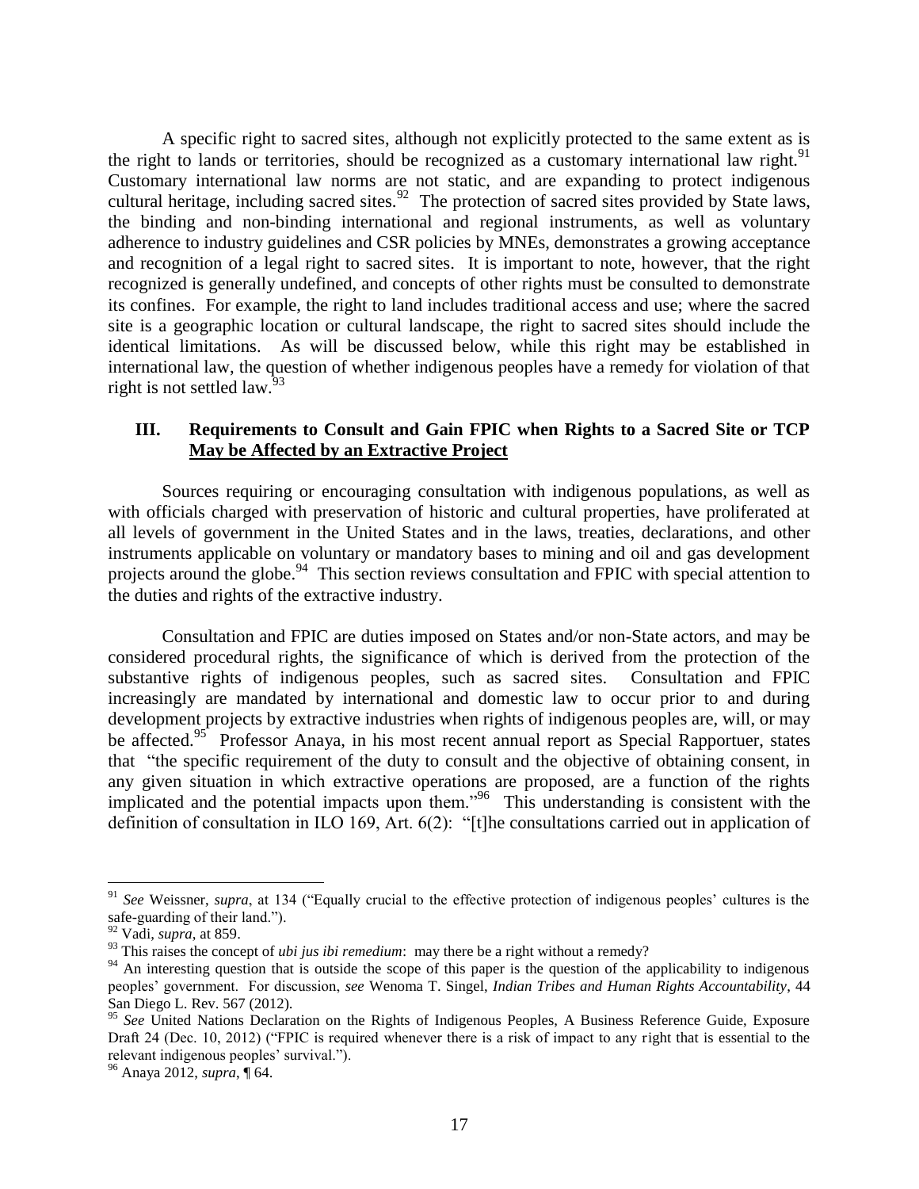A specific right to sacred sites, although not explicitly protected to the same extent as is the right to lands or territories, should be recognized as a customary international law right.[91] Customary international law norms are not static, and are expanding to protect indigenous cultural heritage, including sacred sites.[92] The protection of sacred sites provided by State laws, the binding and non-binding international and regional instruments, as well as voluntary adherence to industry guidelines and CSR policies by MNEs, demonstrates a growing acceptance and recognition of a legal right to sacred sites. It is important to note, however, that the right recognized is generally undefined, and concepts of other rights must be consulted to demonstrate its confines. For example, the right to land includes traditional access and use; where the sacred site is a geographic location or cultural landscape, the right to sacred sites should include the identical limitations. As will be discussed below, while this right may be established in international law, the question of whether indigenous peoples have a remedy for violation of that right is not settled law.[93]

## III. Requirements to Consult and Gain FPIC when Rights to a Sacred Site or TCP May be Affected by an Extractive Project

Sources requiring or encouraging consultation with indigenous populations, as well as with officials charged with preservation of historic and cultural properties, have proliferated at all levels of government in the United States and in the laws, treaties, declarations, and other instruments applicable on voluntary or mandatory bases to mining and oil and gas development projects around the globe.[94] This section reviews consultation and FPIC with special attention to the duties and rights of the extractive industry.

Consultation and FPIC are duties imposed on States and/or non-State actors, and may be considered procedural rights, the significance of which is derived from the protection of the substantive rights of indigenous peoples, such as sacred sites. Consultation and FPIC increasingly are mandated by international and domestic law to occur prior to and during development projects by extractive industries when rights of indigenous peoples are, will, or may be affected.[95] Professor Anaya, in his most recent annual report as Special Rapportuer, states that "the specific requirement of the duty to consult and the objective of obtaining consent, in any given situation in which extractive operations are proposed, are a function of the rights implicated and the potential impacts upon them."[96] This understanding is consistent with the definition of consultation in ILO 169, Art. 6(2): "[t]he consultations carried out in application of

---

[91] *See* Weissner, *supra*, at 134 ("Equally crucial to the effective protection of indigenous peoples' cultures is the safe-guarding of their land.").

[92] Vadi, *supra*, at 859.

[93] This raises the concept of *ubi jus ibi remedium*: may there be a right without a remedy?

[94] An interesting question that is outside the scope of this paper is the question of the applicability to indigenous peoples' government. For discussion, *see* Wenoma T. Singel, *Indian Tribes and Human Rights Accountability*, 44 San Diego L. Rev. 567 (2012).

[95] *See* United Nations Declaration on the Rights of Indigenous Peoples, A Business Reference Guide, Exposure Draft 24 (Dec. 10, 2012) ("FPIC is required whenever there is a risk of impact to any right that is essential to the relevant indigenous peoples' survival.").

[96] Anaya 2012, *supra*, ¶ 64.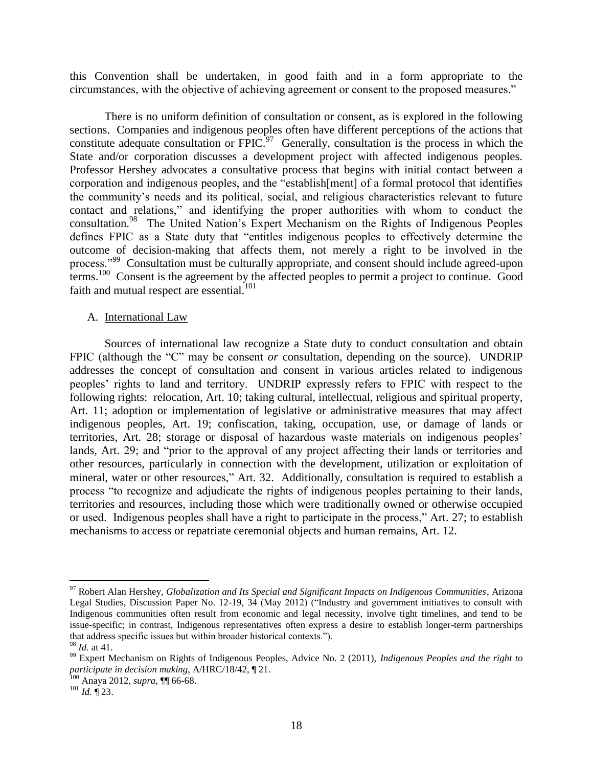this Convention shall be undertaken, in good faith and in a form appropriate to the circumstances, with the objective of achieving agreement or consent to the proposed measures."

There is no uniform definition of consultation or consent, as is explored in the following sections. Companies and indigenous peoples often have different perceptions of the actions that constitute adequate consultation or FPIC.[97] Generally, consultation is the process in which the State and/or corporation discusses a development project with affected indigenous peoples. Professor Hershey advocates a consultative process that begins with initial contact between a corporation and indigenous peoples, and the "establish[ment] of a formal protocol that identifies the community's needs and its political, social, and religious characteristics relevant to future contact and relations," and identifying the proper authorities with whom to conduct the consultation.[98] The United Nation's Expert Mechanism on the Rights of Indigenous Peoples defines FPIC as a State duty that "entitles indigenous peoples to effectively determine the outcome of decision-making that affects them, not merely a right to be involved in the process."[99] Consultation must be culturally appropriate, and consent should include agreed-upon terms.[100] Consent is the agreement by the affected peoples to permit a project to continue. Good faith and mutual respect are essential.[101]

## A. International Law

Sources of international law recognize a State duty to conduct consultation and obtain FPIC (although the "C" may be consent *or* consultation, depending on the source). UNDRIP addresses the concept of consultation and consent in various articles related to indigenous peoples' rights to land and territory. UNDRIP expressly refers to FPIC with respect to the following rights: relocation, Art. 10; taking cultural, intellectual, religious and spiritual property, Art. 11; adoption or implementation of legislative or administrative measures that may affect indigenous peoples, Art. 19; confiscation, taking, occupation, use, or damage of lands or territories, Art. 28; storage or disposal of hazardous waste materials on indigenous peoples' lands, Art. 29; and "prior to the approval of any project affecting their lands or territories and other resources, particularly in connection with the development, utilization or exploitation of mineral, water or other resources," Art. 32. Additionally, consultation is required to establish a process "to recognize and adjudicate the rights of indigenous peoples pertaining to their lands, territories and resources, including those which were traditionally owned or otherwise occupied or used. Indigenous peoples shall have a right to participate in the process," Art. 27; to establish mechanisms to access or repatriate ceremonial objects and human remains, Art. 12.

---

[97] Robert Alan Hershey, *Globalization and Its Special and Significant Impacts on Indigenous Communities*, Arizona Legal Studies, Discussion Paper No. 12-19, 34 (May 2012) ("Industry and government initiatives to consult with Indigenous communities often result from economic and legal necessity, involve tight timelines, and tend to be issue-specific; in contrast, Indigenous representatives often express a desire to establish longer-term partnerships that address specific issues but within broader historical contexts.").

[98] *Id.* at 41.

[99] Expert Mechanism on Rights of Indigenous Peoples, Advice No. 2 (2011), *Indigenous Peoples and the right to participate in decision making*, A/HRC/18/42, ¶ 21.

[100] Anaya 2012, *supra*, ¶¶ 66-68.

[101] *Id.* ¶ 23.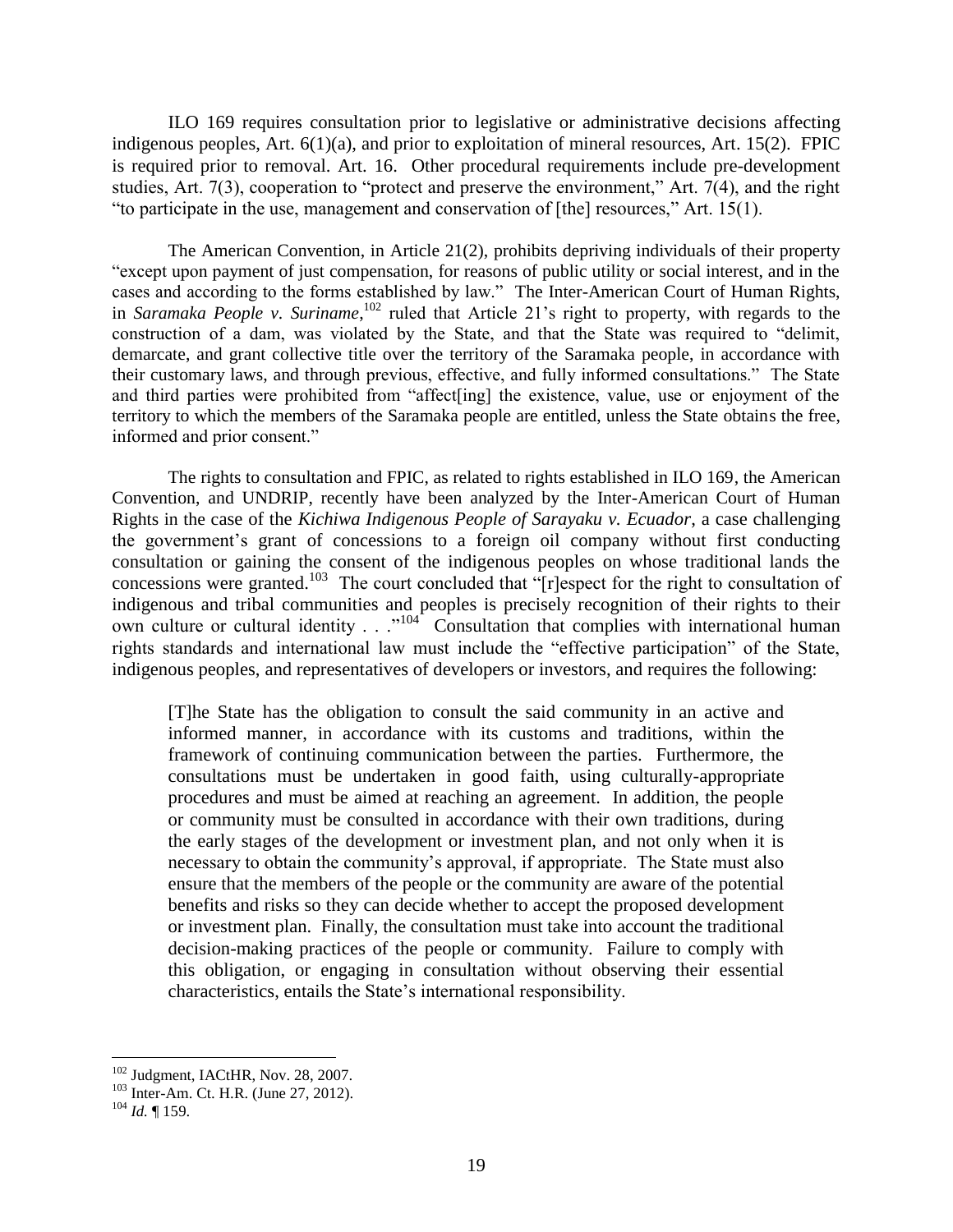ILO 169 requires consultation prior to legislative or administrative decisions affecting indigenous peoples, Art. 6(1)(a), and prior to exploitation of mineral resources, Art. 15(2). FPIC is required prior to removal. Art. 16. Other procedural requirements include pre-development studies, Art. 7(3), cooperation to "protect and preserve the environment," Art. 7(4), and the right "to participate in the use, management and conservation of [the] resources," Art. 15(1).

The American Convention, in Article 21(2), prohibits depriving individuals of their property "except upon payment of just compensation, for reasons of public utility or social interest, and in the cases and according to the forms established by law." The Inter-American Court of Human Rights, in *Saramaka People v. Suriname*,[102] ruled that Article 21's right to property, with regards to the construction of a dam, was violated by the State, and that the State was required to "delimit, demarcate, and grant collective title over the territory of the Saramaka people, in accordance with their customary laws, and through previous, effective, and fully informed consultations." The State and third parties were prohibited from "affect[ing] the existence, value, use or enjoyment of the territory to which the members of the Saramaka people are entitled, unless the State obtains the free, informed and prior consent."

The rights to consultation and FPIC, as related to rights established in ILO 169, the American Convention, and UNDRIP, recently have been analyzed by the Inter-American Court of Human Rights in the case of the *Kichiwa Indigenous People of Sarayaku v. Ecuador*, a case challenging the government's grant of concessions to a foreign oil company without first conducting consultation or gaining the consent of the indigenous peoples on whose traditional lands the concessions were granted.[103] The court concluded that "[r]espect for the right to consultation of indigenous and tribal communities and peoples is precisely recognition of their rights to their own culture or cultural identity . . ."[104] Consultation that complies with international human rights standards and international law must include the "effective participation" of the State, indigenous peoples, and representatives of developers or investors, and requires the following:

> [T]he State has the obligation to consult the said community in an active and informed manner, in accordance with its customs and traditions, within the framework of continuing communication between the parties. Furthermore, the consultations must be undertaken in good faith, using culturally-appropriate procedures and must be aimed at reaching an agreement. In addition, the people or community must be consulted in accordance with their own traditions, during the early stages of the development or investment plan, and not only when it is necessary to obtain the community's approval, if appropriate. The State must also ensure that the members of the people or the community are aware of the potential benefits and risks so they can decide whether to accept the proposed development or investment plan. Finally, the consultation must take into account the traditional decision-making practices of the people or community. Failure to comply with this obligation, or engaging in consultation without observing their essential characteristics, entails the State's international responsibility.

---

[102] Judgment, IACtHR, Nov. 28, 2007.

[103] Inter-Am. Ct. H.R. (June 27, 2012).

[104] *Id.* ¶ 159.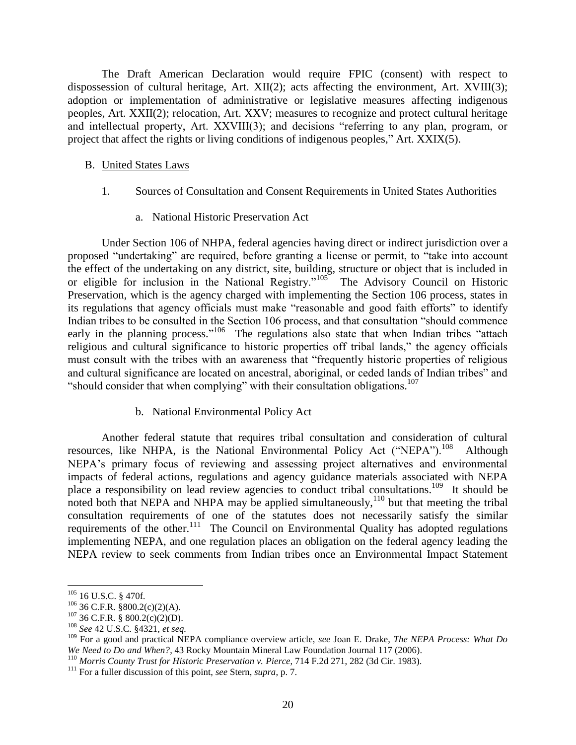The Draft American Declaration would require FPIC (consent) with respect to dispossession of cultural heritage, Art. XII(2); acts affecting the environment, Art. XVIII(3); adoption or implementation of administrative or legislative measures affecting indigenous peoples, Art. XXII(2); relocation, Art. XXV; measures to recognize and protect cultural heritage and intellectual property, Art. XXVIII(3); and decisions "referring to any plan, program, or project that affect the rights or living conditions of indigenous peoples," Art. XXIX(5).

## B. United States Laws

### 1. Sources of Consultation and Consent Requirements in United States Authorities

#### a. National Historic Preservation Act

Under Section 106 of NHPA, federal agencies having direct or indirect jurisdiction over a proposed "undertaking" are required, before granting a license or permit, to "take into account the effect of the undertaking on any district, site, building, structure or object that is included in or eligible for inclusion in the National Registry."[105] The Advisory Council on Historic Preservation, which is the agency charged with implementing the Section 106 process, states in its regulations that agency officials must make "reasonable and good faith efforts" to identify Indian tribes to be consulted in the Section 106 process, and that consultation "should commence early in the planning process."[106] The regulations also state that when Indian tribes "attach religious and cultural significance to historic properties off tribal lands," the agency officials must consult with the tribes with an awareness that "frequently historic properties of religious and cultural significance are located on ancestral, aboriginal, or ceded lands of Indian tribes" and "should consider that when complying" with their consultation obligations.[107]

#### b. National Environmental Policy Act

Another federal statute that requires tribal consultation and consideration of cultural resources, like NHPA, is the National Environmental Policy Act ("NEPA").[108] Although NEPA's primary focus of reviewing and assessing project alternatives and environmental impacts of federal actions, regulations and agency guidance materials associated with NEPA place a responsibility on lead review agencies to conduct tribal consultations.[109] It should be noted both that NEPA and NHPA may be applied simultaneously,[110] but that meeting the tribal consultation requirements of one of the statutes does not necessarily satisfy the similar requirements of the other.[111] The Council on Environmental Quality has adopted regulations implementing NEPA, and one regulation places an obligation on the federal agency leading the NEPA review to seek comments from Indian tribes once an Environmental Impact Statement

---

[105] 16 U.S.C. § 470f.

[106] 36 C.F.R. §800.2(c)(2)(A).

[107] 36 C.F.R. § 800.2(c)(2)(D).

[108] *See* 42 U.S.C. §4321, *et seq.*

[109] For a good and practical NEPA compliance overview article, *see* Joan E. Drake, *The NEPA Process: What Do We Need to Do and When?*, 43 Rocky Mountain Mineral Law Foundation Journal 117 (2006).

[110] *Morris County Trust for Historic Preservation v. Pierce*, 714 F.2d 271, 282 (3d Cir. 1983).

[111] For a fuller discussion of this point, *see* Stern, *supra*, p. 7.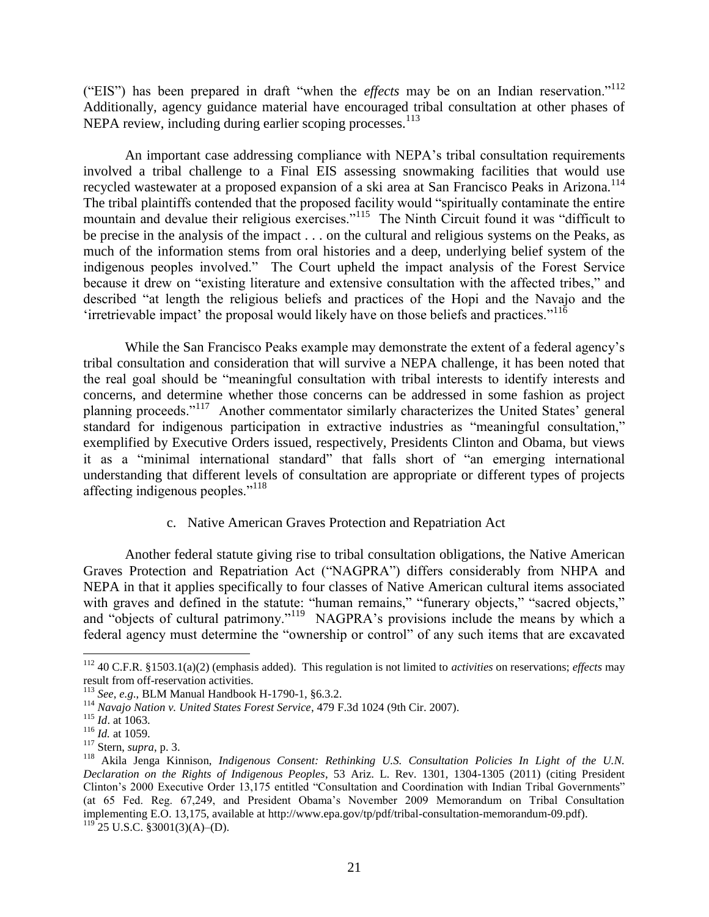("EIS") has been prepared in draft "when the *effects* may be on an Indian reservation."[112] Additionally, agency guidance material have encouraged tribal consultation at other phases of NEPA review, including during earlier scoping processes.[113]

An important case addressing compliance with NEPA's tribal consultation requirements involved a tribal challenge to a Final EIS assessing snowmaking facilities that would use recycled wastewater at a proposed expansion of a ski area at San Francisco Peaks in Arizona.[114] The tribal plaintiffs contended that the proposed facility would "spiritually contaminate the entire mountain and devalue their religious exercises."[115] The Ninth Circuit found it was "difficult to be precise in the analysis of the impact . . . on the cultural and religious systems on the Peaks, as much of the information stems from oral histories and a deep, underlying belief system of the indigenous peoples involved." The Court upheld the impact analysis of the Forest Service because it drew on "existing literature and extensive consultation with the affected tribes," and described "at length the religious beliefs and practices of the Hopi and the Navajo and the 'irretrievable impact' the proposal would likely have on those beliefs and practices."[116]

While the San Francisco Peaks example may demonstrate the extent of a federal agency's tribal consultation and consideration that will survive a NEPA challenge, it has been noted that the real goal should be "meaningful consultation with tribal interests to identify interests and concerns, and determine whether those concerns can be addressed in some fashion as project planning proceeds."[117] Another commentator similarly characterizes the United States' general standard for indigenous participation in extractive industries as "meaningful consultation," exemplified by Executive Orders issued, respectively, Presidents Clinton and Obama, but views it as a "minimal international standard" that falls short of "an emerging international understanding that different levels of consultation are appropriate or different types of projects affecting indigenous peoples."[118]

c. Native American Graves Protection and Repatriation Act

Another federal statute giving rise to tribal consultation obligations, the Native American Graves Protection and Repatriation Act ("NAGPRA") differs considerably from NHPA and NEPA in that it applies specifically to four classes of Native American cultural items associated with graves and defined in the statute: "human remains," "funerary objects," "sacred objects," and "objects of cultural patrimony."[119] NAGPRA's provisions include the means by which a federal agency must determine the "ownership or control" of any such items that are excavated

---

[112] 40 C.F.R. §1503.1(a)(2) (emphasis added). This regulation is not limited to *activities* on reservations; *effects* may result from off-reservation activities.

[113] *See*, *e.g*., BLM Manual Handbook H-1790-1, §6.3.2.

[114] *Navajo Nation v. United States Forest Service*, 479 F.3d 1024 (9th Cir. 2007).

[115] *Id*. at 1063.

[116] *Id.* at 1059.

[117] Stern, *supra*, p. 3.

[118] Akila Jenga Kinnison, *Indigenous Consent: Rethinking U.S. Consultation Policies In Light of the U.N. Declaration on the Rights of Indigenous Peoples*, 53 Ariz. L. Rev. 1301, 1304-1305 (2011) (citing President Clinton's 2000 Executive Order 13,175 entitled "Consultation and Coordination with Indian Tribal Governments" (at 65 Fed. Reg. 67,249, and President Obama's November 2009 Memorandum on Tribal Consultation implementing E.O. 13,175, available at http://www.epa.gov/tp/pdf/tribal-consultation-memorandum-09.pdf).

[119] 25 U.S.C. §3001(3)(A)–(D).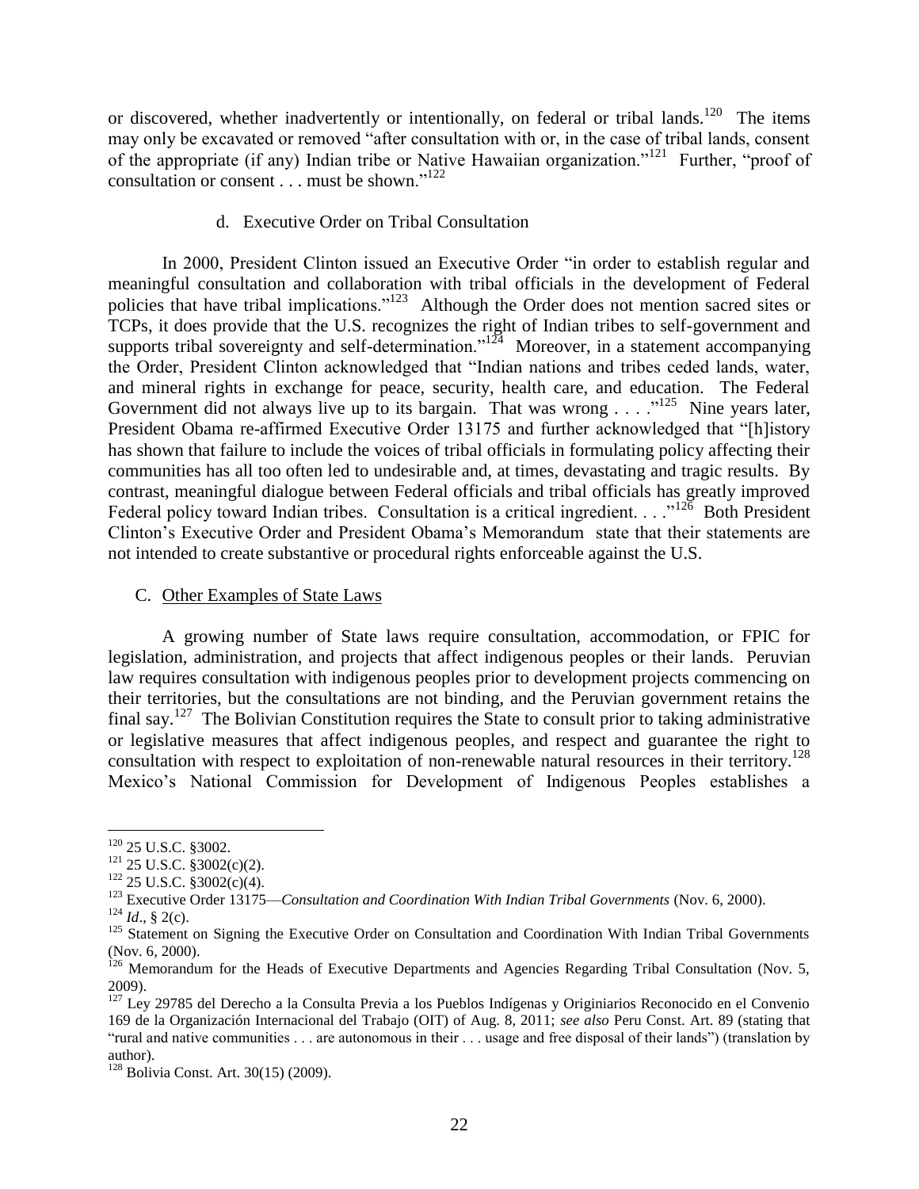or discovered, whether inadvertently or intentionally, on federal or tribal lands.[120] The items may only be excavated or removed "after consultation with or, in the case of tribal lands, consent of the appropriate (if any) Indian tribe or Native Hawaiian organization."[121] Further, "proof of consultation or consent . . . must be shown."[122]

#### d. Executive Order on Tribal Consultation

In 2000, President Clinton issued an Executive Order "in order to establish regular and meaningful consultation and collaboration with tribal officials in the development of Federal policies that have tribal implications."[123] Although the Order does not mention sacred sites or TCPs, it does provide that the U.S. recognizes the right of Indian tribes to self-government and supports tribal sovereignty and self-determination."[124] Moreover, in a statement accompanying the Order, President Clinton acknowledged that "Indian nations and tribes ceded lands, water, and mineral rights in exchange for peace, security, health care, and education. The Federal Government did not always live up to its bargain. That was wrong . . . ."[125] Nine years later, President Obama re-affirmed Executive Order 13175 and further acknowledged that "[h]istory has shown that failure to include the voices of tribal officials in formulating policy affecting their communities has all too often led to undesirable and, at times, devastating and tragic results. By contrast, meaningful dialogue between Federal officials and tribal officials has greatly improved Federal policy toward Indian tribes. Consultation is a critical ingredient. . . ."[126] Both President Clinton's Executive Order and President Obama's Memorandum state that their statements are not intended to create substantive or procedural rights enforceable against the U.S.

### C. Other Examples of State Laws

A growing number of State laws require consultation, accommodation, or FPIC for legislation, administration, and projects that affect indigenous peoples or their lands. Peruvian law requires consultation with indigenous peoples prior to development projects commencing on their territories, but the consultations are not binding, and the Peruvian government retains the final say.[127] The Bolivian Constitution requires the State to consult prior to taking administrative or legislative measures that affect indigenous peoples, and respect and guarantee the right to consultation with respect to exploitation of non-renewable natural resources in their territory.[128] Mexico's National Commission for Development of Indigenous Peoples establishes a

---

[120] 25 U.S.C. §3002.

[121] 25 U.S.C. §3002(c)(2).

[122] 25 U.S.C. §3002(c)(4).

[123] Executive Order 13175—*Consultation and Coordination With Indian Tribal Governments* (Nov. 6, 2000).

[124] *Id*., § 2(c).

[125] Statement on Signing the Executive Order on Consultation and Coordination With Indian Tribal Governments (Nov. 6, 2000).

[126] Memorandum for the Heads of Executive Departments and Agencies Regarding Tribal Consultation (Nov. 5, 2009).

[127] Ley 29785 del Derecho a la Consulta Previa a los Pueblos Indígenas y Originiarios Reconocido en el Convenio 169 de la Organización Internacional del Trabajo (OIT) of Aug. 8, 2011; *see also* Peru Const. Art. 89 (stating that "rural and native communities . . . are autonomous in their . . . usage and free disposal of their lands") (translation by author).

[128] Bolivia Const. Art. 30(15) (2009).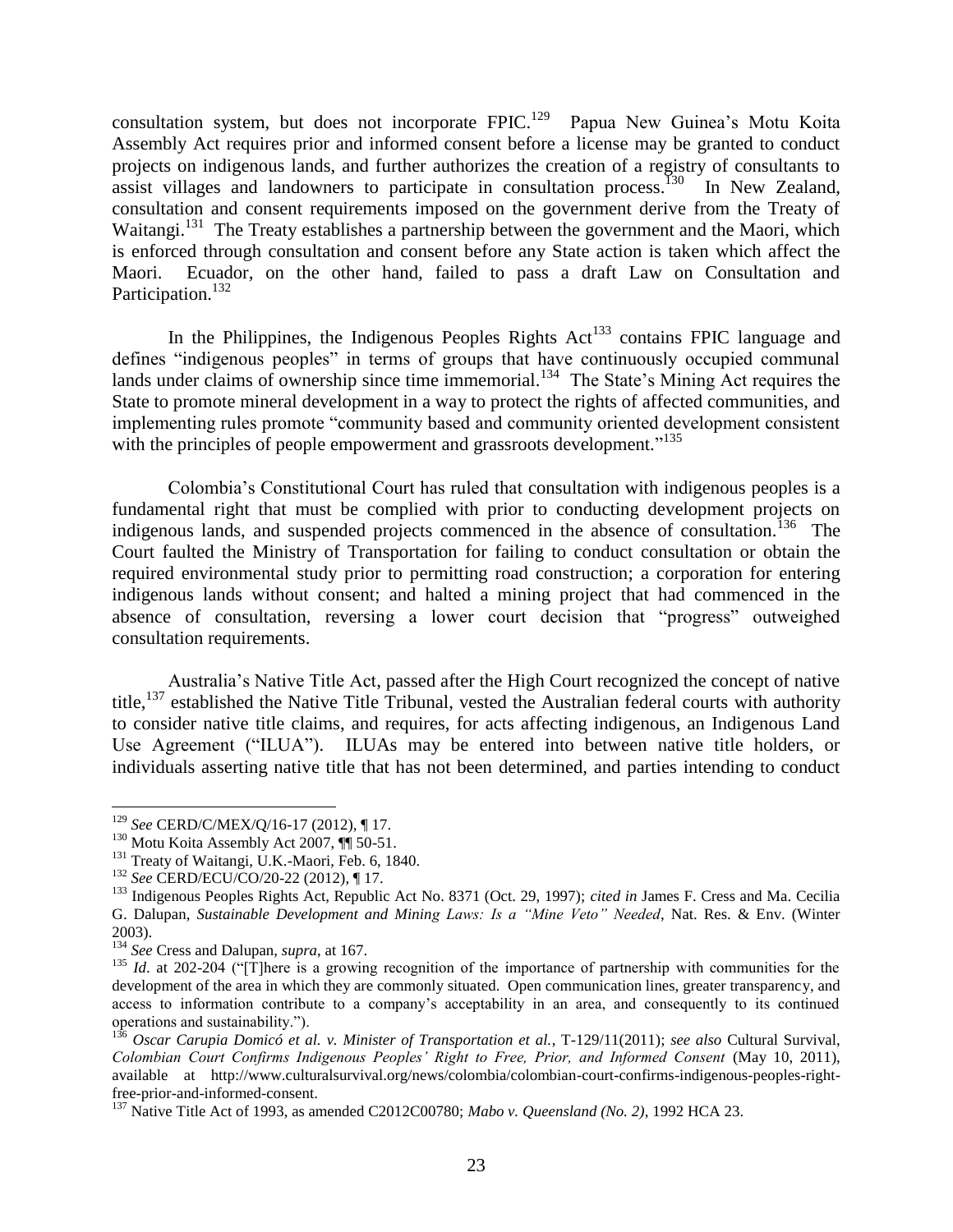consultation system, but does not incorporate FPIC.[129] Papua New Guinea's Motu Koita Assembly Act requires prior and informed consent before a license may be granted to conduct projects on indigenous lands, and further authorizes the creation of a registry of consultants to assist villages and landowners to participate in consultation process.[130] In New Zealand, consultation and consent requirements imposed on the government derive from the Treaty of Waitangi.[131] The Treaty establishes a partnership between the government and the Maori, which is enforced through consultation and consent before any State action is taken which affect the Maori. Ecuador, on the other hand, failed to pass a draft Law on Consultation and Participation.[132]

In the Philippines, the Indigenous Peoples Rights Act[133] contains FPIC language and defines "indigenous peoples" in terms of groups that have continuously occupied communal lands under claims of ownership since time immemorial.[134] The State's Mining Act requires the State to promote mineral development in a way to protect the rights of affected communities, and implementing rules promote "community based and community oriented development consistent with the principles of people empowerment and grassroots development."[135]

Colombia's Constitutional Court has ruled that consultation with indigenous peoples is a fundamental right that must be complied with prior to conducting development projects on indigenous lands, and suspended projects commenced in the absence of consultation.[136] The Court faulted the Ministry of Transportation for failing to conduct consultation or obtain the required environmental study prior to permitting road construction; a corporation for entering indigenous lands without consent; and halted a mining project that had commenced in the absence of consultation, reversing a lower court decision that "progress" outweighed consultation requirements.

Australia's Native Title Act, passed after the High Court recognized the concept of native title,[137] established the Native Title Tribunal, vested the Australian federal courts with authority to consider native title claims, and requires, for acts affecting indigenous, an Indigenous Land Use Agreement ("ILUA"). ILUAs may be entered into between native title holders, or individuals asserting native title that has not been determined, and parties intending to conduct

---

[129] *See* CERD/C/MEX/Q/16-17 (2012), ¶ 17.

[130] Motu Koita Assembly Act 2007, ¶¶ 50-51.

[131] Treaty of Waitangi, U.K.-Maori, Feb. 6, 1840.

[132] *See* CERD/ECU/CO/20-22 (2012), ¶ 17.

[133] Indigenous Peoples Rights Act, Republic Act No. 8371 (Oct. 29, 1997); *cited in* James F. Cress and Ma. Cecilia G. Dalupan, *Sustainable Development and Mining Laws: Is a "Mine Veto" Needed*, Nat. Res. & Env. (Winter 2003).

[134] *See* Cress and Dalupan, *supra*, at 167.

[135] *Id*. at 202-204 ("[T]here is a growing recognition of the importance of partnership with communities for the development of the area in which they are commonly situated. Open communication lines, greater transparency, and access to information contribute to a company's acceptability in an area, and consequently to its continued operations and sustainability.").

[136] *Oscar Carupia Domicó et al. v. Minister of Transportation et al.*, T-129/11(2011); *see also* Cultural Survival, *Colombian Court Confirms Indigenous Peoples' Right to Free, Prior, and Informed Consent* (May 10, 2011), available at http://www.culturalsurvival.org/news/colombia/colombian-court-confirms-indigenous-peoples-right-free-prior-and-informed-consent.

[137] Native Title Act of 1993, as amended C2012C00780; *Mabo v. Queensland (No. 2)*, 1992 HCA 23.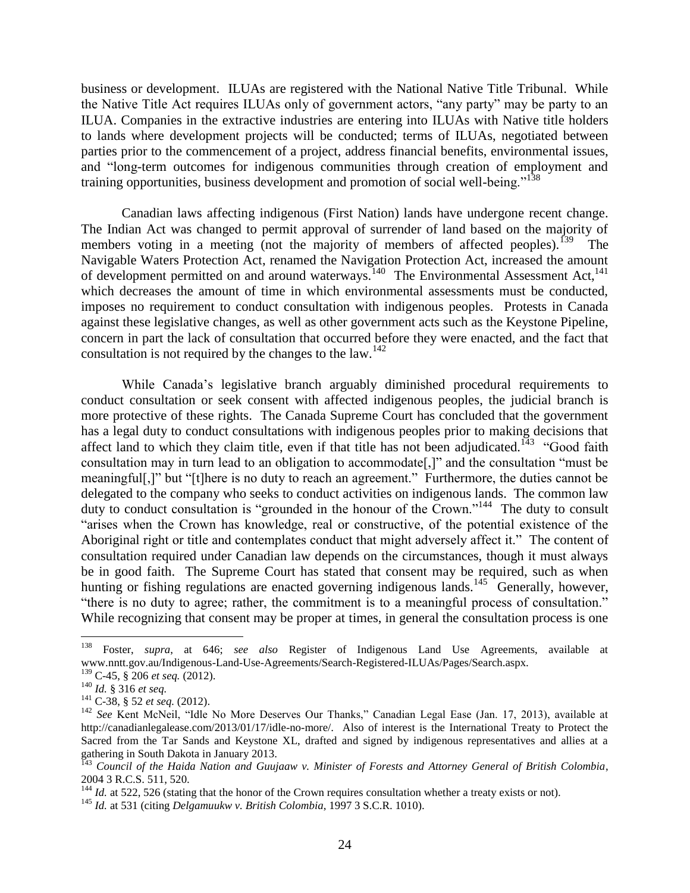business or development. ILUAs are registered with the National Native Title Tribunal. While the Native Title Act requires ILUAs only of government actors, "any party" may be party to an ILUA. Companies in the extractive industries are entering into ILUAs with Native title holders to lands where development projects will be conducted; terms of ILUAs, negotiated between parties prior to the commencement of a project, address financial benefits, environmental issues, and "long-term outcomes for indigenous communities through creation of employment and training opportunities, business development and promotion of social well-being."[138]

Canadian laws affecting indigenous (First Nation) lands have undergone recent change. The Indian Act was changed to permit approval of surrender of land based on the majority of members voting in a meeting (not the majority of members of affected peoples).[139] The Navigable Waters Protection Act, renamed the Navigation Protection Act, increased the amount of development permitted on and around waterways.[140] The Environmental Assessment Act,[141] which decreases the amount of time in which environmental assessments must be conducted, imposes no requirement to conduct consultation with indigenous peoples. Protests in Canada against these legislative changes, as well as other government acts such as the Keystone Pipeline, concern in part the lack of consultation that occurred before they were enacted, and the fact that consultation is not required by the changes to the law.[142]

While Canada's legislative branch arguably diminished procedural requirements to conduct consultation or seek consent with affected indigenous peoples, the judicial branch is more protective of these rights. The Canada Supreme Court has concluded that the government has a legal duty to conduct consultations with indigenous peoples prior to making decisions that affect land to which they claim title, even if that title has not been adjudicated.[143] "Good faith consultation may in turn lead to an obligation to accommodate[,]" and the consultation "must be meaningful[,]" but "[t]here is no duty to reach an agreement." Furthermore, the duties cannot be delegated to the company who seeks to conduct activities on indigenous lands. The common law duty to conduct consultation is "grounded in the honour of the Crown."[144] The duty to consult "arises when the Crown has knowledge, real or constructive, of the potential existence of the Aboriginal right or title and contemplates conduct that might adversely affect it." The content of consultation required under Canadian law depends on the circumstances, though it must always be in good faith. The Supreme Court has stated that consent may be required, such as when hunting or fishing regulations are enacted governing indigenous lands.[145] Generally, however, "there is no duty to agree; rather, the commitment is to a meaningful process of consultation." While recognizing that consent may be proper at times, in general the consultation process is one

---

[138] Foster, *supra*, at 646; *see also* Register of Indigenous Land Use Agreements, available at www.nntt.gov.au/Indigenous-Land-Use-Agreements/Search-Registered-ILUAs/Pages/Search.aspx.

[139] C-45, § 206 *et seq.* (2012).

[140] *Id.* § 316 *et seq.*

[141] C-38, § 52 *et seq.* (2012).

[142] *See* Kent McNeil, "Idle No More Deserves Our Thanks," Canadian Legal Ease (Jan. 17, 2013), available at http://canadianlegalease.com/2013/01/17/idle-no-more/. Also of interest is the International Treaty to Protect the Sacred from the Tar Sands and Keystone XL, drafted and signed by indigenous representatives and allies at a gathering in South Dakota in January 2013.

[143] *Council of the Haida Nation and Guujaaw v. Minister of Forests and Attorney General of British Colombia*, 2004 3 R.C.S. 511, 520.

[144] *Id.* at 522, 526 (stating that the honor of the Crown requires consultation whether a treaty exists or not).

[145] *Id.* at 531 (citing *Delgamuukw v. British Colombia*, 1997 3 S.C.R. 1010).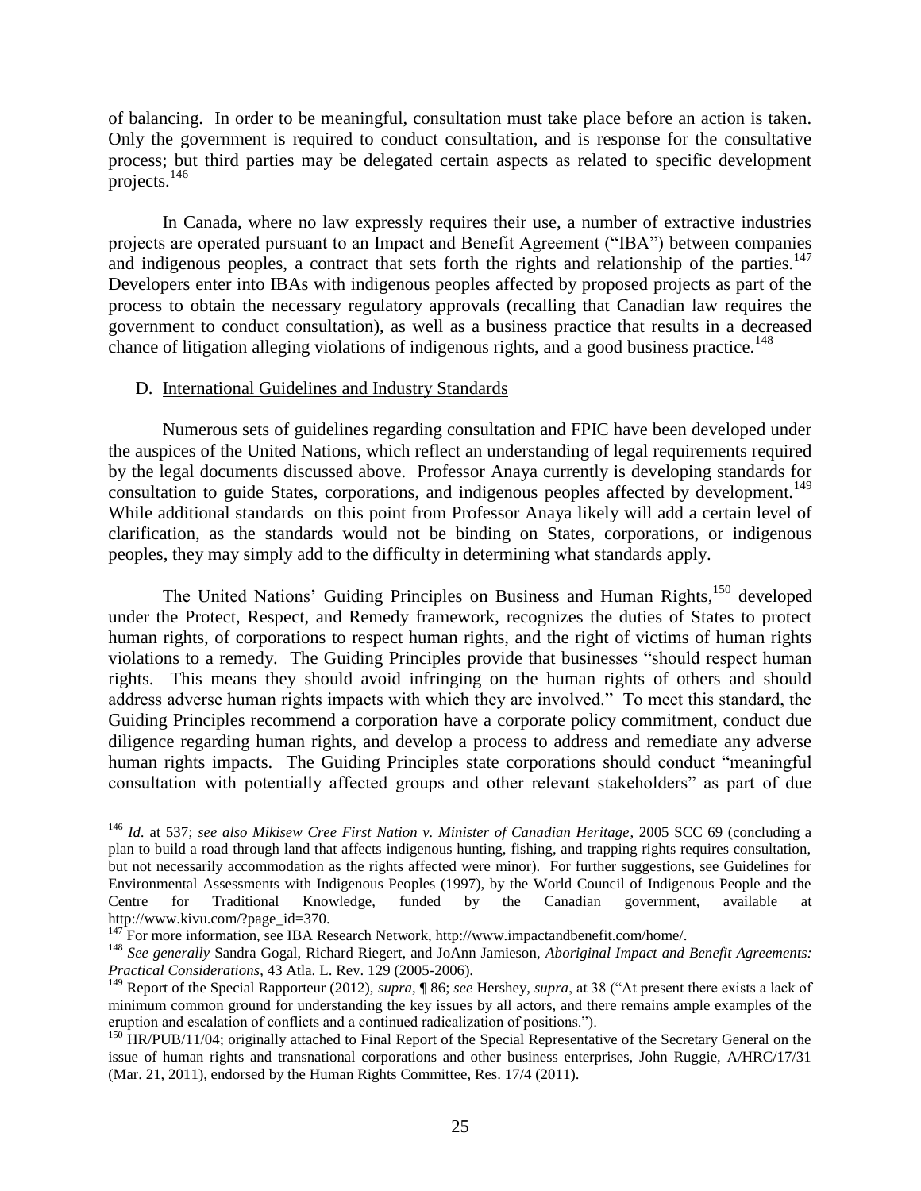of balancing. In order to be meaningful, consultation must take place before an action is taken. Only the government is required to conduct consultation, and is response for the consultative process; but third parties may be delegated certain aspects as related to specific development projects.[146]

In Canada, where no law expressly requires their use, a number of extractive industries projects are operated pursuant to an Impact and Benefit Agreement ("IBA") between companies and indigenous peoples, a contract that sets forth the rights and relationship of the parties.[147] Developers enter into IBAs with indigenous peoples affected by proposed projects as part of the process to obtain the necessary regulatory approvals (recalling that Canadian law requires the government to conduct consultation), as well as a business practice that results in a decreased chance of litigation alleging violations of indigenous rights, and a good business practice.[148]

### D. International Guidelines and Industry Standards

Numerous sets of guidelines regarding consultation and FPIC have been developed under the auspices of the United Nations, which reflect an understanding of legal requirements required by the legal documents discussed above. Professor Anaya currently is developing standards for consultation to guide States, corporations, and indigenous peoples affected by development.[149] While additional standards on this point from Professor Anaya likely will add a certain level of clarification, as the standards would not be binding on States, corporations, or indigenous peoples, they may simply add to the difficulty in determining what standards apply.

The United Nations' Guiding Principles on Business and Human Rights,[150] developed under the Protect, Respect, and Remedy framework, recognizes the duties of States to protect human rights, of corporations to respect human rights, and the right of victims of human rights violations to a remedy. The Guiding Principles provide that businesses "should respect human rights. This means they should avoid infringing on the human rights of others and should address adverse human rights impacts with which they are involved." To meet this standard, the Guiding Principles recommend a corporation have a corporate policy commitment, conduct due diligence regarding human rights, and develop a process to address and remediate any adverse human rights impacts. The Guiding Principles state corporations should conduct "meaningful consultation with potentially affected groups and other relevant stakeholders" as part of due

---

[146] *Id.* at 537; *see also Mikisew Cree First Nation v. Minister of Canadian Heritage*, 2005 SCC 69 (concluding a plan to build a road through land that affects indigenous hunting, fishing, and trapping rights requires consultation, but not necessarily accommodation as the rights affected were minor). For further suggestions, see Guidelines for Environmental Assessments with Indigenous Peoples (1997), by the World Council of Indigenous People and the Centre for Traditional Knowledge, funded by the Canadian government, available at http://www.kivu.com/?page_id=370.

[147] For more information, see IBA Research Network, http://www.impactandbenefit.com/home/.

[148] *See generally* Sandra Gogal, Richard Riegert, and JoAnn Jamieson, *Aboriginal Impact and Benefit Agreements: Practical Considerations*, 43 Atla. L. Rev. 129 (2005-2006).

[149] Report of the Special Rapporteur (2012), *supra*, ¶ 86; *see* Hershey, *supra*, at 38 ("At present there exists a lack of minimum common ground for understanding the key issues by all actors, and there remains ample examples of the eruption and escalation of conflicts and a continued radicalization of positions.").

[150] HR/PUB/11/04; originally attached to Final Report of the Special Representative of the Secretary General on the issue of human rights and transnational corporations and other business enterprises, John Ruggie, A/HRC/17/31 (Mar. 21, 2011), endorsed by the Human Rights Committee, Res. 17/4 (2011).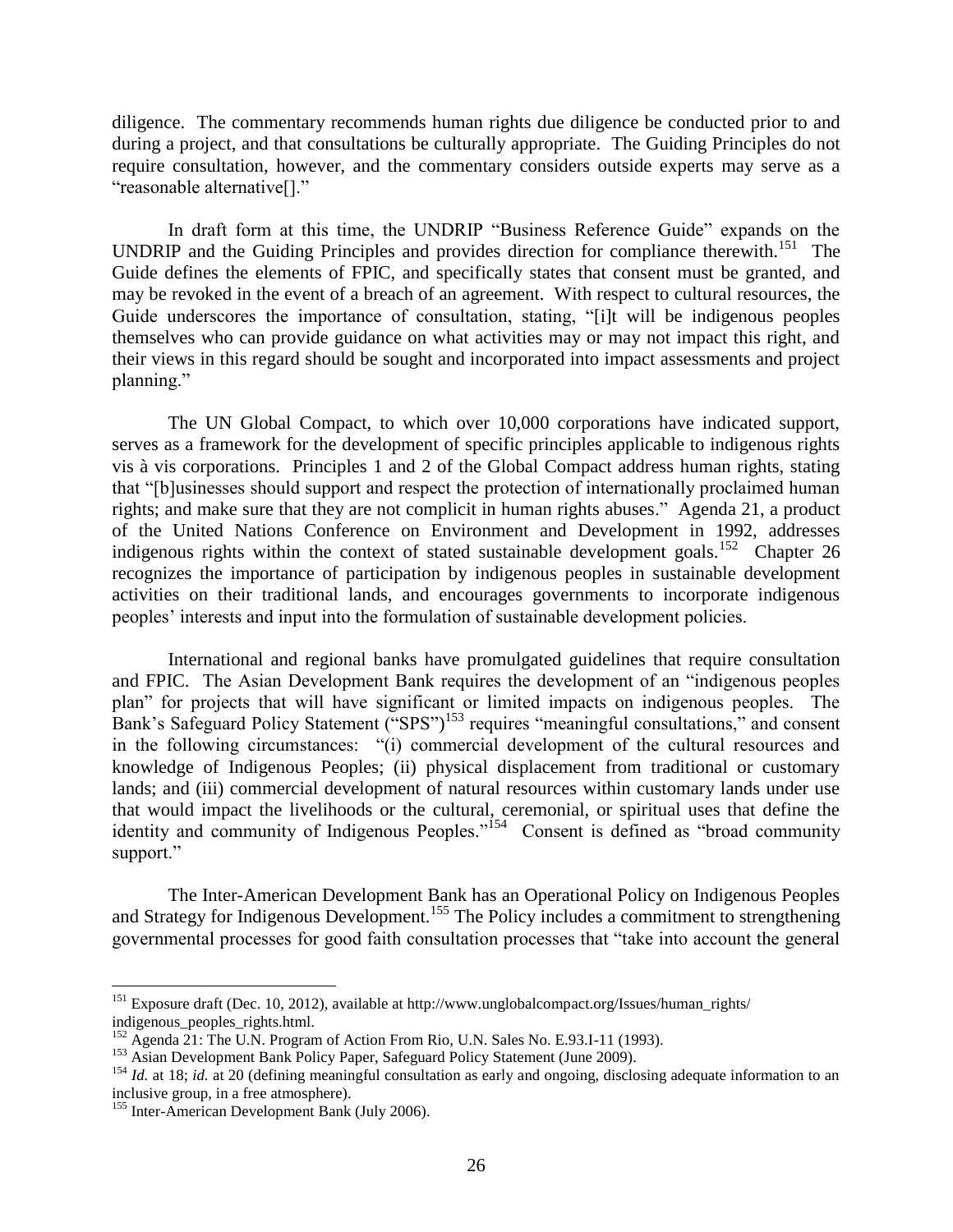diligence. The commentary recommends human rights due diligence be conducted prior to and during a project, and that consultations be culturally appropriate. The Guiding Principles do not require consultation, however, and the commentary considers outside experts may serve as a "reasonable alternative[]."

In draft form at this time, the UNDRIP "Business Reference Guide" expands on the UNDRIP and the Guiding Principles and provides direction for compliance therewith.[151] The Guide defines the elements of FPIC, and specifically states that consent must be granted, and may be revoked in the event of a breach of an agreement. With respect to cultural resources, the Guide underscores the importance of consultation, stating, "[i]t will be indigenous peoples themselves who can provide guidance on what activities may or may not impact this right, and their views in this regard should be sought and incorporated into impact assessments and project planning."

The UN Global Compact, to which over 10,000 corporations have indicated support, serves as a framework for the development of specific principles applicable to indigenous rights vis à vis corporations. Principles 1 and 2 of the Global Compact address human rights, stating that "[b]usinesses should support and respect the protection of internationally proclaimed human rights; and make sure that they are not complicit in human rights abuses." Agenda 21, a product of the United Nations Conference on Environment and Development in 1992, addresses indigenous rights within the context of stated sustainable development goals.[152] Chapter 26 recognizes the importance of participation by indigenous peoples in sustainable development activities on their traditional lands, and encourages governments to incorporate indigenous peoples' interests and input into the formulation of sustainable development policies.

International and regional banks have promulgated guidelines that require consultation and FPIC. The Asian Development Bank requires the development of an "indigenous peoples plan" for projects that will have significant or limited impacts on indigenous peoples. The Bank's Safeguard Policy Statement ("SPS")[153] requires "meaningful consultations," and consent in the following circumstances: "(i) commercial development of the cultural resources and knowledge of Indigenous Peoples; (ii) physical displacement from traditional or customary lands; and (iii) commercial development of natural resources within customary lands under use that would impact the livelihoods or the cultural, ceremonial, or spiritual uses that define the identity and community of Indigenous Peoples."[154] Consent is defined as "broad community support."

The Inter-American Development Bank has an Operational Policy on Indigenous Peoples and Strategy for Indigenous Development.[155] The Policy includes a commitment to strengthening governmental processes for good faith consultation processes that "take into account the general

---

[151] Exposure draft (Dec. 10, 2012), available at http://www.unglobalcompact.org/Issues/human_rights/indigenous_peoples_rights.html.

[152] Agenda 21: The U.N. Program of Action From Rio, U.N. Sales No. E.93.I-11 (1993).

[153] Asian Development Bank Policy Paper, Safeguard Policy Statement (June 2009).

[154] *Id.* at 18; *id.* at 20 (defining meaningful consultation as early and ongoing, disclosing adequate information to an inclusive group, in a free atmosphere).

[155] Inter-American Development Bank (July 2006).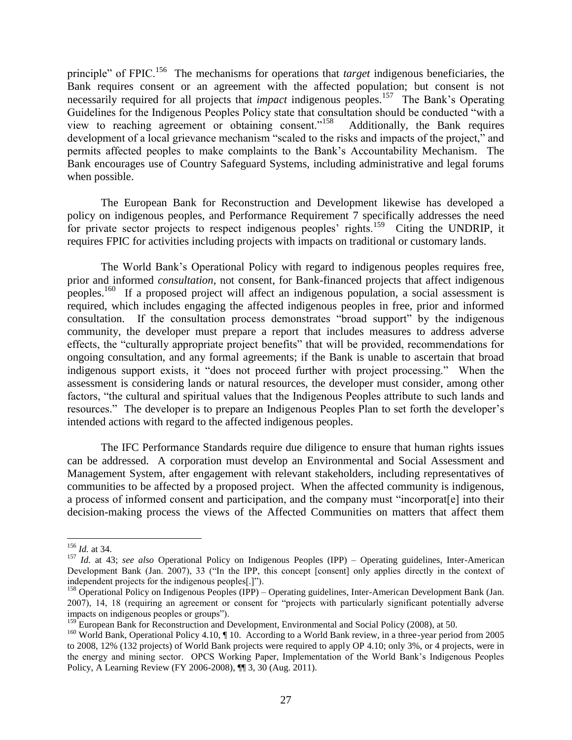principle" of FPIC.[156] The mechanisms for operations that *target* indigenous beneficiaries, the Bank requires consent or an agreement with the affected population; but consent is not necessarily required for all projects that *impact* indigenous peoples.[157] The Bank's Operating Guidelines for the Indigenous Peoples Policy state that consultation should be conducted "with a view to reaching agreement or obtaining consent."[158] Additionally, the Bank requires development of a local grievance mechanism "scaled to the risks and impacts of the project," and permits affected peoples to make complaints to the Bank's Accountability Mechanism. The Bank encourages use of Country Safeguard Systems, including administrative and legal forums when possible.

The European Bank for Reconstruction and Development likewise has developed a policy on indigenous peoples, and Performance Requirement 7 specifically addresses the need for private sector projects to respect indigenous peoples' rights.[159] Citing the UNDRIP, it requires FPIC for activities including projects with impacts on traditional or customary lands.

The World Bank's Operational Policy with regard to indigenous peoples requires free, prior and informed *consultation*, not consent, for Bank-financed projects that affect indigenous peoples.[160] If a proposed project will affect an indigenous population, a social assessment is required, which includes engaging the affected indigenous peoples in free, prior and informed consultation. If the consultation process demonstrates "broad support" by the indigenous community, the developer must prepare a report that includes measures to address adverse effects, the "culturally appropriate project benefits" that will be provided, recommendations for ongoing consultation, and any formal agreements; if the Bank is unable to ascertain that broad indigenous support exists, it "does not proceed further with project processing." When the assessment is considering lands or natural resources, the developer must consider, among other factors, "the cultural and spiritual values that the Indigenous Peoples attribute to such lands and resources." The developer is to prepare an Indigenous Peoples Plan to set forth the developer's intended actions with regard to the affected indigenous peoples.

The IFC Performance Standards require due diligence to ensure that human rights issues can be addressed. A corporation must develop an Environmental and Social Assessment and Management System, after engagement with relevant stakeholders, including representatives of communities to be affected by a proposed project. When the affected community is indigenous, a process of informed consent and participation, and the company must "incorporat[e] into their decision-making process the views of the Affected Communities on matters that affect them

---

[156] *Id.* at 34.

[157] *Id.* at 43; *see also* Operational Policy on Indigenous Peoples (IPP) – Operating guidelines, Inter-American Development Bank (Jan. 2007), 33 ("In the IPP, this concept [consent] only applies directly in the context of independent projects for the indigenous peoples[.]").

[158] Operational Policy on Indigenous Peoples (IPP) – Operating guidelines, Inter-American Development Bank (Jan. 2007), 14, 18 (requiring an agreement or consent for "projects with particularly significant potentially adverse impacts on indigenous peoples or groups").

[159] European Bank for Reconstruction and Development, Environmental and Social Policy (2008), at 50.

[160] World Bank, Operational Policy 4.10, ¶ 10. According to a World Bank review, in a three-year period from 2005 to 2008, 12% (132 projects) of World Bank projects were required to apply OP 4.10; only 3%, or 4 projects, were in the energy and mining sector. OPCS Working Paper, Implementation of the World Bank's Indigenous Peoples Policy, A Learning Review (FY 2006-2008), ¶¶ 3, 30 (Aug. 2011).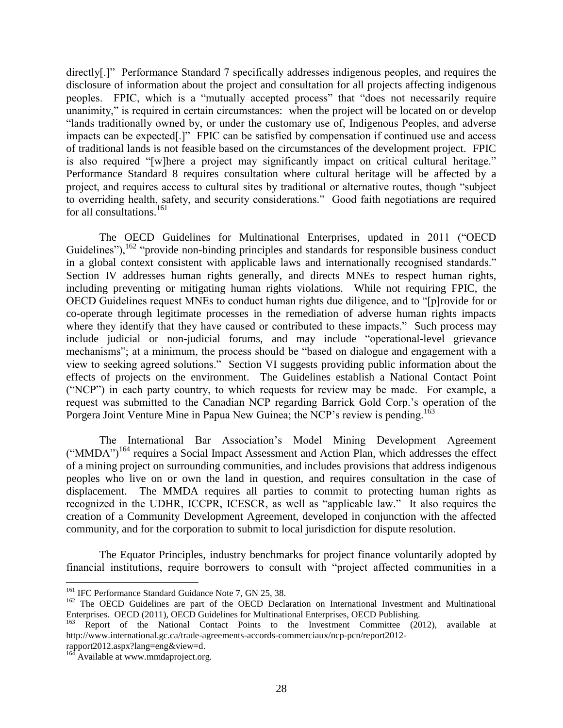directly[.]" Performance Standard 7 specifically addresses indigenous peoples, and requires the disclosure of information about the project and consultation for all projects affecting indigenous peoples. FPIC, which is a "mutually accepted process" that "does not necessarily require unanimity," is required in certain circumstances: when the project will be located on or develop "lands traditionally owned by, or under the customary use of, Indigenous Peoples, and adverse impacts can be expected[.]" FPIC can be satisfied by compensation if continued use and access of traditional lands is not feasible based on the circumstances of the development project. FPIC is also required "[w]here a project may significantly impact on critical cultural heritage." Performance Standard 8 requires consultation where cultural heritage will be affected by a project, and requires access to cultural sites by traditional or alternative routes, though "subject to overriding health, safety, and security considerations." Good faith negotiations are required for all consultations.[161]

The OECD Guidelines for Multinational Enterprises, updated in 2011 ("OECD Guidelines"),[162] "provide non-binding principles and standards for responsible business conduct in a global context consistent with applicable laws and internationally recognised standards." Section IV addresses human rights generally, and directs MNEs to respect human rights, including preventing or mitigating human rights violations. While not requiring FPIC, the OECD Guidelines request MNEs to conduct human rights due diligence, and to "[p]rovide for or co-operate through legitimate processes in the remediation of adverse human rights impacts where they identify that they have caused or contributed to these impacts." Such process may include judicial or non-judicial forums, and may include "operational-level grievance mechanisms"; at a minimum, the process should be "based on dialogue and engagement with a view to seeking agreed solutions." Section VI suggests providing public information about the effects of projects on the environment. The Guidelines establish a National Contact Point ("NCP") in each party country, to which requests for review may be made. For example, a request was submitted to the Canadian NCP regarding Barrick Gold Corp.'s operation of the Porgera Joint Venture Mine in Papua New Guinea; the NCP's review is pending.[163]

The International Bar Association's Model Mining Development Agreement ("MMDA")[164] requires a Social Impact Assessment and Action Plan, which addresses the effect of a mining project on surrounding communities, and includes provisions that address indigenous peoples who live on or own the land in question, and requires consultation in the case of displacement. The MMDA requires all parties to commit to protecting human rights as recognized in the UDHR, ICCPR, ICESCR, as well as "applicable law." It also requires the creation of a Community Development Agreement, developed in conjunction with the affected community, and for the corporation to submit to local jurisdiction for dispute resolution.

The Equator Principles, industry benchmarks for project finance voluntarily adopted by financial institutions, require borrowers to consult with "project affected communities in a

---

[161] IFC Performance Standard Guidance Note 7, GN 25, 38.

[162] The OECD Guidelines are part of the OECD Declaration on International Investment and Multinational Enterprises. OECD (2011), OECD Guidelines for Multinational Enterprises, OECD Publishing.

[163] Report of the National Contact Points to the Investment Committee (2012), available at http://www.international.gc.ca/trade-agreements-accords-commerciaux/ncp-pcn/report2012-rapport2012.aspx?lang=eng&view=d.

[164] Available at www.mmdaproject.org.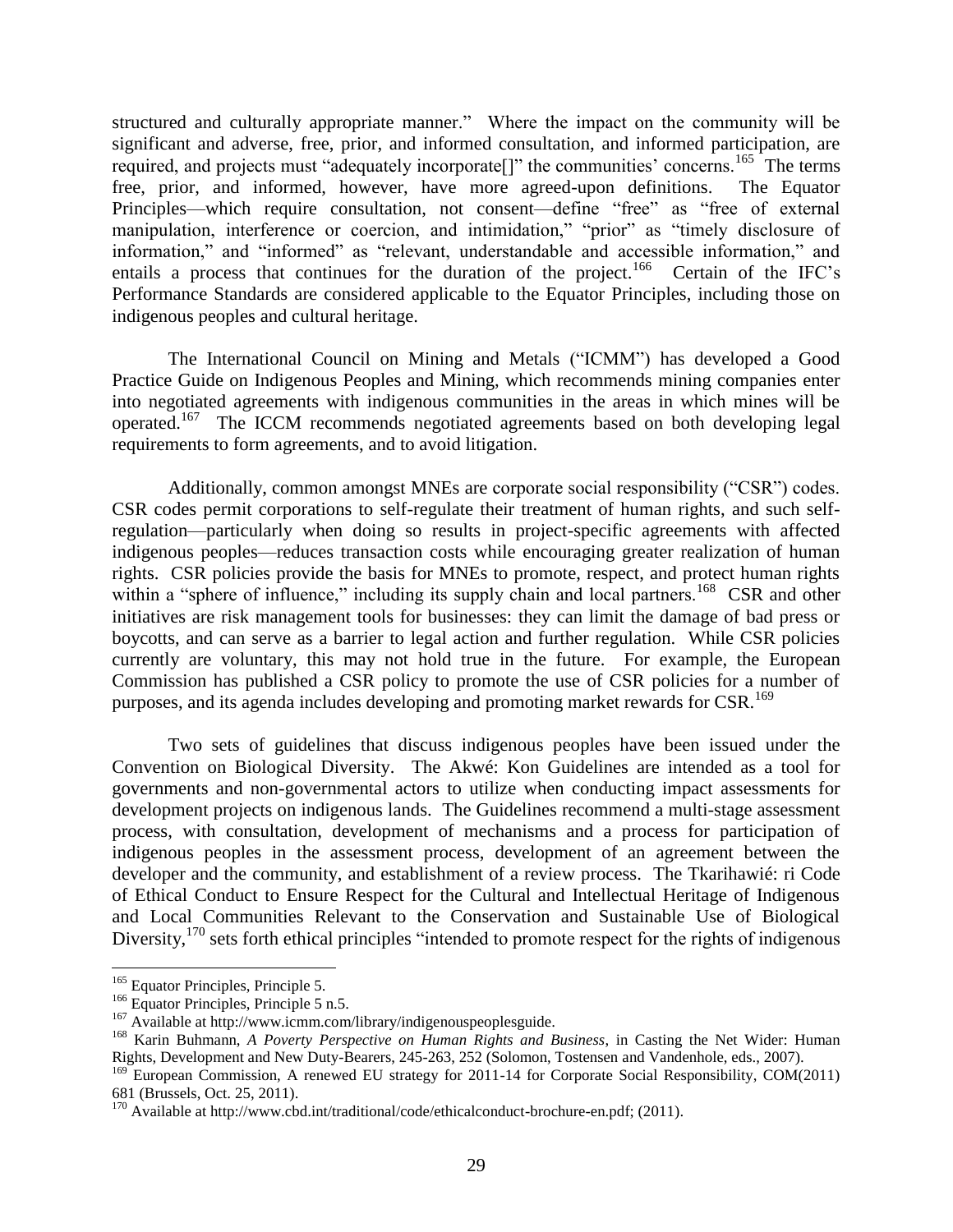structured and culturally appropriate manner." Where the impact on the community will be significant and adverse, free, prior, and informed consultation, and informed participation, are required, and projects must "adequately incorporate[]" the communities' concerns.[165] The terms free, prior, and informed, however, have more agreed-upon definitions. The Equator Principles—which require consultation, not consent—define "free" as "free of external manipulation, interference or coercion, and intimidation," "prior" as "timely disclosure of information," and "informed" as "relevant, understandable and accessible information," and entails a process that continues for the duration of the project.[166] Certain of the IFC's Performance Standards are considered applicable to the Equator Principles, including those on indigenous peoples and cultural heritage.

The International Council on Mining and Metals ("ICMM") has developed a Good Practice Guide on Indigenous Peoples and Mining, which recommends mining companies enter into negotiated agreements with indigenous communities in the areas in which mines will be operated.[167] The ICCM recommends negotiated agreements based on both developing legal requirements to form agreements, and to avoid litigation.

Additionally, common amongst MNEs are corporate social responsibility ("CSR") codes. CSR codes permit corporations to self-regulate their treatment of human rights, and such self-regulation—particularly when doing so results in project-specific agreements with affected indigenous peoples—reduces transaction costs while encouraging greater realization of human rights. CSR policies provide the basis for MNEs to promote, respect, and protect human rights within a "sphere of influence," including its supply chain and local partners.[168] CSR and other initiatives are risk management tools for businesses: they can limit the damage of bad press or boycotts, and can serve as a barrier to legal action and further regulation. While CSR policies currently are voluntary, this may not hold true in the future. For example, the European Commission has published a CSR policy to promote the use of CSR policies for a number of purposes, and its agenda includes developing and promoting market rewards for CSR.[169]

Two sets of guidelines that discuss indigenous peoples have been issued under the Convention on Biological Diversity. The Akwé: Kon Guidelines are intended as a tool for governments and non-governmental actors to utilize when conducting impact assessments for development projects on indigenous lands. The Guidelines recommend a multi-stage assessment process, with consultation, development of mechanisms and a process for participation of indigenous peoples in the assessment process, development of an agreement between the developer and the community, and establishment of a review process. The Tkarihawié: ri Code of Ethical Conduct to Ensure Respect for the Cultural and Intellectual Heritage of Indigenous and Local Communities Relevant to the Conservation and Sustainable Use of Biological Diversity,[170] sets forth ethical principles "intended to promote respect for the rights of indigenous

---

[165] Equator Principles, Principle 5.

[166] Equator Principles, Principle 5 n.5.

[167] Available at http://www.icmm.com/library/indigenouspeoplesguide.

[168] Karin Buhmann, *A Poverty Perspective on Human Rights and Business*, in Casting the Net Wider: Human Rights, Development and New Duty-Bearers, 245-263, 252 (Solomon, Tostensen and Vandenhole, eds., 2007).

[169] European Commission, A renewed EU strategy for 2011-14 for Corporate Social Responsibility, COM(2011) 681 (Brussels, Oct. 25, 2011).

[170] Available at http://www.cbd.int/traditional/code/ethicalconduct-brochure-en.pdf; (2011).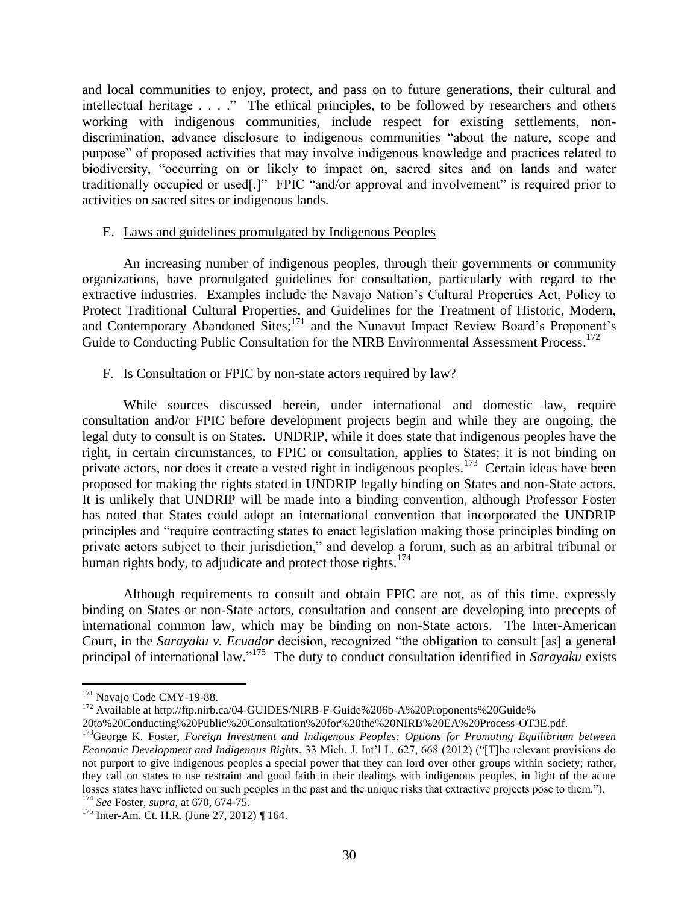and local communities to enjoy, protect, and pass on to future generations, their cultural and intellectual heritage . . . ." The ethical principles, to be followed by researchers and others working with indigenous communities, include respect for existing settlements, non-discrimination, advance disclosure to indigenous communities "about the nature, scope and purpose" of proposed activities that may involve indigenous knowledge and practices related to biodiversity, "occurring on or likely to impact on, sacred sites and on lands and water traditionally occupied or used[.]" FPIC "and/or approval and involvement" is required prior to activities on sacred sites or indigenous lands.

E. Laws and guidelines promulgated by Indigenous Peoples

An increasing number of indigenous peoples, through their governments or community organizations, have promulgated guidelines for consultation, particularly with regard to the extractive industries. Examples include the Navajo Nation's Cultural Properties Act, Policy to Protect Traditional Cultural Properties, and Guidelines for the Treatment of Historic, Modern, and Contemporary Abandoned Sites;[171] and the Nunavut Impact Review Board's Proponent's Guide to Conducting Public Consultation for the NIRB Environmental Assessment Process.[172]

F. Is Consultation or FPIC by non-state actors required by law?

While sources discussed herein, under international and domestic law, require consultation and/or FPIC before development projects begin and while they are ongoing, the legal duty to consult is on States. UNDRIP, while it does state that indigenous peoples have the right, in certain circumstances, to FPIC or consultation, applies to States; it is not binding on private actors, nor does it create a vested right in indigenous peoples.[173] Certain ideas have been proposed for making the rights stated in UNDRIP legally binding on States and non-State actors. It is unlikely that UNDRIP will be made into a binding convention, although Professor Foster has noted that States could adopt an international convention that incorporated the UNDRIP principles and "require contracting states to enact legislation making those principles binding on private actors subject to their jurisdiction," and develop a forum, such as an arbitral tribunal or human rights body, to adjudicate and protect those rights.[174]

Although requirements to consult and obtain FPIC are not, as of this time, expressly binding on States or non-State actors, consultation and consent are developing into precepts of international common law, which may be binding on non-State actors. The Inter-American Court, in the *Sarayaku v. Ecuador* decision, recognized "the obligation to consult [as] a general principal of international law."[175] The duty to conduct consultation identified in *Sarayaku* exists

---

[171] Navajo Code CMY-19-88.

[172] Available at http://ftp.nirb.ca/04-GUIDES/NIRB-F-Guide%206b-A%20Proponents%20Guide%20to%20Conducting%20Public%20Consultation%20for%20the%20NIRB%20EA%20Process-OT3E.pdf.

[173] George K. Foster, *Foreign Investment and Indigenous Peoples: Options for Promoting Equilibrium between Economic Development and Indigenous Rights*, 33 Mich. J. Int'l L. 627, 668 (2012) ("[T]he relevant provisions do not purport to give indigenous peoples a special power that they can lord over other groups within society; rather, they call on states to use restraint and good faith in their dealings with indigenous peoples, in light of the acute losses states have inflicted on such peoples in the past and the unique risks that extractive projects pose to them.").

[174] *See* Foster, *supra*, at 670, 674-75.

[175] Inter-Am. Ct. H.R. (June 27, 2012) ¶ 164.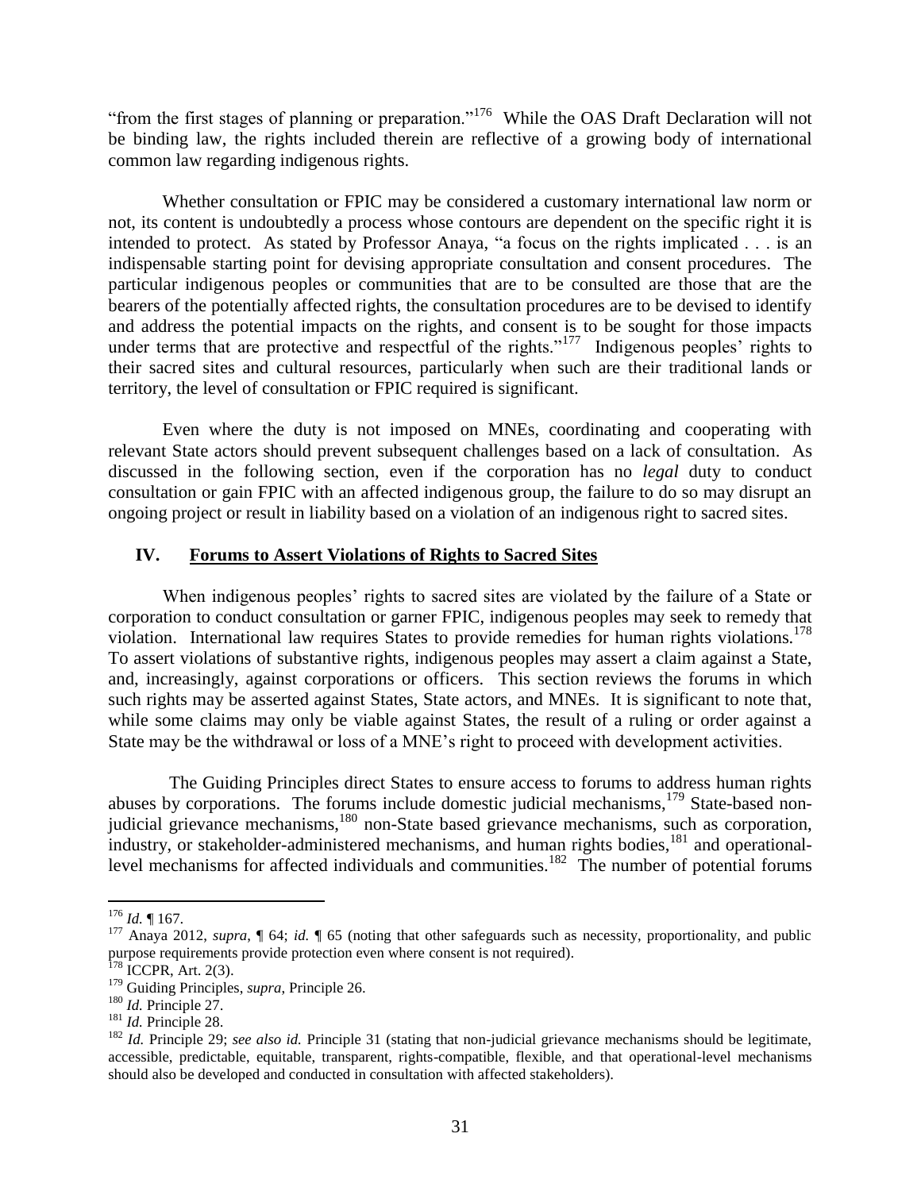"from the first stages of planning or preparation."[176] While the OAS Draft Declaration will not be binding law, the rights included therein are reflective of a growing body of international common law regarding indigenous rights.

Whether consultation or FPIC may be considered a customary international law norm or not, its content is undoubtedly a process whose contours are dependent on the specific right it is intended to protect. As stated by Professor Anaya, "a focus on the rights implicated . . . is an indispensable starting point for devising appropriate consultation and consent procedures. The particular indigenous peoples or communities that are to be consulted are those that are the bearers of the potentially affected rights, the consultation procedures are to be devised to identify and address the potential impacts on the rights, and consent is to be sought for those impacts under terms that are protective and respectful of the rights."[177] Indigenous peoples' rights to their sacred sites and cultural resources, particularly when such are their traditional lands or territory, the level of consultation or FPIC required is significant.

Even where the duty is not imposed on MNEs, coordinating and cooperating with relevant State actors should prevent subsequent challenges based on a lack of consultation. As discussed in the following section, even if the corporation has no *legal* duty to conduct consultation or gain FPIC with an affected indigenous group, the failure to do so may disrupt an ongoing project or result in liability based on a violation of an indigenous right to sacred sites.

## IV. Forums to Assert Violations of Rights to Sacred Sites

When indigenous peoples' rights to sacred sites are violated by the failure of a State or corporation to conduct consultation or garner FPIC, indigenous peoples may seek to remedy that violation. International law requires States to provide remedies for human rights violations.[178] To assert violations of substantive rights, indigenous peoples may assert a claim against a State, and, increasingly, against corporations or officers. This section reviews the forums in which such rights may be asserted against States, State actors, and MNEs. It is significant to note that, while some claims may only be viable against States, the result of a ruling or order against a State may be the withdrawal or loss of a MNE's right to proceed with development activities.

The Guiding Principles direct States to ensure access to forums to address human rights abuses by corporations. The forums include domestic judicial mechanisms,[179] State-based non-judicial grievance mechanisms,[180] non-State based grievance mechanisms, such as corporation, industry, or stakeholder-administered mechanisms, and human rights bodies,[181] and operational-level mechanisms for affected individuals and communities.[182] The number of potential forums

---

[176] *Id.* ¶ 167.

[177] Anaya 2012, *supra*, ¶ 64; *id.* ¶ 65 (noting that other safeguards such as necessity, proportionality, and public purpose requirements provide protection even where consent is not required).

[178] ICCPR, Art. 2(3).

[179] Guiding Principles, *supra*, Principle 26.

[180] *Id.* Principle 27.

[181] *Id.* Principle 28.

[182] *Id.* Principle 29; *see also id.* Principle 31 (stating that non-judicial grievance mechanisms should be legitimate, accessible, predictable, equitable, transparent, rights-compatible, flexible, and that operational-level mechanisms should also be developed and conducted in consultation with affected stakeholders).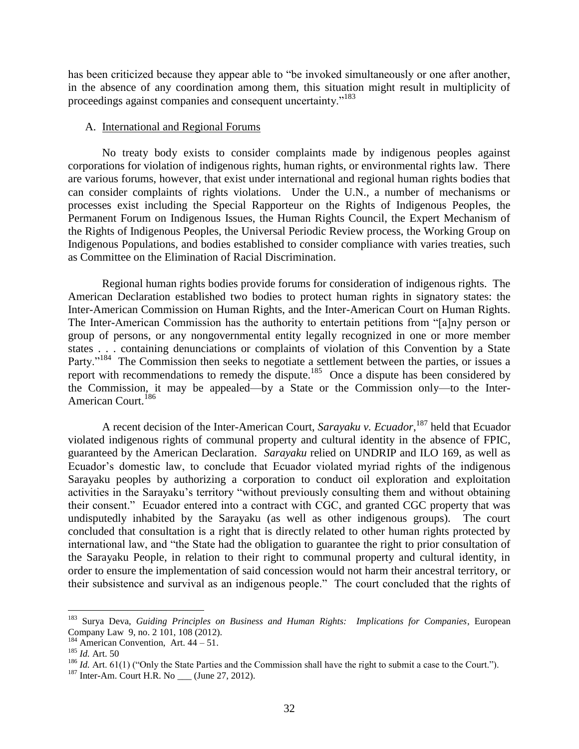has been criticized because they appear able to "be invoked simultaneously or one after another, in the absence of any coordination among them, this situation might result in multiplicity of proceedings against companies and consequent uncertainty."[183]

A. International and Regional Forums

No treaty body exists to consider complaints made by indigenous peoples against corporations for violation of indigenous rights, human rights, or environmental rights law. There are various forums, however, that exist under international and regional human rights bodies that can consider complaints of rights violations. Under the U.N., a number of mechanisms or processes exist including the Special Rapporteur on the Rights of Indigenous Peoples, the Permanent Forum on Indigenous Issues, the Human Rights Council, the Expert Mechanism of the Rights of Indigenous Peoples, the Universal Periodic Review process, the Working Group on Indigenous Populations, and bodies established to consider compliance with varies treaties, such as Committee on the Elimination of Racial Discrimination.

Regional human rights bodies provide forums for consideration of indigenous rights. The American Declaration established two bodies to protect human rights in signatory states: the Inter-American Commission on Human Rights, and the Inter-American Court on Human Rights. The Inter-American Commission has the authority to entertain petitions from "[a]ny person or group of persons, or any nongovernmental entity legally recognized in one or more member states . . . containing denunciations or complaints of violation of this Convention by a State Party."[184] The Commission then seeks to negotiate a settlement between the parties, or issues a report with recommendations to remedy the dispute.[185] Once a dispute has been considered by the Commission, it may be appealed—by a State or the Commission only—to the Inter-American Court.[186]

A recent decision of the Inter-American Court, *Sarayaku v. Ecuador*,[187] held that Ecuador violated indigenous rights of communal property and cultural identity in the absence of FPIC, guaranteed by the American Declaration. *Sarayaku* relied on UNDRIP and ILO 169, as well as Ecuador's domestic law, to conclude that Ecuador violated myriad rights of the indigenous Sarayaku peoples by authorizing a corporation to conduct oil exploration and exploitation activities in the Sarayaku's territory "without previously consulting them and without obtaining their consent." Ecuador entered into a contract with CGC, and granted CGC property that was undisputedly inhabited by the Sarayaku (as well as other indigenous groups). The court concluded that consultation is a right that is directly related to other human rights protected by international law, and "the State had the obligation to guarantee the right to prior consultation of the Sarayaku People, in relation to their right to communal property and cultural identity, in order to ensure the implementation of said concession would not harm their ancestral territory, or their subsistence and survival as an indigenous people." The court concluded that the rights of

---

[183] Surya Deva, *Guiding Principles on Business and Human Rights: Implications for Companies*, European Company Law 9, no. 2 101, 108 (2012).

[184] American Convention, Art. 44 – 51.

[185] *Id.* Art. 50

[186] *Id.* Art. 61(1) ("Only the State Parties and the Commission shall have the right to submit a case to the Court.").

[187] Inter-Am. Court H.R. No ___ (June 27, 2012).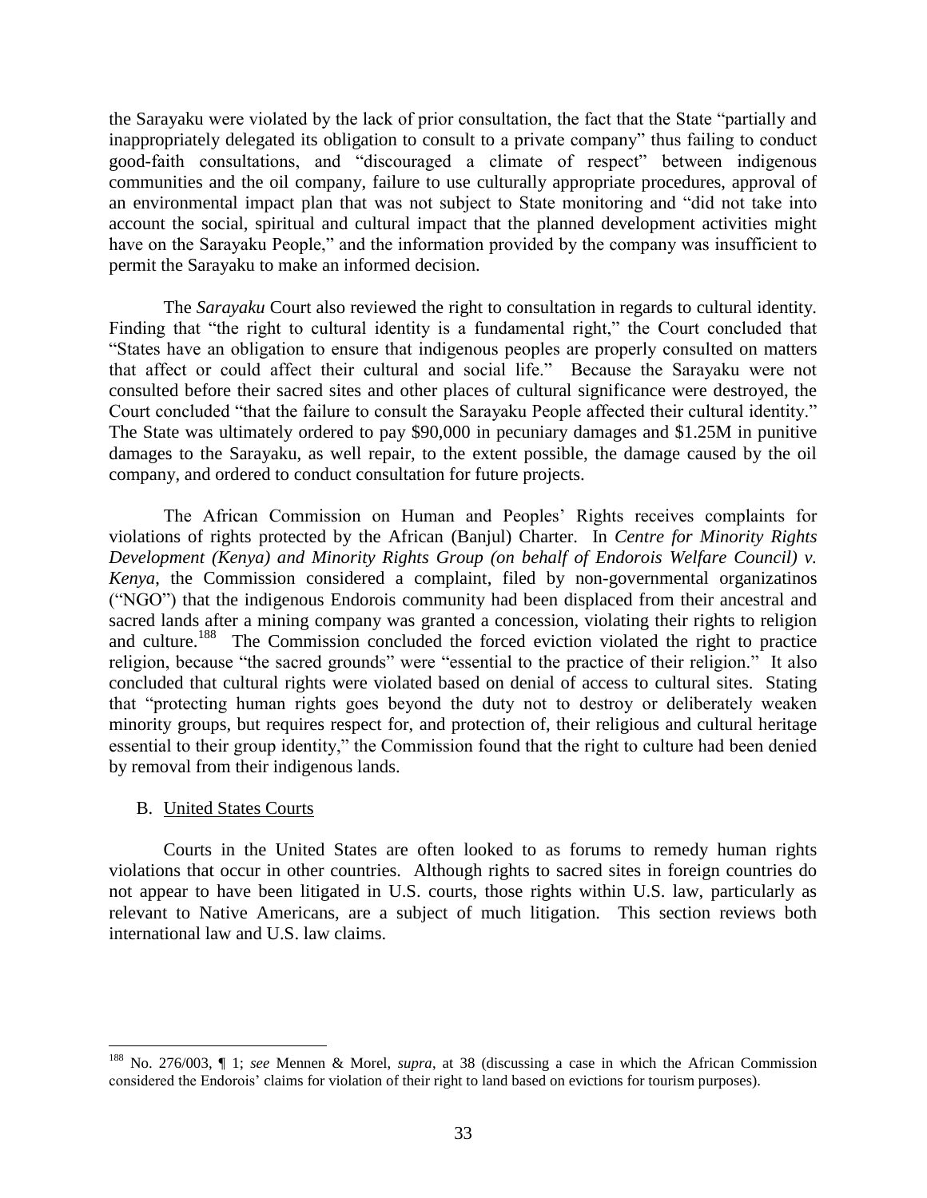the Sarayaku were violated by the lack of prior consultation, the fact that the State "partially and inappropriately delegated its obligation to consult to a private company" thus failing to conduct good-faith consultations, and "discouraged a climate of respect" between indigenous communities and the oil company, failure to use culturally appropriate procedures, approval of an environmental impact plan that was not subject to State monitoring and "did not take into account the social, spiritual and cultural impact that the planned development activities might have on the Sarayaku People," and the information provided by the company was insufficient to permit the Sarayaku to make an informed decision.

The *Sarayaku* Court also reviewed the right to consultation in regards to cultural identity. Finding that "the right to cultural identity is a fundamental right," the Court concluded that "States have an obligation to ensure that indigenous peoples are properly consulted on matters that affect or could affect their cultural and social life." Because the Sarayaku were not consulted before their sacred sites and other places of cultural significance were destroyed, the Court concluded "that the failure to consult the Sarayaku People affected their cultural identity." The State was ultimately ordered to pay \$90,000 in pecuniary damages and \$1.25M in punitive damages to the Sarayaku, as well repair, to the extent possible, the damage caused by the oil company, and ordered to conduct consultation for future projects.

The African Commission on Human and Peoples' Rights receives complaints for violations of rights protected by the African (Banjul) Charter. In *Centre for Minority Rights Development (Kenya) and Minority Rights Group (on behalf of Endorois Welfare Council) v. Kenya*, the Commission considered a complaint, filed by non-governmental organizatinos ("NGO") that the indigenous Endorois community had been displaced from their ancestral and sacred lands after a mining company was granted a concession, violating their rights to religion and culture.[188] The Commission concluded the forced eviction violated the right to practice religion, because "the sacred grounds" were "essential to the practice of their religion." It also concluded that cultural rights were violated based on denial of access to cultural sites. Stating that "protecting human rights goes beyond the duty not to destroy or deliberately weaken minority groups, but requires respect for, and protection of, their religious and cultural heritage essential to their group identity," the Commission found that the right to culture had been denied by removal from their indigenous lands.

## B. United States Courts

Courts in the United States are often looked to as forums to remedy human rights violations that occur in other countries. Although rights to sacred sites in foreign countries do not appear to have been litigated in U.S. courts, those rights within U.S. law, particularly as relevant to Native Americans, are a subject of much litigation. This section reviews both international law and U.S. law claims.

---

[188] No. 276/003, ¶ 1; *see* Mennen & Morel, *supra*, at 38 (discussing a case in which the African Commission considered the Endorois' claims for violation of their right to land based on evictions for tourism purposes).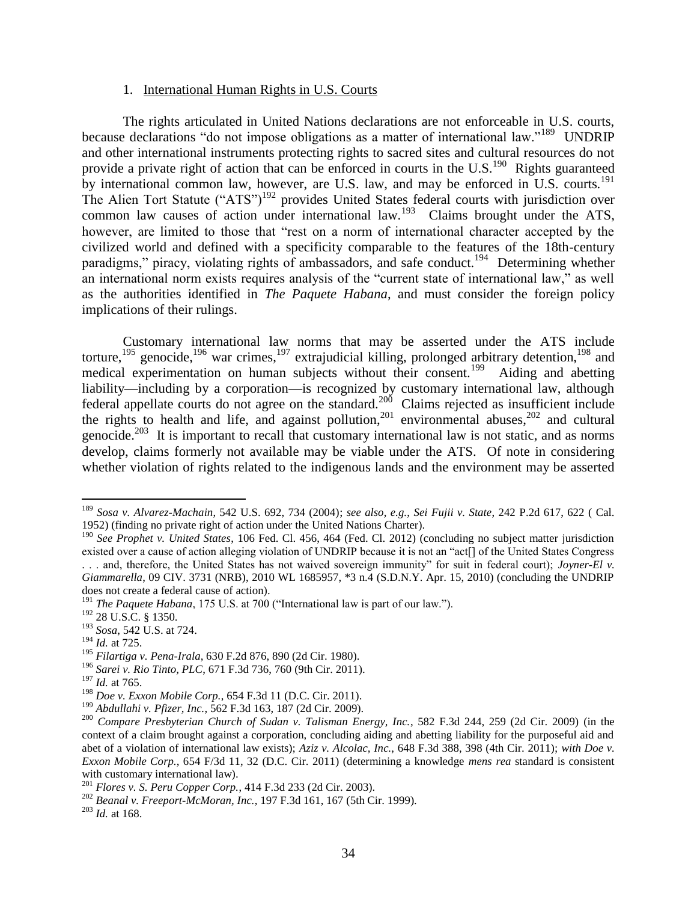1. International Human Rights in U.S. Courts

The rights articulated in United Nations declarations are not enforceable in U.S. courts, because declarations "do not impose obligations as a matter of international law."[189] UNDRIP and other international instruments protecting rights to sacred sites and cultural resources do not provide a private right of action that can be enforced in courts in the U.S.[190] Rights guaranteed by international common law, however, are U.S. law, and may be enforced in U.S. courts.[191] The Alien Tort Statute ("ATS")[192] provides United States federal courts with jurisdiction over common law causes of action under international law.[193] Claims brought under the ATS, however, are limited to those that "rest on a norm of international character accepted by the civilized world and defined with a specificity comparable to the features of the 18th-century paradigms," piracy, violating rights of ambassadors, and safe conduct.[194] Determining whether an international norm exists requires analysis of the "current state of international law," as well as the authorities identified in *The Paquete Habana*, and must consider the foreign policy implications of their rulings.

Customary international law norms that may be asserted under the ATS include torture,[195] genocide,[196] war crimes,[197] extrajudicial killing, prolonged arbitrary detention,[198] and medical experimentation on human subjects without their consent.[199] Aiding and abetting liability—including by a corporation—is recognized by customary international law, although federal appellate courts do not agree on the standard.[200] Claims rejected as insufficient include the rights to health and life, and against pollution,[201] environmental abuses,[202] and cultural genocide.[203] It is important to recall that customary international law is not static, and as norms develop, claims formerly not available may be viable under the ATS. Of note in considering whether violation of rights related to the indigenous lands and the environment may be asserted

---

[189] *Sosa v. Alvarez-Machain*, 542 U.S. 692, 734 (2004); *see also*, *e.g.*, *Sei Fujii v. State*, 242 P.2d 617, 622 ( Cal. 1952) (finding no private right of action under the United Nations Charter).

[190] *See Prophet v. United States*, 106 Fed. Cl. 456, 464 (Fed. Cl. 2012) (concluding no subject matter jurisdiction existed over a cause of action alleging violation of UNDRIP because it is not an "act[] of the United States Congress . . . and, therefore, the United States has not waived sovereign immunity" for suit in federal court); *Joyner-El v. Giammarella*, 09 CIV. 3731 (NRB), 2010 WL 1685957, *3 n.4 (S.D.N.Y. Apr. 15, 2010) (concluding the UNDRIP does not create a federal cause of action).

[191] *The Paquete Habana*, 175 U.S. at 700 ("International law is part of our law.").

[192] 28 U.S.C. § 1350.

[193] *Sosa*, 542 U.S. at 724.

[194] *Id.* at 725.

[195] *Filartiga v. Pena-Irala*, 630 F.2d 876, 890 (2d Cir. 1980).

[196] *Sarei v. Rio Tinto, PLC*, 671 F.3d 736, 760 (9th Cir. 2011).

[197] *Id.* at 765.

[198] *Doe v. Exxon Mobile Corp.*, 654 F.3d 11 (D.C. Cir. 2011).

[199] *Abdullahi v. Pfizer, Inc.*, 562 F.3d 163, 187 (2d Cir. 2009).

[200] *Compare Presbyterian Church of Sudan v. Talisman Energy, Inc.*, 582 F.3d 244, 259 (2d Cir. 2009) (in the context of a claim brought against a corporation, concluding aiding and abetting liability for the purposeful aid and abet of a violation of international law exists); *Aziz v. Alcolac, Inc.*, 648 F.3d 388, 398 (4th Cir. 2011); *with Doe v. Exxon Mobile Corp.*, 654 F/3d 11, 32 (D.C. Cir. 2011) (determining a knowledge *mens rea* standard is consistent with customary international law).

[201] *Flores v. S. Peru Copper Corp.*, 414 F.3d 233 (2d Cir. 2003).

[202] *Beanal v. Freeport-McMoran, Inc.*, 197 F.3d 161, 167 (5th Cir. 1999).

[203] *Id.* at 168.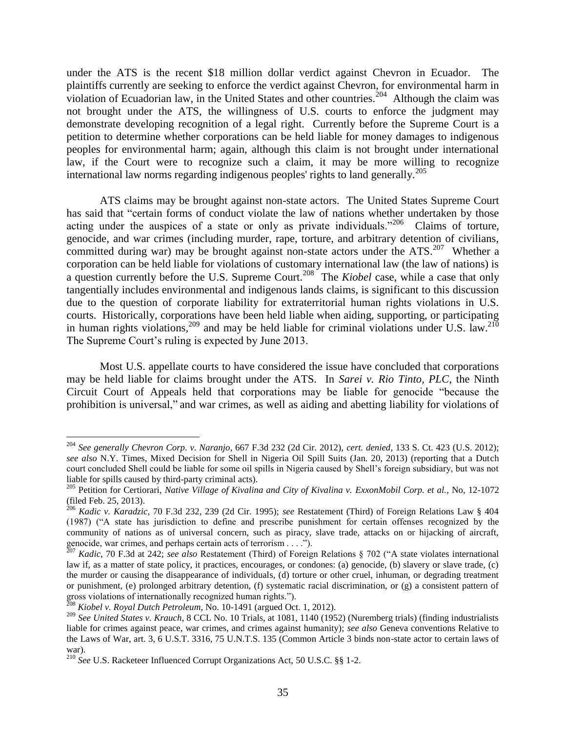under the ATS is the recent $18 million dollar verdict against Chevron in Ecuador. The plaintiffs currently are seeking to enforce the verdict against Chevron, for environmental harm in violation of Ecuadorian law, in the United States and other countries.[204] Although the claim was not brought under the ATS, the willingness of U.S. courts to enforce the judgment may demonstrate developing recognition of a legal right. Currently before the Supreme Court is a petition to determine whether corporations can be held liable for money damages to indigenous peoples for environmental harm; again, although this claim is not brought under international law, if the Court were to recognize such a claim, it may be more willing to recognize international law norms regarding indigenous peoples' rights to land generally.[205]

ATS claims may be brought against non-state actors. The United States Supreme Court has said that "certain forms of conduct violate the law of nations whether undertaken by those acting under the auspices of a state or only as private individuals."[206] Claims of torture, genocide, and war crimes (including murder, rape, torture, and arbitrary detention of civilians, committed during war) may be brought against non-state actors under the ATS.[207] Whether a corporation can be held liable for violations of customary international law (the law of nations) is a question currently before the U.S. Supreme Court.[208] The *Kiobel* case, while a case that only tangentially includes environmental and indigenous lands claims, is significant to this discussion due to the question of corporate liability for extraterritorial human rights violations in U.S. courts. Historically, corporations have been held liable when aiding, supporting, or participating in human rights violations,[209] and may be held liable for criminal violations under U.S. law.[210] The Supreme Court's ruling is expected by June 2013.

Most U.S. appellate courts to have considered the issue have concluded that corporations may be held liable for claims brought under the ATS. In *Sarei v. Rio Tinto, PLC*, the Ninth Circuit Court of Appeals held that corporations may be liable for genocide "because the prohibition is universal," and war crimes, as well as aiding and abetting liability for violations of

---

[204] *See generally Chevron Corp. v. Naranjo*, 667 F.3d 232 (2d Cir. 2012), *cert. denied*, 133 S. Ct. 423 (U.S. 2012); *see also* N.Y. Times, Mixed Decision for Shell in Nigeria Oil Spill Suits (Jan. 20, 2013) (reporting that a Dutch court concluded Shell could be liable for some oil spills in Nigeria caused by Shell's foreign subsidiary, but was not liable for spills caused by third-party criminal acts).

[205] Petition for Certiorari, *Native Village of Kivalina and City of Kivalina v. ExxonMobil Corp. et al.*, No, 12-1072 (filed Feb. 25, 2013).

[206] *Kadic v. Karadzic*, 70 F.3d 232, 239 (2d Cir. 1995); *see* Restatement (Third) of Foreign Relations Law § 404 (1987) ("A state has jurisdiction to define and prescribe punishment for certain offenses recognized by the community of nations as of universal concern, such as piracy, slave trade, attacks on or hijacking of aircraft, genocide, war crimes, and perhaps certain acts of terrorism . . . .").

[207] *Kadic*, 70 F.3d at 242; *see also* Restatement (Third) of Foreign Relations § 702 ("A state violates international law if, as a matter of state policy, it practices, encourages, or condones: (a) genocide, (b) slavery or slave trade, (c) the murder or causing the disappearance of individuals, (d) torture or other cruel, inhuman, or degrading treatment or punishment, (e) prolonged arbitrary detention, (f) systematic racial discrimination, or (g) a consistent pattern of gross violations of internationally recognized human rights.").

[208] *Kiobel v. Royal Dutch Petroleum*, No. 10-1491 (argued Oct. 1, 2012).

[209] *See United States v. Krauch*, 8 CCL No. 10 Trials, at 1081, 1140 (1952) (Nuremberg trials) (finding industrialists liable for crimes against peace, war crimes, and crimes against humanity); *see also* Geneva conventions Relative to the Laws of War, art. 3, 6 U.S.T. 3316, 75 U.N.T.S. 135 (Common Article 3 binds non-state actor to certain laws of war).

[210] *See* U.S. Racketeer Influenced Corrupt Organizations Act, 50 U.S.C. §§ 1-2.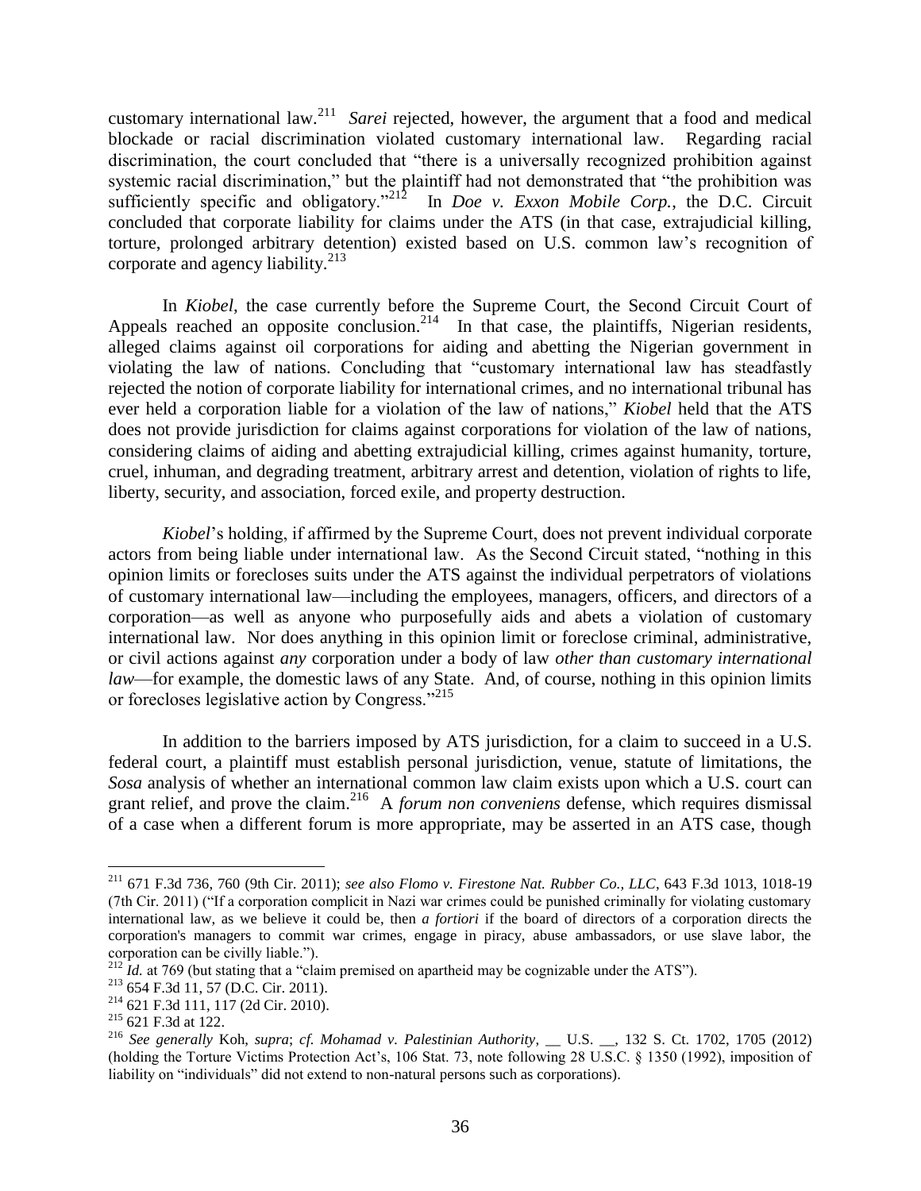customary international law.[211] *Sarei* rejected, however, the argument that a food and medical blockade or racial discrimination violated customary international law. Regarding racial discrimination, the court concluded that "there is a universally recognized prohibition against systemic racial discrimination," but the plaintiff had not demonstrated that "the prohibition was sufficiently specific and obligatory."[212] In *Doe v. Exxon Mobile Corp.*, the D.C. Circuit concluded that corporate liability for claims under the ATS (in that case, extrajudicial killing, torture, prolonged arbitrary detention) existed based on U.S. common law's recognition of corporate and agency liability.[213]

In *Kiobel*, the case currently before the Supreme Court, the Second Circuit Court of Appeals reached an opposite conclusion.[214] In that case, the plaintiffs, Nigerian residents, alleged claims against oil corporations for aiding and abetting the Nigerian government in violating the law of nations. Concluding that "customary international law has steadfastly rejected the notion of corporate liability for international crimes, and no international tribunal has ever held a corporation liable for a violation of the law of nations," *Kiobel* held that the ATS does not provide jurisdiction for claims against corporations for violation of the law of nations, considering claims of aiding and abetting extrajudicial killing, crimes against humanity, torture, cruel, inhuman, and degrading treatment, arbitrary arrest and detention, violation of rights to life, liberty, security, and association, forced exile, and property destruction.

*Kiobel*'s holding, if affirmed by the Supreme Court, does not prevent individual corporate actors from being liable under international law. As the Second Circuit stated, "nothing in this opinion limits or forecloses suits under the ATS against the individual perpetrators of violations of customary international law—including the employees, managers, officers, and directors of a corporation—as well as anyone who purposefully aids and abets a violation of customary international law. Nor does anything in this opinion limit or foreclose criminal, administrative, or civil actions against *any* corporation under a body of law *other than customary international law*—for example, the domestic laws of any State. And, of course, nothing in this opinion limits or forecloses legislative action by Congress."[215]

In addition to the barriers imposed by ATS jurisdiction, for a claim to succeed in a U.S. federal court, a plaintiff must establish personal jurisdiction, venue, statute of limitations, the *Sosa* analysis of whether an international common law claim exists upon which a U.S. court can grant relief, and prove the claim.[216] A *forum non conveniens* defense, which requires dismissal of a case when a different forum is more appropriate, may be asserted in an ATS case, though

---

[211] 671 F.3d 736, 760 (9th Cir. 2011); *see also Flomo v. Firestone Nat. Rubber Co., LLC*, 643 F.3d 1013, 1018-19 (7th Cir. 2011) ("If a corporation complicit in Nazi war crimes could be punished criminally for violating customary international law, as we believe it could be, then *a fortiori* if the board of directors of a corporation directs the corporation's managers to commit war crimes, engage in piracy, abuse ambassadors, or use slave labor, the corporation can be civilly liable.").

[212] *Id.* at 769 (but stating that a "claim premised on apartheid may be cognizable under the ATS").

[213] 654 F.3d 11, 57 (D.C. Cir. 2011).

[214] 621 F.3d 111, 117 (2d Cir. 2010).

[215] 621 F.3d at 122.

[216] *See generally* Koh, *supra*; *cf. Mohamad v. Palestinian Authority*, __ U.S. __, 132 S. Ct. 1702, 1705 (2012) (holding the Torture Victims Protection Act's, 106 Stat. 73, note following 28 U.S.C. § 1350 (1992), imposition of liability on "individuals" did not extend to non-natural persons such as corporations).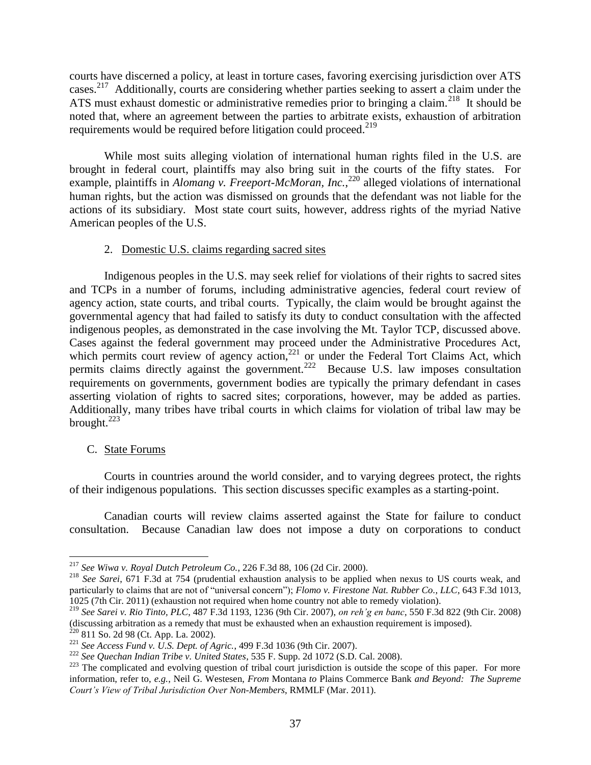courts have discerned a policy, at least in torture cases, favoring exercising jurisdiction over ATS cases.[217] Additionally, courts are considering whether parties seeking to assert a claim under the ATS must exhaust domestic or administrative remedies prior to bringing a claim.[218] It should be noted that, where an agreement between the parties to arbitrate exists, exhaustion of arbitration requirements would be required before litigation could proceed.[219]

While most suits alleging violation of international human rights filed in the U.S. are brought in federal court, plaintiffs may also bring suit in the courts of the fifty states. For example, plaintiffs in *Alomang v. Freeport-McMoran, Inc.*,[220] alleged violations of international human rights, but the action was dismissed on grounds that the defendant was not liable for the actions of its subsidiary. Most state court suits, however, address rights of the myriad Native American peoples of the U.S.

2. Domestic U.S. claims regarding sacred sites

Indigenous peoples in the U.S. may seek relief for violations of their rights to sacred sites and TCPs in a number of forums, including administrative agencies, federal court review of agency action, state courts, and tribal courts. Typically, the claim would be brought against the governmental agency that had failed to satisfy its duty to conduct consultation with the affected indigenous peoples, as demonstrated in the case involving the Mt. Taylor TCP, discussed above. Cases against the federal government may proceed under the Administrative Procedures Act, which permits court review of agency action,[221] or under the Federal Tort Claims Act, which permits claims directly against the government.[222] Because U.S. law imposes consultation requirements on governments, government bodies are typically the primary defendant in cases asserting violation of rights to sacred sites; corporations, however, may be added as parties. Additionally, many tribes have tribal courts in which claims for violation of tribal law may be brought.[223]

C. State Forums

Courts in countries around the world consider, and to varying degrees protect, the rights of their indigenous populations. This section discusses specific examples as a starting-point.

Canadian courts will review claims asserted against the State for failure to conduct consultation. Because Canadian law does not impose a duty on corporations to conduct

---

[217] *See Wiwa v. Royal Dutch Petroleum Co.*, 226 F.3d 88, 106 (2d Cir. 2000).

[218] *See Sarei*, 671 F.3d at 754 (prudential exhaustion analysis to be applied when nexus to US courts weak, and particularly to claims that are not of "universal concern"); *Flomo v. Firestone Nat. Rubber Co., LLC*, 643 F.3d 1013, 1025 (7th Cir. 2011) (exhaustion not required when home country not able to remedy violation).

[219] *See Sarei v. Rio Tinto, PLC*, 487 F.3d 1193, 1236 (9th Cir. 2007), *on reh'g en banc*, 550 F.3d 822 (9th Cir. 2008) (discussing arbitration as a remedy that must be exhausted when an exhaustion requirement is imposed).

[220] 811 So. 2d 98 (Ct. App. La. 2002).

[221] *See Access Fund v. U.S. Dept. of Agric.*, 499 F.3d 1036 (9th Cir. 2007).

[222] *See Quechan Indian Tribe v. United States*, 535 F. Supp. 2d 1072 (S.D. Cal. 2008).

[223] The complicated and evolving question of tribal court jurisdiction is outside the scope of this paper. For more information, refer to, *e.g.*, Neil G. Westesen, *From* Montana *to* Plains Commerce Bank *and Beyond: The Supreme Court's View of Tribal Jurisdiction Over Non-Members*, RMMLF (Mar. 2011).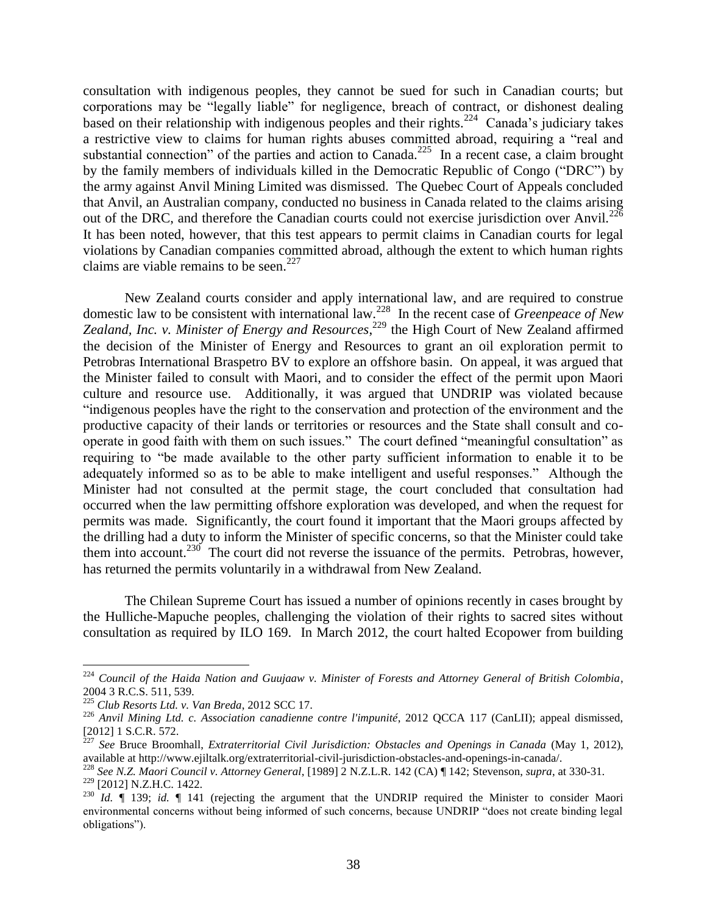consultation with indigenous peoples, they cannot be sued for such in Canadian courts; but corporations may be "legally liable" for negligence, breach of contract, or dishonest dealing based on their relationship with indigenous peoples and their rights.[224] Canada's judiciary takes a restrictive view to claims for human rights abuses committed abroad, requiring a "real and substantial connection" of the parties and action to Canada.[225] In a recent case, a claim brought by the family members of individuals killed in the Democratic Republic of Congo ("DRC") by the army against Anvil Mining Limited was dismissed. The Quebec Court of Appeals concluded that Anvil, an Australian company, conducted no business in Canada related to the claims arising out of the DRC, and therefore the Canadian courts could not exercise jurisdiction over Anvil.[226] It has been noted, however, that this test appears to permit claims in Canadian courts for legal violations by Canadian companies committed abroad, although the extent to which human rights claims are viable remains to be seen.[227]

New Zealand courts consider and apply international law, and are required to construe domestic law to be consistent with international law.[228] In the recent case of *Greenpeace of New Zealand, Inc. v. Minister of Energy and Resources*,[229] the High Court of New Zealand affirmed the decision of the Minister of Energy and Resources to grant an oil exploration permit to Petrobras International Braspetro BV to explore an offshore basin. On appeal, it was argued that the Minister failed to consult with Maori, and to consider the effect of the permit upon Maori culture and resource use. Additionally, it was argued that UNDRIP was violated because "indigenous peoples have the right to the conservation and protection of the environment and the productive capacity of their lands or territories or resources and the State shall consult and co-operate in good faith with them on such issues." The court defined "meaningful consultation" as requiring to "be made available to the other party sufficient information to enable it to be adequately informed so as to be able to make intelligent and useful responses." Although the Minister had not consulted at the permit stage, the court concluded that consultation had occurred when the law permitting offshore exploration was developed, and when the request for permits was made. Significantly, the court found it important that the Maori groups affected by the drilling had a duty to inform the Minister of specific concerns, so that the Minister could take them into account.[230] The court did not reverse the issuance of the permits. Petrobras, however, has returned the permits voluntarily in a withdrawal from New Zealand.

The Chilean Supreme Court has issued a number of opinions recently in cases brought by the Hulliche-Mapuche peoples, challenging the violation of their rights to sacred sites without consultation as required by ILO 169. In March 2012, the court halted Ecopower from building

---

[224] *Council of the Haida Nation and Guujaaw v. Minister of Forests and Attorney General of British Colombia*, 2004 3 R.C.S. 511, 539.

[225] *Club Resorts Ltd. v. Van Breda*, 2012 SCC 17.

[226] *Anvil Mining Ltd. c. Association canadienne contre l'impunité*, 2012 QCCA 117 (CanLII); appeal dismissed, [2012] 1 S.C.R. 572.

[227] *See* Bruce Broomhall, *Extraterritorial Civil Jurisdiction: Obstacles and Openings in Canada* (May 1, 2012), available at http://www.ejiltalk.org/extraterritorial-civil-jurisdiction-obstacles-and-openings-in-canada/.

[228] *See N.Z. Maori Council v. Attorney General*, [1989] 2 N.Z.L.R. 142 (CA) ¶ 142; Stevenson, *supra*, at 330-31.

[229] [2012] N.Z.H.C. 1422.

[230] *Id.* ¶ 139; *id.* ¶ 141 (rejecting the argument that the UNDRIP required the Minister to consider Maori environmental concerns without being informed of such concerns, because UNDRIP "does not create binding legal obligations").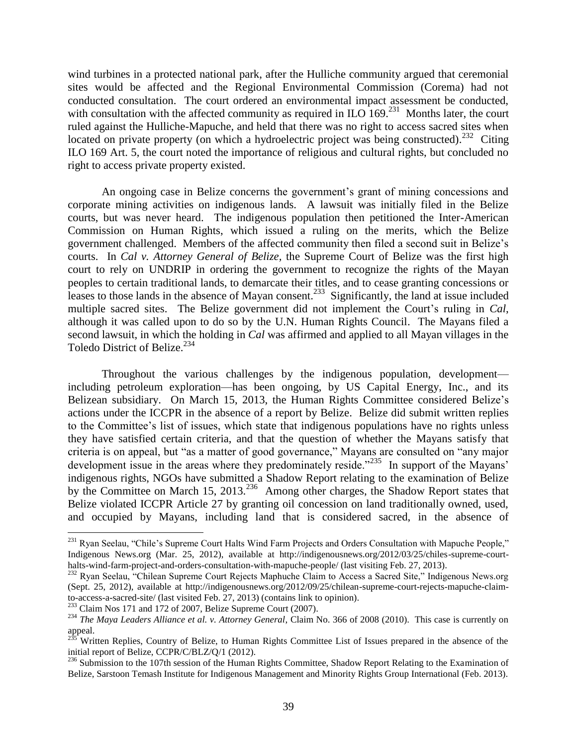wind turbines in a protected national park, after the Hulliche community argued that ceremonial sites would be affected and the Regional Environmental Commission (Corema) had not conducted consultation. The court ordered an environmental impact assessment be conducted, with consultation with the affected community as required in ILO 169.[231] Months later, the court ruled against the Hulliche-Mapuche, and held that there was no right to access sacred sites when located on private property (on which a hydroelectric project was being constructed).[232] Citing ILO 169 Art. 5, the court noted the importance of religious and cultural rights, but concluded no right to access private property existed.

An ongoing case in Belize concerns the government's grant of mining concessions and corporate mining activities on indigenous lands. A lawsuit was initially filed in the Belize courts, but was never heard. The indigenous population then petitioned the Inter-American Commission on Human Rights, which issued a ruling on the merits, which the Belize government challenged. Members of the affected community then filed a second suit in Belize's courts. In *Cal v. Attorney General of Belize*, the Supreme Court of Belize was the first high court to rely on UNDRIP in ordering the government to recognize the rights of the Mayan peoples to certain traditional lands, to demarcate their titles, and to cease granting concessions or leases to those lands in the absence of Mayan consent.[233] Significantly, the land at issue included multiple sacred sites. The Belize government did not implement the Court's ruling in *Cal*, although it was called upon to do so by the U.N. Human Rights Council. The Mayans filed a second lawsuit, in which the holding in *Cal* was affirmed and applied to all Mayan villages in the Toledo District of Belize.[234]

Throughout the various challenges by the indigenous population, development—including petroleum exploration—has been ongoing, by US Capital Energy, Inc., and its Belizean subsidiary. On March 15, 2013, the Human Rights Committee considered Belize's actions under the ICCPR in the absence of a report by Belize. Belize did submit written replies to the Committee's list of issues, which state that indigenous populations have no rights unless they have satisfied certain criteria, and that the question of whether the Mayans satisfy that criteria is on appeal, but "as a matter of good governance," Mayans are consulted on "any major development issue in the areas where they predominately reside."[235] In support of the Mayans' indigenous rights, NGOs have submitted a Shadow Report relating to the examination of Belize by the Committee on March 15, 2013.[236] Among other charges, the Shadow Report states that Belize violated ICCPR Article 27 by granting oil concession on land traditionally owned, used, and occupied by Mayans, including land that is considered sacred, in the absence of

---

[231] Ryan Seelau, "Chile's Supreme Court Halts Wind Farm Projects and Orders Consultation with Mapuche People," Indigenous News.org (Mar. 25, 2012), available at http://indigenousnews.org/2012/03/25/chiles-supreme-court-halts-wind-farm-project-and-orders-consultation-with-mapuche-people/ (last visiting Feb. 27, 2013).

[232] Ryan Seelau, "Chilean Supreme Court Rejects Maphuche Claim to Access a Sacred Site," Indigenous News.org (Sept. 25, 2012), available at http://indigenousnews.org/2012/09/25/chilean-supreme-court-rejects-mapuche-claim-to-access-a-sacred-site/ (last visited Feb. 27, 2013) (contains link to opinion).

[233] Claim Nos 171 and 172 of 2007, Belize Supreme Court (2007).

[234] *The Maya Leaders Alliance et al. v. Attorney General*, Claim No. 366 of 2008 (2010). This case is currently on appeal.

[235] Written Replies, Country of Belize, to Human Rights Committee List of Issues prepared in the absence of the initial report of Belize, CCPR/C/BLZ/Q/1 (2012).

[236] Submission to the 107th session of the Human Rights Committee, Shadow Report Relating to the Examination of Belize, Sarstoon Temash Institute for Indigenous Management and Minority Rights Group International (Feb. 2013).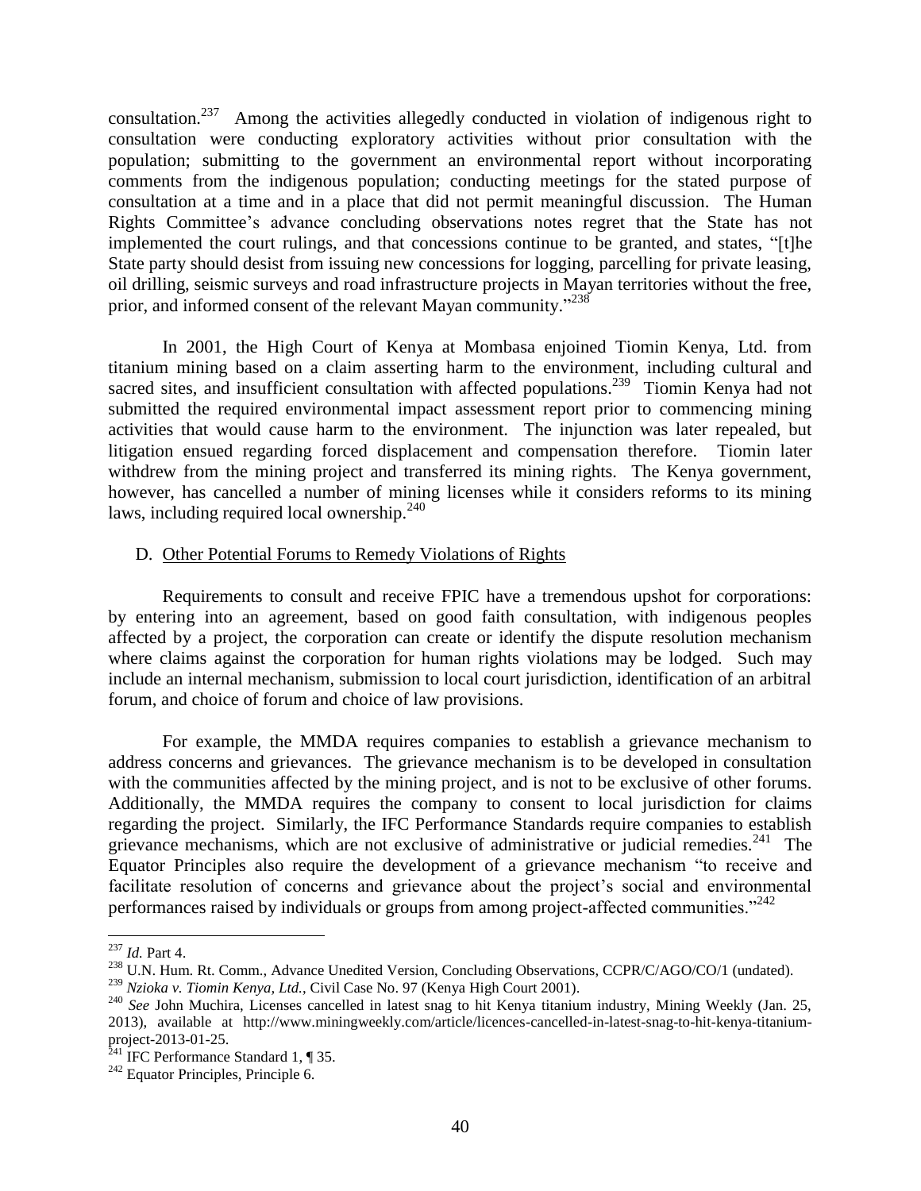consultation.[237] Among the activities allegedly conducted in violation of indigenous right to consultation were conducting exploratory activities without prior consultation with the population; submitting to the government an environmental report without incorporating comments from the indigenous population; conducting meetings for the stated purpose of consultation at a time and in a place that did not permit meaningful discussion. The Human Rights Committee's advance concluding observations notes regret that the State has not implemented the court rulings, and that concessions continue to be granted, and states, "[t]he State party should desist from issuing new concessions for logging, parcelling for private leasing, oil drilling, seismic surveys and road infrastructure projects in Mayan territories without the free, prior, and informed consent of the relevant Mayan community."[238]

In 2001, the High Court of Kenya at Mombasa enjoined Tiomin Kenya, Ltd. from titanium mining based on a claim asserting harm to the environment, including cultural and sacred sites, and insufficient consultation with affected populations.[239] Tiomin Kenya had not submitted the required environmental impact assessment report prior to commencing mining activities that would cause harm to the environment. The injunction was later repealed, but litigation ensued regarding forced displacement and compensation therefore. Tiomin later withdrew from the mining project and transferred its mining rights. The Kenya government, however, has cancelled a number of mining licenses while it considers reforms to its mining laws, including required local ownership.[240]

D. <u>Other Potential Forums to Remedy Violations of Rights</u>

Requirements to consult and receive FPIC have a tremendous upshot for corporations: by entering into an agreement, based on good faith consultation, with indigenous peoples affected by a project, the corporation can create or identify the dispute resolution mechanism where claims against the corporation for human rights violations may be lodged. Such may include an internal mechanism, submission to local court jurisdiction, identification of an arbitral forum, and choice of forum and choice of law provisions.

For example, the MMDA requires companies to establish a grievance mechanism to address concerns and grievances. The grievance mechanism is to be developed in consultation with the communities affected by the mining project, and is not to be exclusive of other forums. Additionally, the MMDA requires the company to consent to local jurisdiction for claims regarding the project. Similarly, the IFC Performance Standards require companies to establish grievance mechanisms, which are not exclusive of administrative or judicial remedies.[241] The Equator Principles also require the development of a grievance mechanism "to receive and facilitate resolution of concerns and grievance about the project's social and environmental performances raised by individuals or groups from among project-affected communities."[242]

---

[237] *Id.* Part 4.

[238] U.N. Hum. Rt. Comm., Advance Unedited Version, Concluding Observations, CCPR/C/AGO/CO/1 (undated).

[239] *Nzioka v. Tiomin Kenya, Ltd.*, Civil Case No. 97 (Kenya High Court 2001).

[240] *See* John Muchira, Licenses cancelled in latest snag to hit Kenya titanium industry, Mining Weekly (Jan. 25, 2013), available at http://www.miningweekly.com/article/licences-cancelled-in-latest-snag-to-hit-kenya-titanium-project-2013-01-25.

[241] IFC Performance Standard 1, ¶ 35.

[242] Equator Principles, Principle 6.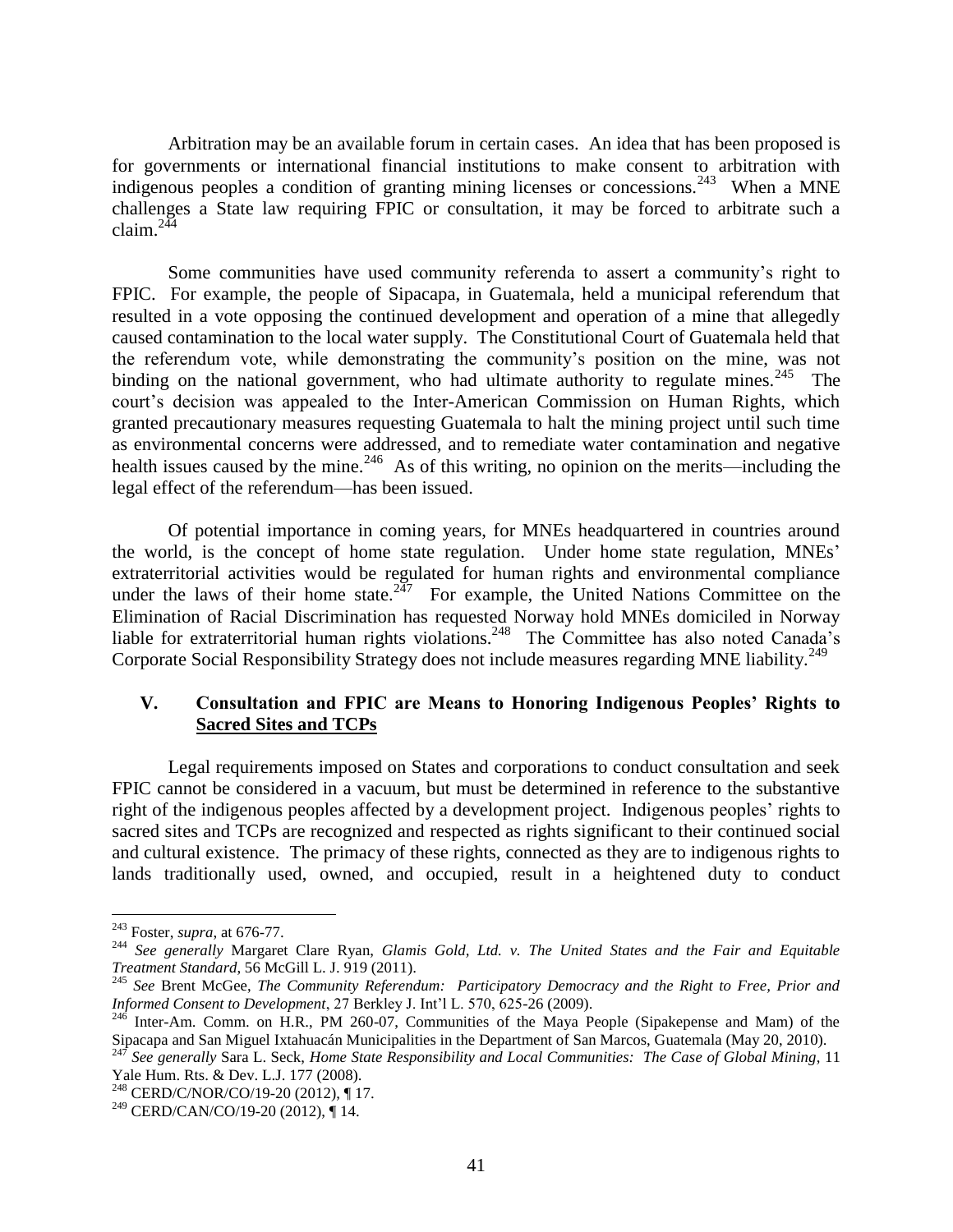Arbitration may be an available forum in certain cases. An idea that has been proposed is for governments or international financial institutions to make consent to arbitration with indigenous peoples a condition of granting mining licenses or concessions.[243] When a MNE challenges a State law requiring FPIC or consultation, it may be forced to arbitrate such a claim.[244]

Some communities have used community referenda to assert a community's right to FPIC. For example, the people of Sipacapa, in Guatemala, held a municipal referendum that resulted in a vote opposing the continued development and operation of a mine that allegedly caused contamination to the local water supply. The Constitutional Court of Guatemala held that the referendum vote, while demonstrating the community's position on the mine, was not binding on the national government, who had ultimate authority to regulate mines.[245] The court's decision was appealed to the Inter-American Commission on Human Rights, which granted precautionary measures requesting Guatemala to halt the mining project until such time as environmental concerns were addressed, and to remediate water contamination and negative health issues caused by the mine.[246] As of this writing, no opinion on the merits—including the legal effect of the referendum—has been issued.

Of potential importance in coming years, for MNEs headquartered in countries around the world, is the concept of home state regulation. Under home state regulation, MNEs' extraterritorial activities would be regulated for human rights and environmental compliance under the laws of their home state.[247] For example, the United Nations Committee on the Elimination of Racial Discrimination has requested Norway hold MNEs domiciled in Norway liable for extraterritorial human rights violations.[248] The Committee has also noted Canada's Corporate Social Responsibility Strategy does not include measures regarding MNE liability.[249]

## V. Consultation and FPIC are Means to Honoring Indigenous Peoples' Rights to Sacred Sites and TCPs

Legal requirements imposed on States and corporations to conduct consultation and seek FPIC cannot be considered in a vacuum, but must be determined in reference to the substantive right of the indigenous peoples affected by a development project. Indigenous peoples' rights to sacred sites and TCPs are recognized and respected as rights significant to their continued social and cultural existence. The primacy of these rights, connected as they are to indigenous rights to lands traditionally used, owned, and occupied, result in a heightened duty to conduct

---

[243] Foster, *supra*, at 676-77.

[244] *See generally* Margaret Clare Ryan, *Glamis Gold, Ltd. v. The United States and the Fair and Equitable Treatment Standard*, 56 McGill L. J. 919 (2011).

[245] *See* Brent McGee, *The Community Referendum: Participatory Democracy and the Right to Free, Prior and Informed Consent to Development*, 27 Berkley J. Int'l L. 570, 625-26 (2009).

[246] Inter-Am. Comm. on H.R., PM 260-07, Communities of the Maya People (Sipakepense and Mam) of the Sipacapa and San Miguel Ixtahuacán Municipalities in the Department of San Marcos, Guatemala (May 20, 2010).

[247] *See generally* Sara L. Seck, *Home State Responsibility and Local Communities: The Case of Global Mining*, 11 Yale Hum. Rts. & Dev. L.J. 177 (2008).

[248] CERD/C/NOR/CO/19-20 (2012), ¶ 17.

[249] CERD/CAN/CO/19-20 (2012), ¶ 14.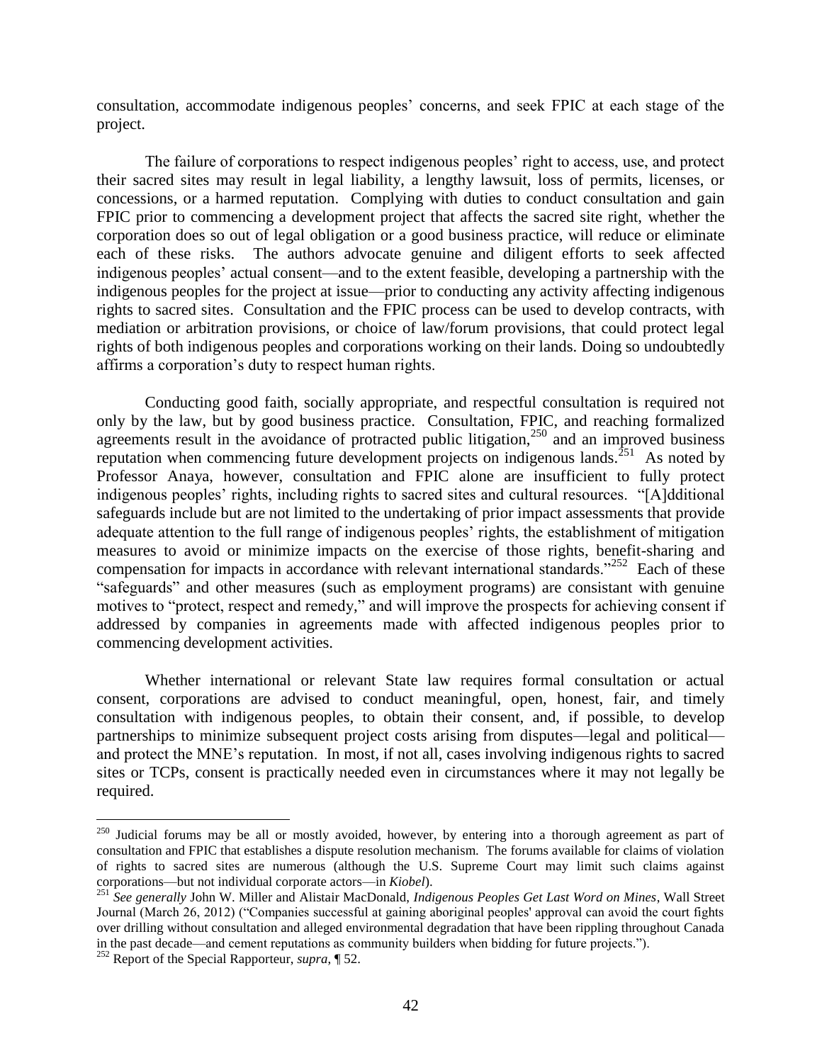consultation, accommodate indigenous peoples' concerns, and seek FPIC at each stage of the project.

The failure of corporations to respect indigenous peoples' right to access, use, and protect their sacred sites may result in legal liability, a lengthy lawsuit, loss of permits, licenses, or concessions, or a harmed reputation. Complying with duties to conduct consultation and gain FPIC prior to commencing a development project that affects the sacred site right, whether the corporation does so out of legal obligation or a good business practice, will reduce or eliminate each of these risks. The authors advocate genuine and diligent efforts to seek affected indigenous peoples' actual consent—and to the extent feasible, developing a partnership with the indigenous peoples for the project at issue—prior to conducting any activity affecting indigenous rights to sacred sites. Consultation and the FPIC process can be used to develop contracts, with mediation or arbitration provisions, or choice of law/forum provisions, that could protect legal rights of both indigenous peoples and corporations working on their lands. Doing so undoubtedly affirms a corporation's duty to respect human rights.

Conducting good faith, socially appropriate, and respectful consultation is required not only by the law, but by good business practice. Consultation, FPIC, and reaching formalized agreements result in the avoidance of protracted public litigation,[250] and an improved business reputation when commencing future development projects on indigenous lands.[251] As noted by Professor Anaya, however, consultation and FPIC alone are insufficient to fully protect indigenous peoples' rights, including rights to sacred sites and cultural resources. "[A]dditional safeguards include but are not limited to the undertaking of prior impact assessments that provide adequate attention to the full range of indigenous peoples' rights, the establishment of mitigation measures to avoid or minimize impacts on the exercise of those rights, benefit-sharing and compensation for impacts in accordance with relevant international standards."[252] Each of these "safeguards" and other measures (such as employment programs) are consistant with genuine motives to "protect, respect and remedy," and will improve the prospects for achieving consent if addressed by companies in agreements made with affected indigenous peoples prior to commencing development activities.

Whether international or relevant State law requires formal consultation or actual consent, corporations are advised to conduct meaningful, open, honest, fair, and timely consultation with indigenous peoples, to obtain their consent, and, if possible, to develop partnerships to minimize subsequent project costs arising from disputes—legal and political—and protect the MNE's reputation. In most, if not all, cases involving indigenous rights to sacred sites or TCPs, consent is practically needed even in circumstances where it may not legally be required.

---

[250] Judicial forums may be all or mostly avoided, however, by entering into a thorough agreement as part of consultation and FPIC that establishes a dispute resolution mechanism. The forums available for claims of violation of rights to sacred sites are numerous (although the U.S. Supreme Court may limit such claims against corporations—but not individual corporate actors—in *Kiobel*).

[251] *See generally* John W. Miller and Alistair MacDonald, *Indigenous Peoples Get Last Word on Mines*, Wall Street Journal (March 26, 2012) ("Companies successful at gaining aboriginal peoples' approval can avoid the court fights over drilling without consultation and alleged environmental degradation that have been rippling throughout Canada in the past decade—and cement reputations as community builders when bidding for future projects.").

[252] Report of the Special Rapporteur, *supra*, ¶ 52.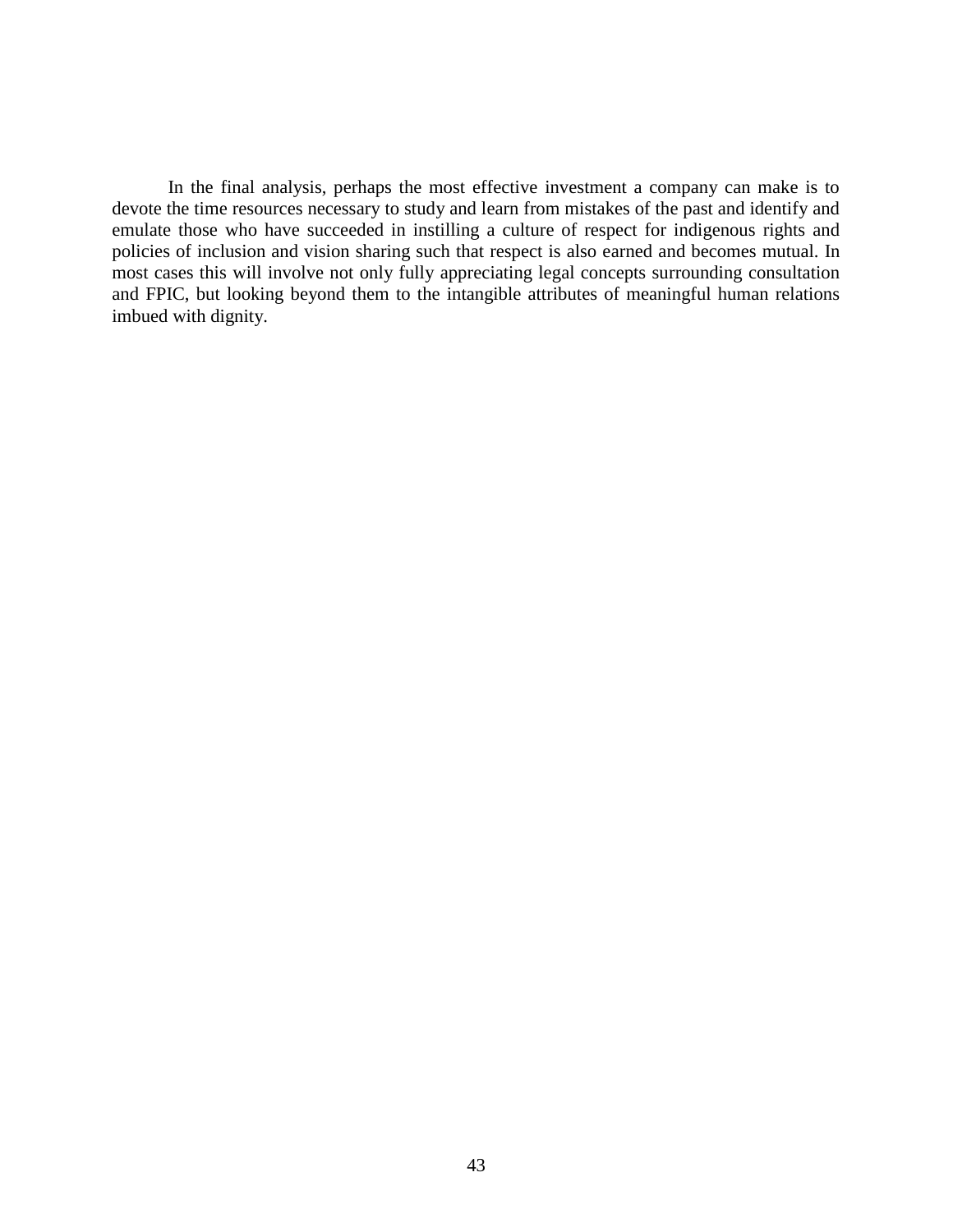In the final analysis, perhaps the most effective investment a company can make is to devote the time resources necessary to study and learn from mistakes of the past and identify and emulate those who have succeeded in instilling a culture of respect for indigenous rights and policies of inclusion and vision sharing such that respect is also earned and becomes mutual. In most cases this will involve not only fully appreciating legal concepts surrounding consultation and FPIC, but looking beyond them to the intangible attributes of meaningful human relations imbued with dignity.